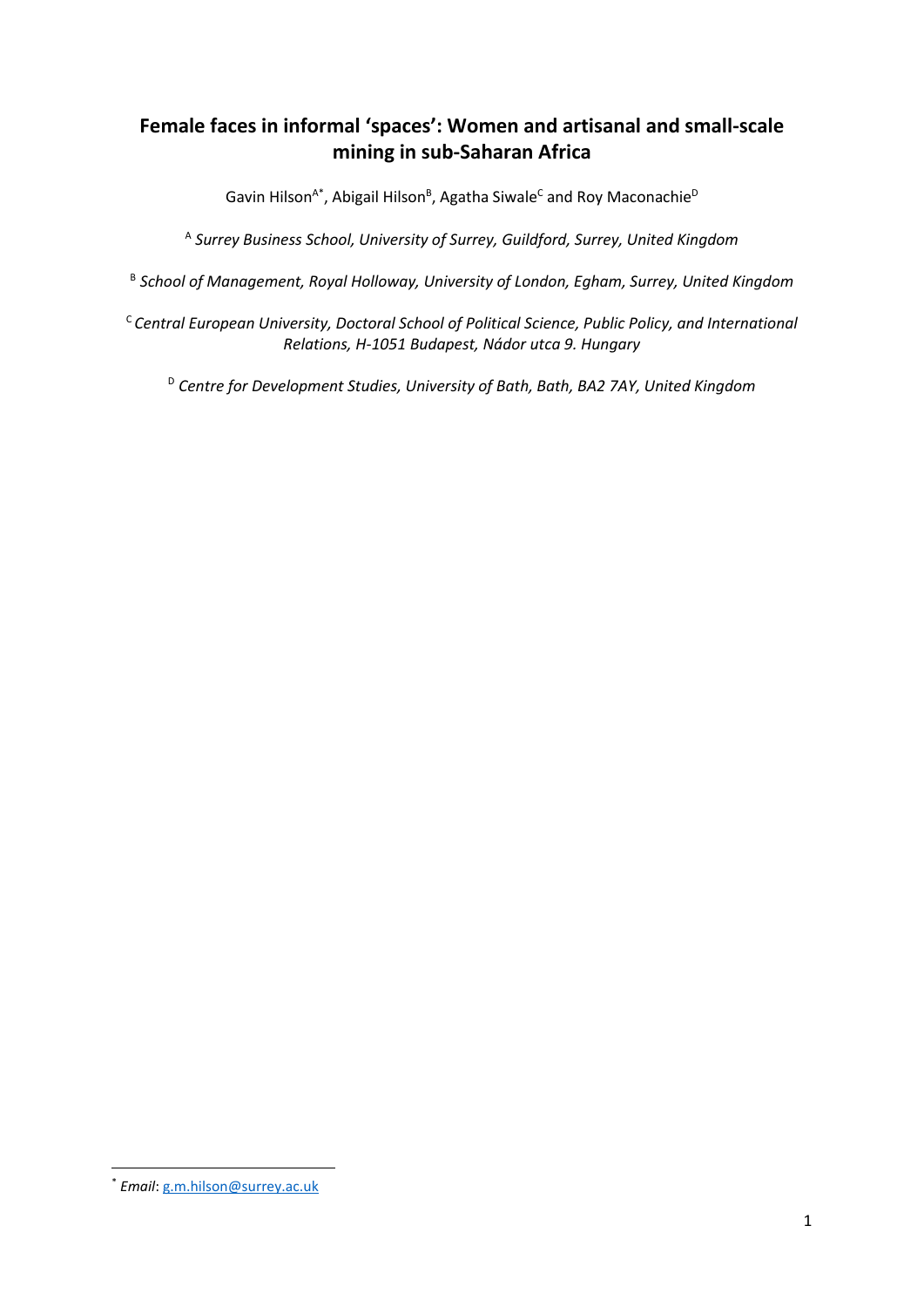# Female faces in informal 'spaces': Women and artisanal and small-scale mining in sub-Saharan Africa

Gavin Hilson[A*], Abigail Hilson[B], Agatha Siwale[C] and Roy Maconachie[D]

[A] *Surrey Business School, University of Surrey, Guildford, Surrey, United Kingdom*

[B] *School of Management, Royal Holloway, University of London, Egham, Surrey, United Kingdom*

[C] *Central European University, Doctoral School of Political Science, Public Policy, and International Relations, H-1051 Budapest, Nádor utca 9. Hungary*

[D] *Centre for Development Studies, University of Bath, Bath, BA2 7AY, United Kingdom*

[*] *Email*: g.m.hilson@surrey.ac.uk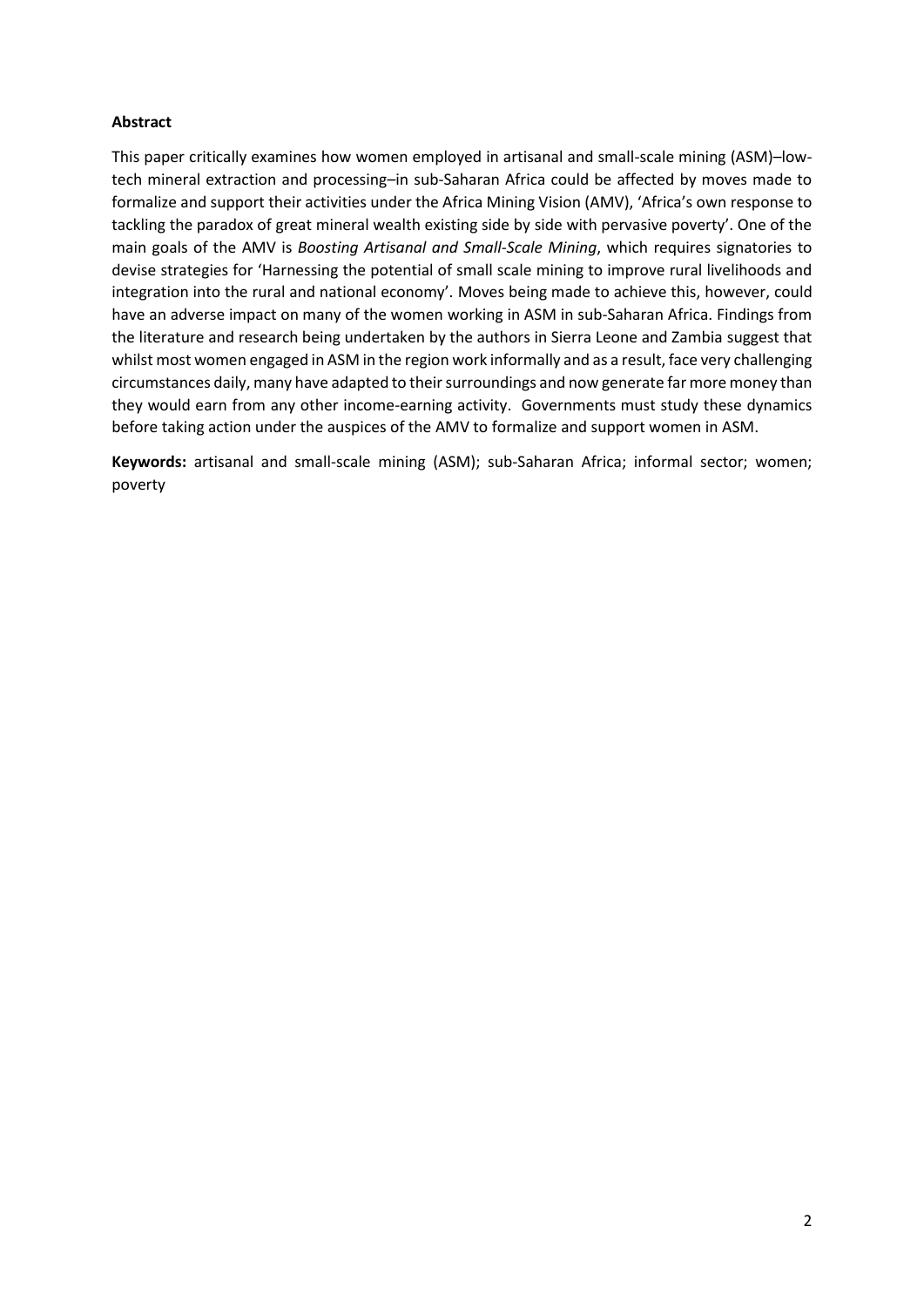**Abstract**

This paper critically examines how women employed in artisanal and small-scale mining (ASM)–low-tech mineral extraction and processing–in sub-Saharan Africa could be affected by moves made to formalize and support their activities under the Africa Mining Vision (AMV), 'Africa's own response to tackling the paradox of great mineral wealth existing side by side with pervasive poverty'. One of the main goals of the AMV is *Boosting Artisanal and Small-Scale Mining*, which requires signatories to devise strategies for 'Harnessing the potential of small scale mining to improve rural livelihoods and integration into the rural and national economy'. Moves being made to achieve this, however, could have an adverse impact on many of the women working in ASM in sub-Saharan Africa. Findings from the literature and research being undertaken by the authors in Sierra Leone and Zambia suggest that whilst most women engaged in ASM in the region work informally and as a result, face very challenging circumstances daily, many have adapted to their surroundings and now generate far more money than they would earn from any other income-earning activity. Governments must study these dynamics before taking action under the auspices of the AMV to formalize and support women in ASM.

**Keywords:** artisanal and small-scale mining (ASM); sub-Saharan Africa; informal sector; women; poverty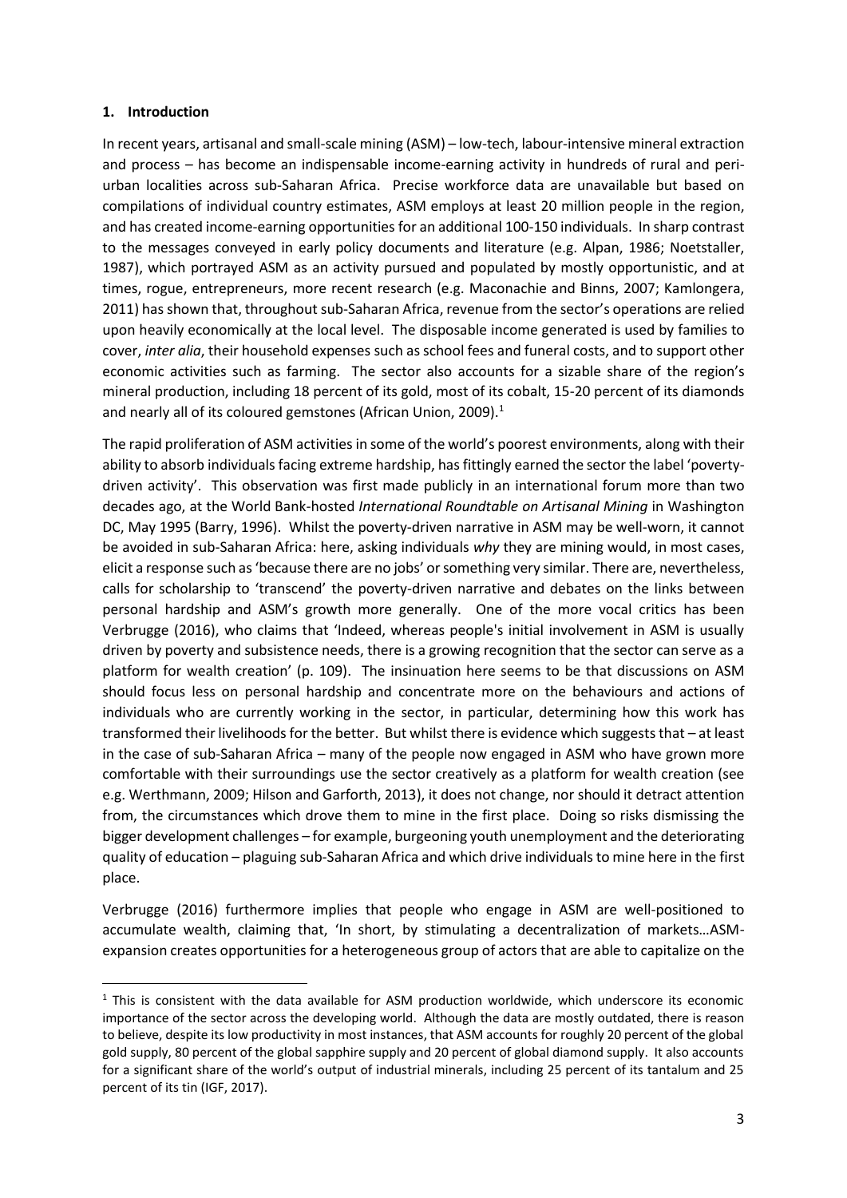## 1. Introduction

In recent years, artisanal and small-scale mining (ASM) – low-tech, labour-intensive mineral extraction and process – has become an indispensable income-earning activity in hundreds of rural and peri-urban localities across sub-Saharan Africa. Precise workforce data are unavailable but based on compilations of individual country estimates, ASM employs at least 20 million people in the region, and has created income-earning opportunities for an additional 100-150 individuals. In sharp contrast to the messages conveyed in early policy documents and literature (e.g. Alpan, 1986; Noetstaller, 1987), which portrayed ASM as an activity pursued and populated by mostly opportunistic, and at times, rogue, entrepreneurs, more recent research (e.g. Maconachie and Binns, 2007; Kamlongera, 2011) has shown that, throughout sub-Saharan Africa, revenue from the sector's operations are relied upon heavily economically at the local level. The disposable income generated is used by families to cover, *inter alia*, their household expenses such as school fees and funeral costs, and to support other economic activities such as farming. The sector also accounts for a sizable share of the region's mineral production, including 18 percent of its gold, most of its cobalt, 15-20 percent of its diamonds and nearly all of its coloured gemstones (African Union, 2009).[1]

The rapid proliferation of ASM activities in some of the world's poorest environments, along with their ability to absorb individuals facing extreme hardship, has fittingly earned the sector the label 'poverty-driven activity'. This observation was first made publicly in an international forum more than two decades ago, at the World Bank-hosted *International Roundtable on Artisanal Mining* in Washington DC, May 1995 (Barry, 1996). Whilst the poverty-driven narrative in ASM may be well-worn, it cannot be avoided in sub-Saharan Africa: here, asking individuals *why* they are mining would, in most cases, elicit a response such as 'because there are no jobs' or something very similar. There are, nevertheless, calls for scholarship to 'transcend' the poverty-driven narrative and debates on the links between personal hardship and ASM's growth more generally. One of the more vocal critics has been Verbrugge (2016), who claims that 'Indeed, whereas people's initial involvement in ASM is usually driven by poverty and subsistence needs, there is a growing recognition that the sector can serve as a platform for wealth creation' (p. 109). The insinuation here seems to be that discussions on ASM should focus less on personal hardship and concentrate more on the behaviours and actions of individuals who are currently working in the sector, in particular, determining how this work has transformed their livelihoods for the better. But whilst there is evidence which suggests that – at least in the case of sub-Saharan Africa – many of the people now engaged in ASM who have grown more comfortable with their surroundings use the sector creatively as a platform for wealth creation (see e.g. Werthmann, 2009; Hilson and Garforth, 2013), it does not change, nor should it detract attention from, the circumstances which drove them to mine in the first place. Doing so risks dismissing the bigger development challenges – for example, burgeoning youth unemployment and the deteriorating quality of education – plaguing sub-Saharan Africa and which drive individuals to mine here in the first place.

Verbrugge (2016) furthermore implies that people who engage in ASM are well-positioned to accumulate wealth, claiming that, 'In short, by stimulating a decentralization of markets…ASM-expansion creates opportunities for a heterogeneous group of actors that are able to capitalize on the

---

[1] This is consistent with the data available for ASM production worldwide, which underscore its economic importance of the sector across the developing world. Although the data are mostly outdated, there is reason to believe, despite its low productivity in most instances, that ASM accounts for roughly 20 percent of the global gold supply, 80 percent of the global sapphire supply and 20 percent of global diamond supply. It also accounts for a significant share of the world's output of industrial minerals, including 25 percent of its tantalum and 25 percent of its tin (IGF, 2017).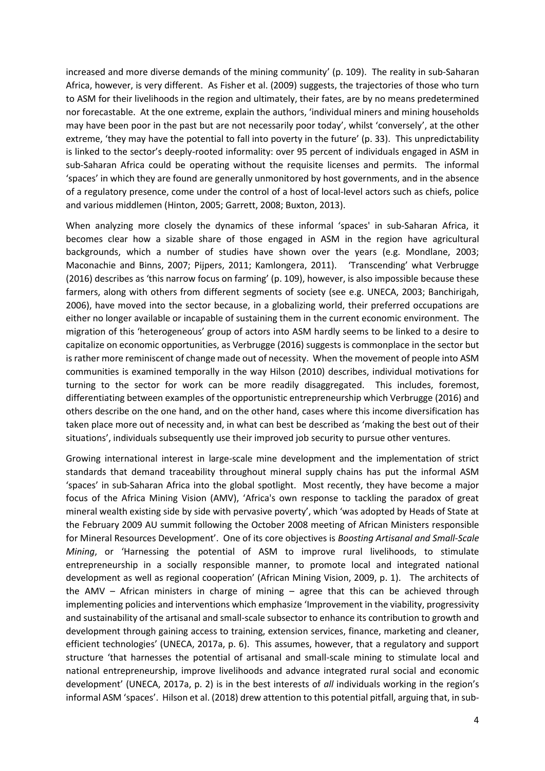increased and more diverse demands of the mining community' (p. 109). The reality in sub-Saharan Africa, however, is very different. As Fisher et al. (2009) suggests, the trajectories of those who turn to ASM for their livelihoods in the region and ultimately, their fates, are by no means predetermined nor forecastable. At the one extreme, explain the authors, 'individual miners and mining households may have been poor in the past but are not necessarily poor today', whilst 'conversely', at the other extreme, 'they may have the potential to fall into poverty in the future' (p. 33). This unpredictability is linked to the sector's deeply-rooted informality: over 95 percent of individuals engaged in ASM in sub-Saharan Africa could be operating without the requisite licenses and permits. The informal 'spaces' in which they are found are generally unmonitored by host governments, and in the absence of a regulatory presence, come under the control of a host of local-level actors such as chiefs, police and various middlemen (Hinton, 2005; Garrett, 2008; Buxton, 2013).

When analyzing more closely the dynamics of these informal 'spaces' in sub-Saharan Africa, it becomes clear how a sizable share of those engaged in ASM in the region have agricultural backgrounds, which a number of studies have shown over the years (e.g. Mondlane, 2003; Maconachie and Binns, 2007; Pijpers, 2011; Kamlongera, 2011). 'Transcending' what Verbrugge (2016) describes as 'this narrow focus on farming' (p. 109), however, is also impossible because these farmers, along with others from different segments of society (see e.g. UNECA, 2003; Banchirigah, 2006), have moved into the sector because, in a globalizing world, their preferred occupations are either no longer available or incapable of sustaining them in the current economic environment. The migration of this 'heterogeneous' group of actors into ASM hardly seems to be linked to a desire to capitalize on economic opportunities, as Verbrugge (2016) suggests is commonplace in the sector but is rather more reminiscent of change made out of necessity. When the movement of people into ASM communities is examined temporally in the way Hilson (2010) describes, individual motivations for turning to the sector for work can be more readily disaggregated. This includes, foremost, differentiating between examples of the opportunistic entrepreneurship which Verbrugge (2016) and others describe on the one hand, and on the other hand, cases where this income diversification has taken place more out of necessity and, in what can best be described as 'making the best out of their situations', individuals subsequently use their improved job security to pursue other ventures.

Growing international interest in large-scale mine development and the implementation of strict standards that demand traceability throughout mineral supply chains has put the informal ASM 'spaces' in sub-Saharan Africa into the global spotlight. Most recently, they have become a major focus of the Africa Mining Vision (AMV), 'Africa's own response to tackling the paradox of great mineral wealth existing side by side with pervasive poverty', which 'was adopted by Heads of State at the February 2009 AU summit following the October 2008 meeting of African Ministers responsible for Mineral Resources Development'. One of its core objectives is *Boosting Artisanal and Small-Scale Mining*, or 'Harnessing the potential of ASM to improve rural livelihoods, to stimulate entrepreneurship in a socially responsible manner, to promote local and integrated national development as well as regional cooperation' (African Mining Vision, 2009, p. 1). The architects of the AMV – African ministers in charge of mining – agree that this can be achieved through implementing policies and interventions which emphasize 'Improvement in the viability, progressivity and sustainability of the artisanal and small-scale subsector to enhance its contribution to growth and development through gaining access to training, extension services, finance, marketing and cleaner, efficient technologies' (UNECA, 2017a, p. 6). This assumes, however, that a regulatory and support structure 'that harnesses the potential of artisanal and small-scale mining to stimulate local and national entrepreneurship, improve livelihoods and advance integrated rural social and economic development' (UNECA, 2017a, p. 2) is in the best interests of *all* individuals working in the region's informal ASM 'spaces'. Hilson et al. (2018) drew attention to this potential pitfall, arguing that, in sub-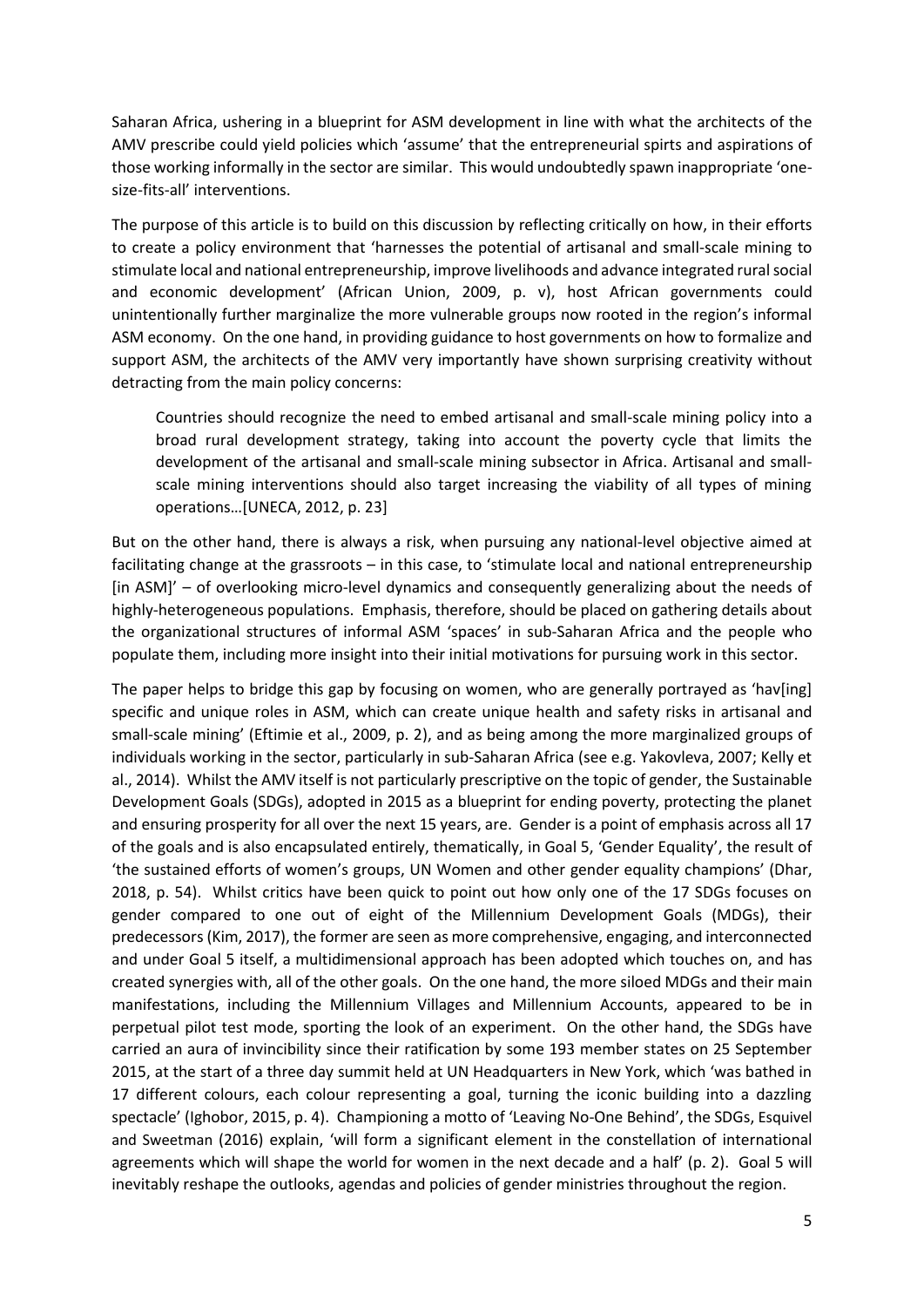Saharan Africa, ushering in a blueprint for ASM development in line with what the architects of the AMV prescribe could yield policies which 'assume' that the entrepreneurial spirts and aspirations of those working informally in the sector are similar. This would undoubtedly spawn inappropriate 'one-size-fits-all' interventions.

The purpose of this article is to build on this discussion by reflecting critically on how, in their efforts to create a policy environment that 'harnesses the potential of artisanal and small-scale mining to stimulate local and national entrepreneurship, improve livelihoods and advance integrated rural social and economic development' (African Union, 2009, p. v), host African governments could unintentionally further marginalize the more vulnerable groups now rooted in the region's informal ASM economy. On the one hand, in providing guidance to host governments on how to formalize and support ASM, the architects of the AMV very importantly have shown surprising creativity without detracting from the main policy concerns:

> Countries should recognize the need to embed artisanal and small-scale mining policy into a broad rural development strategy, taking into account the poverty cycle that limits the development of the artisanal and small-scale mining subsector in Africa. Artisanal and small-scale mining interventions should also target increasing the viability of all types of mining operations…[UNECA, 2012, p. 23]

But on the other hand, there is always a risk, when pursuing any national-level objective aimed at facilitating change at the grassroots – in this case, to 'stimulate local and national entrepreneurship [in ASM]' – of overlooking micro-level dynamics and consequently generalizing about the needs of highly-heterogeneous populations. Emphasis, therefore, should be placed on gathering details about the organizational structures of informal ASM 'spaces' in sub-Saharan Africa and the people who populate them, including more insight into their initial motivations for pursuing work in this sector.

The paper helps to bridge this gap by focusing on women, who are generally portrayed as 'hav[ing] specific and unique roles in ASM, which can create unique health and safety risks in artisanal and small-scale mining' (Eftimie et al., 2009, p. 2), and as being among the more marginalized groups of individuals working in the sector, particularly in sub-Saharan Africa (see e.g. Yakovleva, 2007; Kelly et al., 2014). Whilst the AMV itself is not particularly prescriptive on the topic of gender, the Sustainable Development Goals (SDGs), adopted in 2015 as a blueprint for ending poverty, protecting the planet and ensuring prosperity for all over the next 15 years, are. Gender is a point of emphasis across all 17 of the goals and is also encapsulated entirely, thematically, in Goal 5, 'Gender Equality', the result of 'the sustained efforts of women's groups, UN Women and other gender equality champions' (Dhar, 2018, p. 54). Whilst critics have been quick to point out how only one of the 17 SDGs focuses on gender compared to one out of eight of the Millennium Development Goals (MDGs), their predecessors (Kim, 2017), the former are seen as more comprehensive, engaging, and interconnected and under Goal 5 itself, a multidimensional approach has been adopted which touches on, and has created synergies with, all of the other goals. On the one hand, the more siloed MDGs and their main manifestations, including the Millennium Villages and Millennium Accounts, appeared to be in perpetual pilot test mode, sporting the look of an experiment. On the other hand, the SDGs have carried an aura of invincibility since their ratification by some 193 member states on 25 September 2015, at the start of a three day summit held at UN Headquarters in New York, which 'was bathed in 17 different colours, each colour representing a goal, turning the iconic building into a dazzling spectacle' (Ighobor, 2015, p. 4). Championing a motto of 'Leaving No-One Behind', the SDGs, Esquivel and Sweetman (2016) explain, 'will form a significant element in the constellation of international agreements which will shape the world for women in the next decade and a half' (p. 2). Goal 5 will inevitably reshape the outlooks, agendas and policies of gender ministries throughout the region.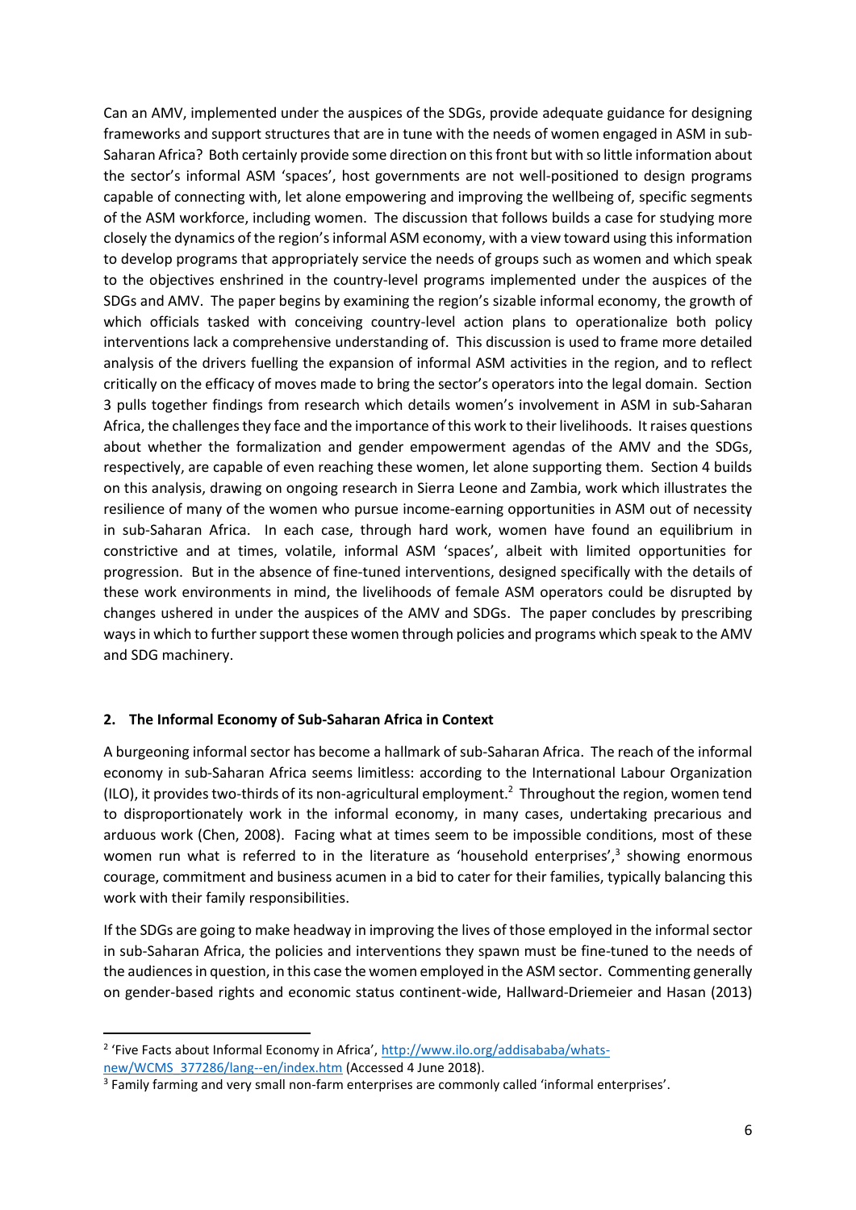Can an AMV, implemented under the auspices of the SDGs, provide adequate guidance for designing frameworks and support structures that are in tune with the needs of women engaged in ASM in sub-Saharan Africa? Both certainly provide some direction on this front but with so little information about the sector's informal ASM 'spaces', host governments are not well-positioned to design programs capable of connecting with, let alone empowering and improving the wellbeing of, specific segments of the ASM workforce, including women. The discussion that follows builds a case for studying more closely the dynamics of the region's informal ASM economy, with a view toward using this information to develop programs that appropriately service the needs of groups such as women and which speak to the objectives enshrined in the country-level programs implemented under the auspices of the SDGs and AMV. The paper begins by examining the region's sizable informal economy, the growth of which officials tasked with conceiving country-level action plans to operationalize both policy interventions lack a comprehensive understanding of. This discussion is used to frame more detailed analysis of the drivers fuelling the expansion of informal ASM activities in the region, and to reflect critically on the efficacy of moves made to bring the sector's operators into the legal domain. Section 3 pulls together findings from research which details women's involvement in ASM in sub-Saharan Africa, the challenges they face and the importance of this work to their livelihoods. It raises questions about whether the formalization and gender empowerment agendas of the AMV and the SDGs, respectively, are capable of even reaching these women, let alone supporting them. Section 4 builds on this analysis, drawing on ongoing research in Sierra Leone and Zambia, work which illustrates the resilience of many of the women who pursue income-earning opportunities in ASM out of necessity in sub-Saharan Africa. In each case, through hard work, women have found an equilibrium in constrictive and at times, volatile, informal ASM 'spaces', albeit with limited opportunities for progression. But in the absence of fine-tuned interventions, designed specifically with the details of these work environments in mind, the livelihoods of female ASM operators could be disrupted by changes ushered in under the auspices of the AMV and SDGs. The paper concludes by prescribing ways in which to further support these women through policies and programs which speak to the AMV and SDG machinery.

## 2. The Informal Economy of Sub-Saharan Africa in Context

A burgeoning informal sector has become a hallmark of sub-Saharan Africa. The reach of the informal economy in sub-Saharan Africa seems limitless: according to the International Labour Organization (ILO), it provides two-thirds of its non-agricultural employment.[2] Throughout the region, women tend to disproportionately work in the informal economy, in many cases, undertaking precarious and arduous work (Chen, 2008). Facing what at times seem to be impossible conditions, most of these women run what is referred to in the literature as 'household enterprises',[3] showing enormous courage, commitment and business acumen in a bid to cater for their families, typically balancing this work with their family responsibilities.

If the SDGs are going to make headway in improving the lives of those employed in the informal sector in sub-Saharan Africa, the policies and interventions they spawn must be fine-tuned to the needs of the audiences in question, in this case the women employed in the ASM sector. Commenting generally on gender-based rights and economic status continent-wide, Hallward-Driemeier and Hasan (2013)

---

[2] 'Five Facts about Informal Economy in Africa', http://www.ilo.org/addisababa/whats-new/WCMS_377286/lang--en/index.htm (Accessed 4 June 2018).

[3] Family farming and very small non-farm enterprises are commonly called 'informal enterprises'.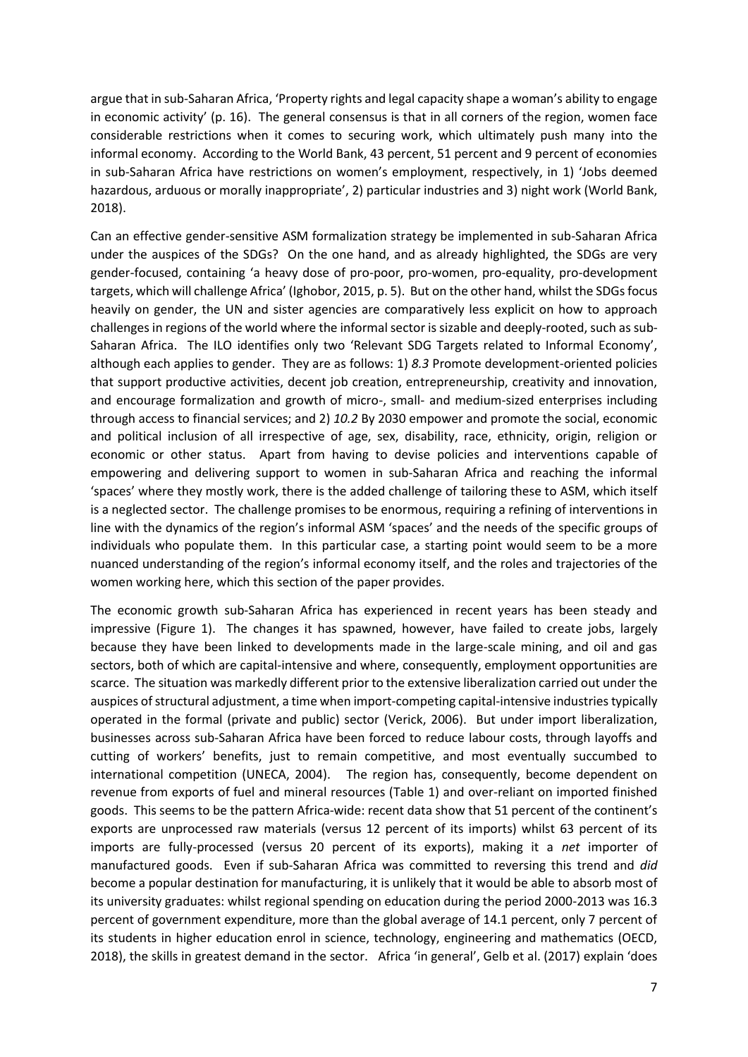argue that in sub-Saharan Africa, 'Property rights and legal capacity shape a woman's ability to engage in economic activity' (p. 16). The general consensus is that in all corners of the region, women face considerable restrictions when it comes to securing work, which ultimately push many into the informal economy. According to the World Bank, 43 percent, 51 percent and 9 percent of economies in sub-Saharan Africa have restrictions on women's employment, respectively, in 1) 'Jobs deemed hazardous, arduous or morally inappropriate', 2) particular industries and 3) night work (World Bank, 2018).

Can an effective gender-sensitive ASM formalization strategy be implemented in sub-Saharan Africa under the auspices of the SDGs? On the one hand, and as already highlighted, the SDGs are very gender-focused, containing 'a heavy dose of pro-poor, pro-women, pro-equality, pro-development targets, which will challenge Africa' (Ighobor, 2015, p. 5). But on the other hand, whilst the SDGs focus heavily on gender, the UN and sister agencies are comparatively less explicit on how to approach challenges in regions of the world where the informal sector is sizable and deeply-rooted, such as sub-Saharan Africa. The ILO identifies only two 'Relevant SDG Targets related to Informal Economy', although each applies to gender. They are as follows: 1) *8.3* Promote development-oriented policies that support productive activities, decent job creation, entrepreneurship, creativity and innovation, and encourage formalization and growth of micro-, small- and medium-sized enterprises including through access to financial services; and 2) *10.2* By 2030 empower and promote the social, economic and political inclusion of all irrespective of age, sex, disability, race, ethnicity, origin, religion or economic or other status. Apart from having to devise policies and interventions capable of empowering and delivering support to women in sub-Saharan Africa and reaching the informal 'spaces' where they mostly work, there is the added challenge of tailoring these to ASM, which itself is a neglected sector. The challenge promises to be enormous, requiring a refining of interventions in line with the dynamics of the region's informal ASM 'spaces' and the needs of the specific groups of individuals who populate them. In this particular case, a starting point would seem to be a more nuanced understanding of the region's informal economy itself, and the roles and trajectories of the women working here, which this section of the paper provides.

The economic growth sub-Saharan Africa has experienced in recent years has been steady and impressive (Figure 1). The changes it has spawned, however, have failed to create jobs, largely because they have been linked to developments made in the large-scale mining, and oil and gas sectors, both of which are capital-intensive and where, consequently, employment opportunities are scarce. The situation was markedly different prior to the extensive liberalization carried out under the auspices of structural adjustment, a time when import-competing capital-intensive industries typically operated in the formal (private and public) sector (Verick, 2006). But under import liberalization, businesses across sub-Saharan Africa have been forced to reduce labour costs, through layoffs and cutting of workers' benefits, just to remain competitive, and most eventually succumbed to international competition (UNECA, 2004). The region has, consequently, become dependent on revenue from exports of fuel and mineral resources (Table 1) and over-reliant on imported finished goods. This seems to be the pattern Africa-wide: recent data show that 51 percent of the continent's exports are unprocessed raw materials (versus 12 percent of its imports) whilst 63 percent of its imports are fully-processed (versus 20 percent of its exports), making it a *net* importer of manufactured goods. Even if sub-Saharan Africa was committed to reversing this trend and *did* become a popular destination for manufacturing, it is unlikely that it would be able to absorb most of its university graduates: whilst regional spending on education during the period 2000-2013 was 16.3 percent of government expenditure, more than the global average of 14.1 percent, only 7 percent of its students in higher education enrol in science, technology, engineering and mathematics (OECD, 2018), the skills in greatest demand in the sector. Africa 'in general', Gelb et al. (2017) explain 'does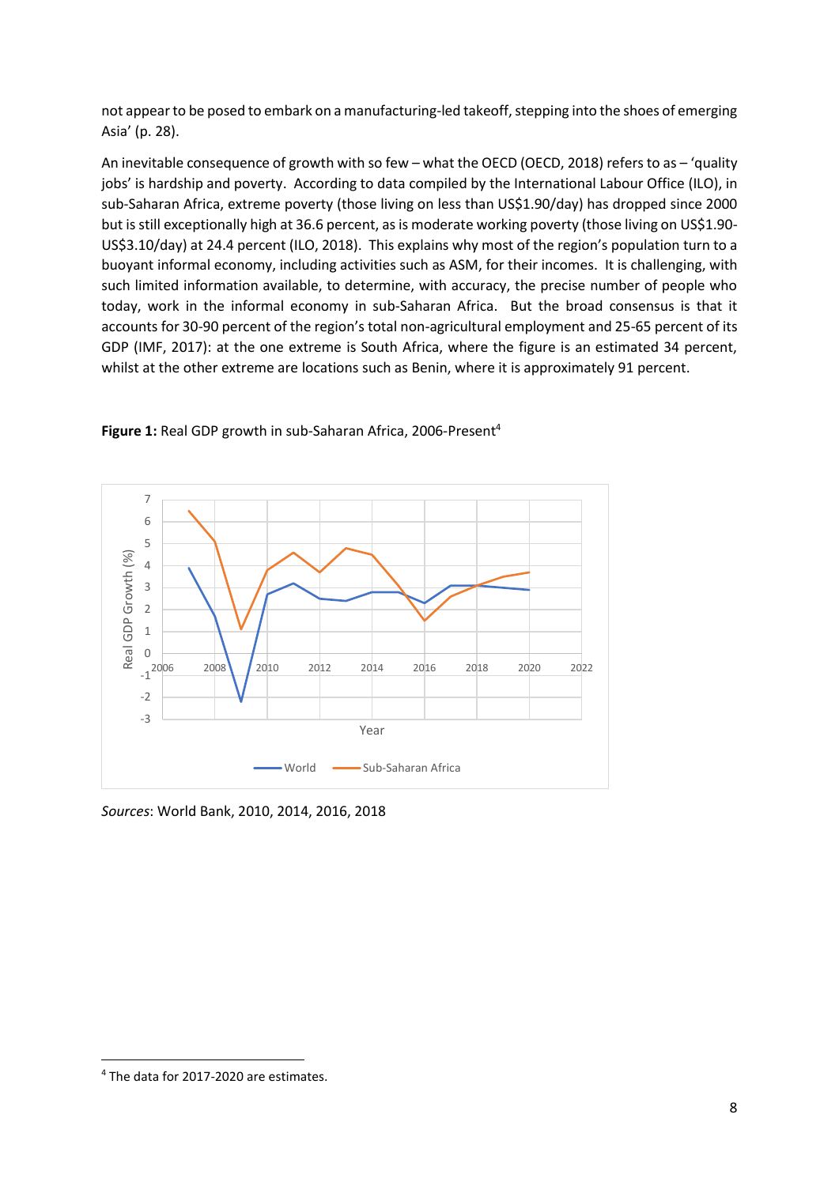not appear to be posed to embark on a manufacturing-led takeoff, stepping into the shoes of emerging Asia' (p. 28).

An inevitable consequence of growth with so few – what the OECD (OECD, 2018) refers to as – 'quality jobs' is hardship and poverty. According to data compiled by the International Labour Office (ILO), in sub-Saharan Africa, extreme poverty (those living on less than US$1.90/day) has dropped since 2000 but is still exceptionally high at 36.6 percent, as is moderate working poverty (those living on US$1.90-US$3.10/day) at 24.4 percent (ILO, 2018). This explains why most of the region's population turn to a buoyant informal economy, including activities such as ASM, for their incomes. It is challenging, with such limited information available, to determine, with accuracy, the precise number of people who today, work in the informal economy in sub-Saharan Africa. But the broad consensus is that it accounts for 30-90 percent of the region's total non-agricultural employment and 25-65 percent of its GDP (IMF, 2017): at the one extreme is South Africa, where the figure is an estimated 34 percent, whilst at the other extreme are locations such as Benin, where it is approximately 91 percent.

**Figure 1:** Real GDP growth in sub-Saharan Africa, 2006-Present[4]

*Sources*: World Bank, 2010, 2014, 2016, 2018

[4] The data for 2017-2020 are estimates.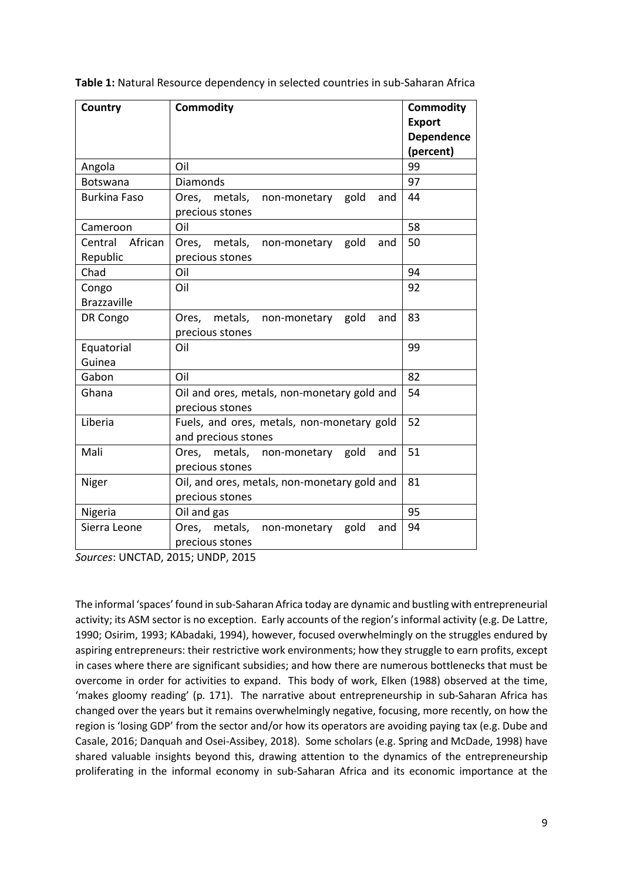**Table 1:** Natural Resource dependency in selected countries in sub-Saharan Africa

| Country | Commodity | Commodity Export Dependence (percent) |
|---|---|---|
| Angola | Oil | 99 |
| Botswana | Diamonds | 97 |
| Burkina Faso | Ores, metals, non-monetary gold and precious stones | 44 |
| Cameroon | Oil | 58 |
| Central African Republic | Ores, metals, non-monetary gold and precious stones | 50 |
| Chad | Oil | 94 |
| Congo Brazzaville | Oil | 92 |
| DR Congo | Ores, metals, non-monetary gold and precious stones | 83 |
| Equatorial Guinea | Oil | 99 |
| Gabon | Oil | 82 |
| Ghana | Oil and ores, metals, non-monetary gold and precious stones | 54 |
| Liberia | Fuels, and ores, metals, non-monetary gold and precious stones | 52 |
| Mali | Ores, metals, non-monetary gold and precious stones | 51 |
| Niger | Oil, and ores, metals, non-monetary gold and precious stones | 81 |
| Nigeria | Oil and gas | 95 |
| Sierra Leone | Ores, metals, non-monetary gold and precious stones | 94 |

*Sources*: UNCTAD, 2015; UNDP, 2015

The informal 'spaces' found in sub-Saharan Africa today are dynamic and bustling with entrepreneurial activity; its ASM sector is no exception. Early accounts of the region's informal activity (e.g. De Lattre, 1990; Osirim, 1993; KAbadaki, 1994), however, focused overwhelmingly on the struggles endured by aspiring entrepreneurs: their restrictive work environments; how they struggle to earn profits, except in cases where there are significant subsidies; and how there are numerous bottlenecks that must be overcome in order for activities to expand. This body of work, Elken (1988) observed at the time, 'makes gloomy reading' (p. 171). The narrative about entrepreneurship in sub-Saharan Africa has changed over the years but it remains overwhelmingly negative, focusing, more recently, on how the region is 'losing GDP' from the sector and/or how its operators are avoiding paying tax (e.g. Dube and Casale, 2016; Danquah and Osei-Assibey, 2018). Some scholars (e.g. Spring and McDade, 1998) have shared valuable insights beyond this, drawing attention to the dynamics of the entrepreneurship proliferating in the informal economy in sub-Saharan Africa and its economic importance at the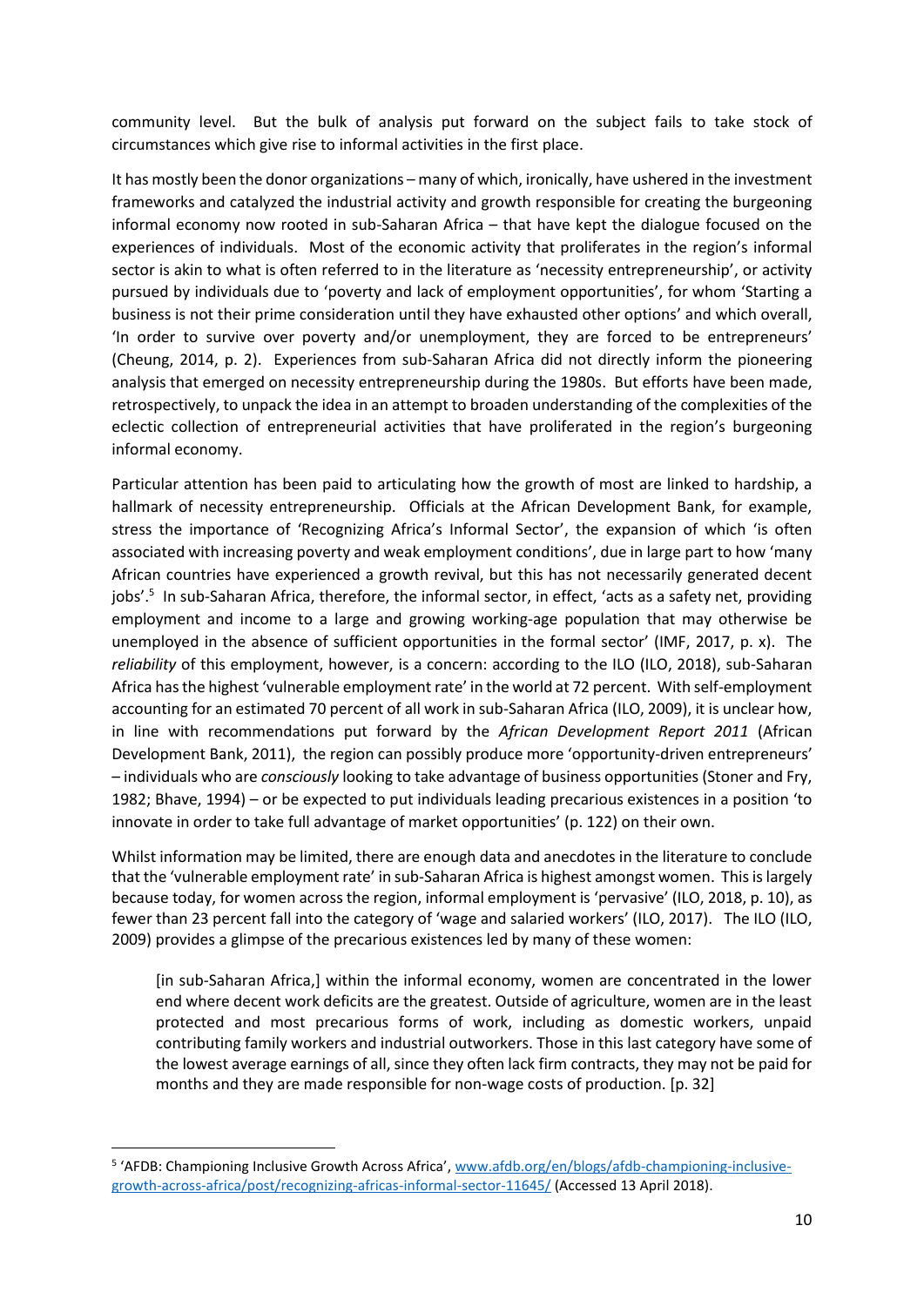community level. But the bulk of analysis put forward on the subject fails to take stock of circumstances which give rise to informal activities in the first place.

It has mostly been the donor organizations – many of which, ironically, have ushered in the investment frameworks and catalyzed the industrial activity and growth responsible for creating the burgeoning informal economy now rooted in sub-Saharan Africa – that have kept the dialogue focused on the experiences of individuals. Most of the economic activity that proliferates in the region's informal sector is akin to what is often referred to in the literature as 'necessity entrepreneurship', or activity pursued by individuals due to 'poverty and lack of employment opportunities', for whom 'Starting a business is not their prime consideration until they have exhausted other options' and which overall, 'In order to survive over poverty and/or unemployment, they are forced to be entrepreneurs' (Cheung, 2014, p. 2). Experiences from sub-Saharan Africa did not directly inform the pioneering analysis that emerged on necessity entrepreneurship during the 1980s. But efforts have been made, retrospectively, to unpack the idea in an attempt to broaden understanding of the complexities of the eclectic collection of entrepreneurial activities that have proliferated in the region's burgeoning informal economy.

Particular attention has been paid to articulating how the growth of most are linked to hardship, a hallmark of necessity entrepreneurship. Officials at the African Development Bank, for example, stress the importance of 'Recognizing Africa's Informal Sector', the expansion of which 'is often associated with increasing poverty and weak employment conditions', due in large part to how 'many African countries have experienced a growth revival, but this has not necessarily generated decent jobs'.[5] In sub-Saharan Africa, therefore, the informal sector, in effect, 'acts as a safety net, providing employment and income to a large and growing working-age population that may otherwise be unemployed in the absence of sufficient opportunities in the formal sector' (IMF, 2017, p. x). The *reliability* of this employment, however, is a concern: according to the ILO (ILO, 2018), sub-Saharan Africa has the highest 'vulnerable employment rate' in the world at 72 percent. With self-employment accounting for an estimated 70 percent of all work in sub-Saharan Africa (ILO, 2009), it is unclear how, in line with recommendations put forward by the *African Development Report 2011* (African Development Bank, 2011), the region can possibly produce more 'opportunity-driven entrepreneurs' – individuals who are *consciously* looking to take advantage of business opportunities (Stoner and Fry, 1982; Bhave, 1994) – or be expected to put individuals leading precarious existences in a position 'to innovate in order to take full advantage of market opportunities' (p. 122) on their own.

Whilst information may be limited, there are enough data and anecdotes in the literature to conclude that the 'vulnerable employment rate' in sub-Saharan Africa is highest amongst women. This is largely because today, for women across the region, informal employment is 'pervasive' (ILO, 2018, p. 10), as fewer than 23 percent fall into the category of 'wage and salaried workers' (ILO, 2017). The ILO (ILO, 2009) provides a glimpse of the precarious existences led by many of these women:

> [in sub-Saharan Africa,] within the informal economy, women are concentrated in the lower end where decent work deficits are the greatest. Outside of agriculture, women are in the least protected and most precarious forms of work, including as domestic workers, unpaid contributing family workers and industrial outworkers. Those in this last category have some of the lowest average earnings of all, since they often lack firm contracts, they may not be paid for months and they are made responsible for non-wage costs of production. [p. 32]

---

[5] 'AFDB: Championing Inclusive Growth Across Africa', www.afdb.org/en/blogs/afdb-championing-inclusive-growth-across-africa/post/recognizing-africas-informal-sector-11645/ (Accessed 13 April 2018).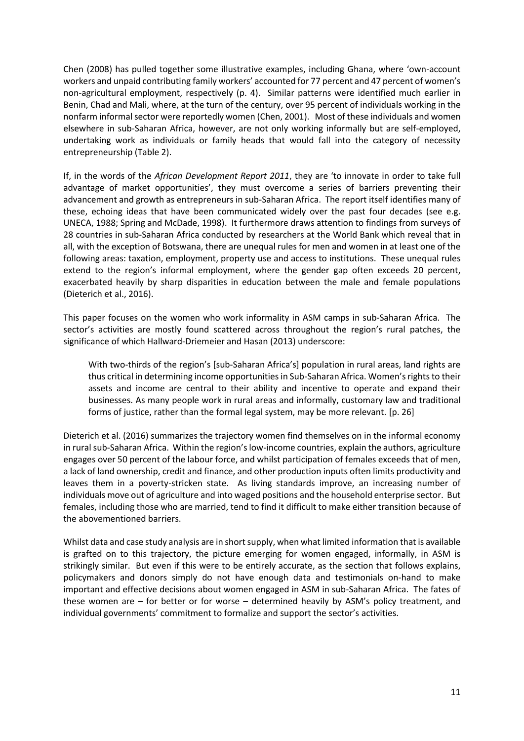Chen (2008) has pulled together some illustrative examples, including Ghana, where 'own-account workers and unpaid contributing family workers' accounted for 77 percent and 47 percent of women's non-agricultural employment, respectively (p. 4). Similar patterns were identified much earlier in Benin, Chad and Mali, where, at the turn of the century, over 95 percent of individuals working in the nonfarm informal sector were reportedly women (Chen, 2001). Most of these individuals and women elsewhere in sub-Saharan Africa, however, are not only working informally but are self-employed, undertaking work as individuals or family heads that would fall into the category of necessity entrepreneurship (Table 2).

If, in the words of the *African Development Report 2011*, they are 'to innovate in order to take full advantage of market opportunities', they must overcome a series of barriers preventing their advancement and growth as entrepreneurs in sub-Saharan Africa. The report itself identifies many of these, echoing ideas that have been communicated widely over the past four decades (see e.g. UNECA, 1988; Spring and McDade, 1998). It furthermore draws attention to findings from surveys of 28 countries in sub-Saharan Africa conducted by researchers at the World Bank which reveal that in all, with the exception of Botswana, there are unequal rules for men and women in at least one of the following areas: taxation, employment, property use and access to institutions. These unequal rules extend to the region's informal employment, where the gender gap often exceeds 20 percent, exacerbated heavily by sharp disparities in education between the male and female populations (Dieterich et al., 2016).

This paper focuses on the women who work informality in ASM camps in sub-Saharan Africa. The sector's activities are mostly found scattered across throughout the region's rural patches, the significance of which Hallward-Driemeier and Hasan (2013) underscore:

> With two-thirds of the region's [sub-Saharan Africa's] population in rural areas, land rights are thus critical in determining income opportunities in Sub-Saharan Africa. Women's rights to their assets and income are central to their ability and incentive to operate and expand their businesses. As many people work in rural areas and informally, customary law and traditional forms of justice, rather than the formal legal system, may be more relevant. [p. 26]

Dieterich et al. (2016) summarizes the trajectory women find themselves on in the informal economy in rural sub-Saharan Africa. Within the region's low-income countries, explain the authors, agriculture engages over 50 percent of the labour force, and whilst participation of females exceeds that of men, a lack of land ownership, credit and finance, and other production inputs often limits productivity and leaves them in a poverty-stricken state. As living standards improve, an increasing number of individuals move out of agriculture and into waged positions and the household enterprise sector. But females, including those who are married, tend to find it difficult to make either transition because of the abovementioned barriers.

Whilst data and case study analysis are in short supply, when what limited information that is available is grafted on to this trajectory, the picture emerging for women engaged, informally, in ASM is strikingly similar. But even if this were to be entirely accurate, as the section that follows explains, policymakers and donors simply do not have enough data and testimonials on-hand to make important and effective decisions about women engaged in ASM in sub-Saharan Africa. The fates of these women are – for better or for worse – determined heavily by ASM's policy treatment, and individual governments' commitment to formalize and support the sector's activities.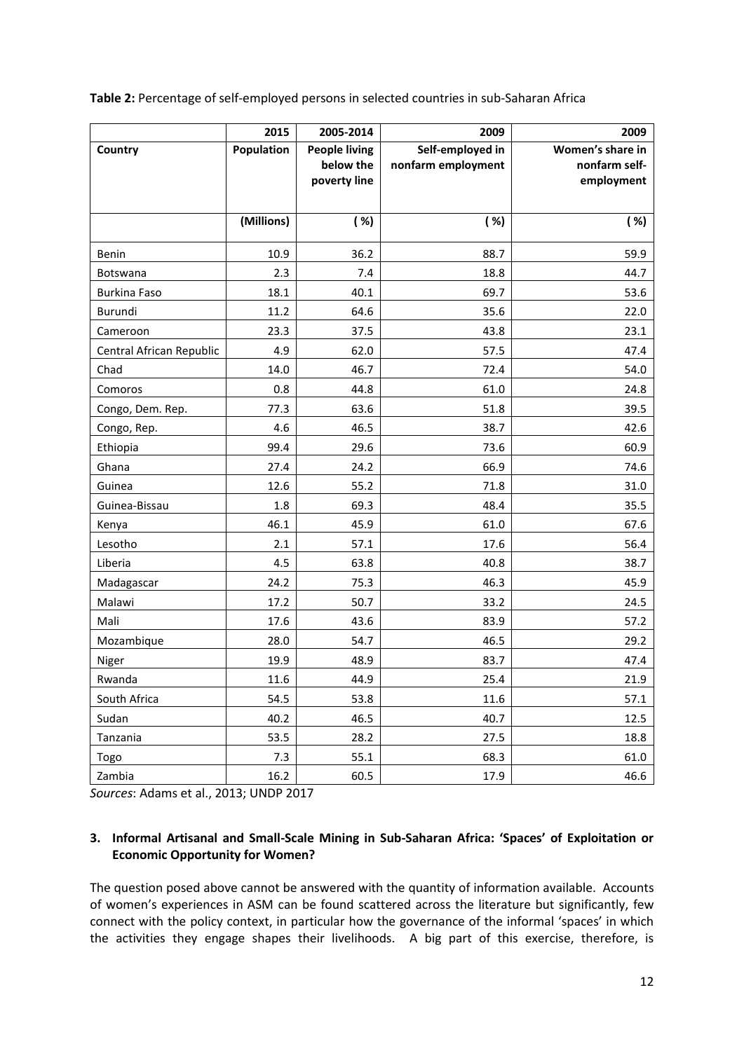**Table 2:** Percentage of self-employed persons in selected countries in sub-Saharan Africa

| | 2015 | 2005-2014 | 2009 | 2009 |
|---|---|---|---|---|
| **Country** | **Population** | **People living below the poverty line** | **Self-employed in nonfarm employment** | **Women's share in nonfarm self-employment** |
| | **(Millions)** | **( %)** | **( %)** | **( %)** |
| Benin | 10.9 | 36.2 | 88.7 | 59.9 |
| Botswana | 2.3 | 7.4 | 18.8 | 44.7 |
| Burkina Faso | 18.1 | 40.1 | 69.7 | 53.6 |
| Burundi | 11.2 | 64.6 | 35.6 | 22.0 |
| Cameroon | 23.3 | 37.5 | 43.8 | 23.1 |
| Central African Republic | 4.9 | 62.0 | 57.5 | 47.4 |
| Chad | 14.0 | 46.7 | 72.4 | 54.0 |
| Comoros | 0.8 | 44.8 | 61.0 | 24.8 |
| Congo, Dem. Rep. | 77.3 | 63.6 | 51.8 | 39.5 |
| Congo, Rep. | 4.6 | 46.5 | 38.7 | 42.6 |
| Ethiopia | 99.4 | 29.6 | 73.6 | 60.9 |
| Ghana | 27.4 | 24.2 | 66.9 | 74.6 |
| Guinea | 12.6 | 55.2 | 71.8 | 31.0 |
| Guinea-Bissau | 1.8 | 69.3 | 48.4 | 35.5 |
| Kenya | 46.1 | 45.9 | 61.0 | 67.6 |
| Lesotho | 2.1 | 57.1 | 17.6 | 56.4 |
| Liberia | 4.5 | 63.8 | 40.8 | 38.7 |
| Madagascar | 24.2 | 75.3 | 46.3 | 45.9 |
| Malawi | 17.2 | 50.7 | 33.2 | 24.5 |
| Mali | 17.6 | 43.6 | 83.9 | 57.2 |
| Mozambique | 28.0 | 54.7 | 46.5 | 29.2 |
| Niger | 19.9 | 48.9 | 83.7 | 47.4 |
| Rwanda | 11.6 | 44.9 | 25.4 | 21.9 |
| South Africa | 54.5 | 53.8 | 11.6 | 57.1 |
| Sudan | 40.2 | 46.5 | 40.7 | 12.5 |
| Tanzania | 53.5 | 28.2 | 27.5 | 18.8 |
| Togo | 7.3 | 55.1 | 68.3 | 61.0 |
| Zambia | 16.2 | 60.5 | 17.9 | 46.6 |

*Sources*: Adams et al., 2013; UNDP 2017

## 3. Informal Artisanal and Small-Scale Mining in Sub-Saharan Africa: 'Spaces' of Exploitation or Economic Opportunity for Women?

The question posed above cannot be answered with the quantity of information available. Accounts of women's experiences in ASM can be found scattered across the literature but significantly, few connect with the policy context, in particular how the governance of the informal 'spaces' in which the activities they engage shapes their livelihoods. A big part of this exercise, therefore, is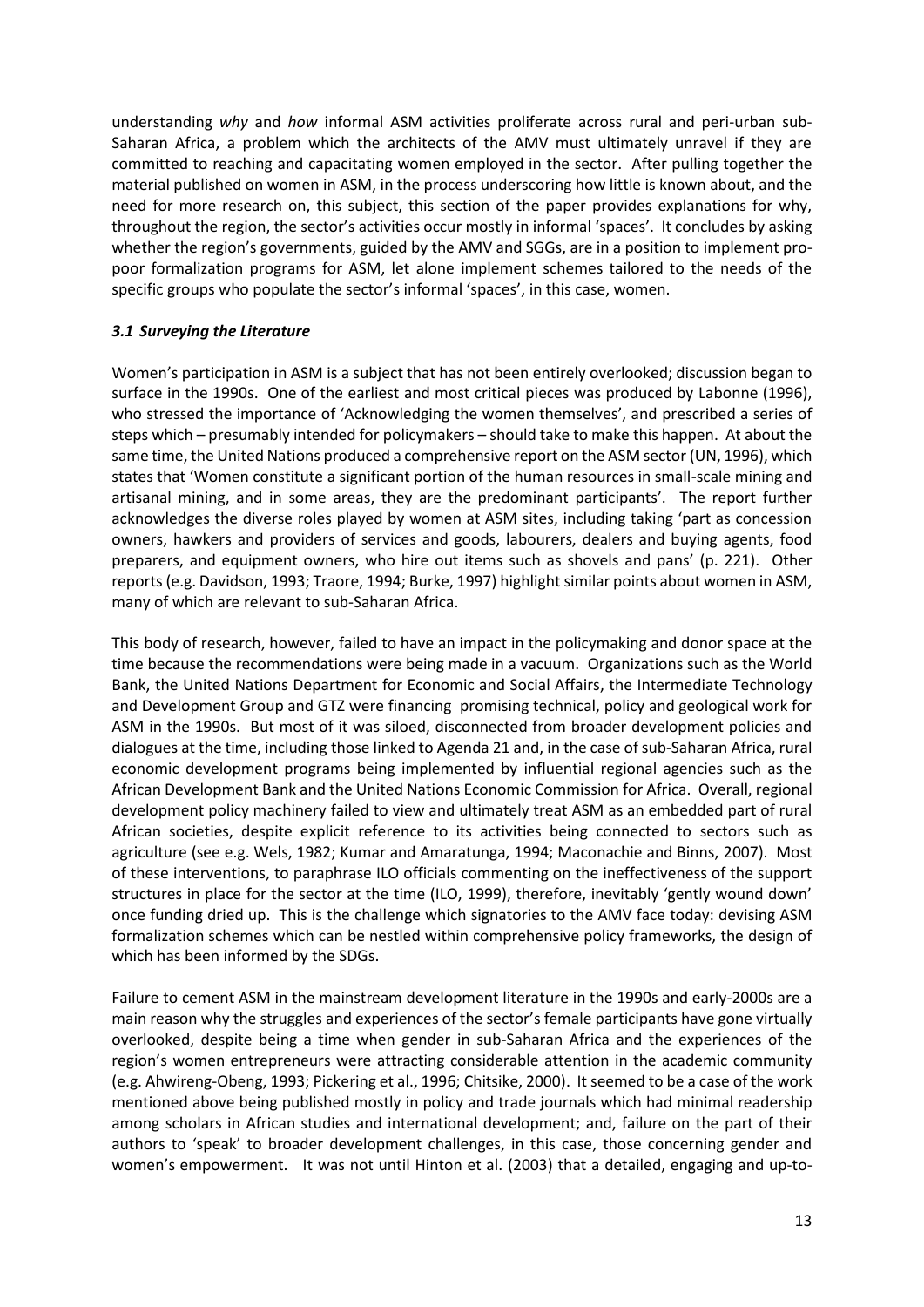understanding *why* and *how* informal ASM activities proliferate across rural and peri-urban sub-Saharan Africa, a problem which the architects of the AMV must ultimately unravel if they are committed to reaching and capacitating women employed in the sector. After pulling together the material published on women in ASM, in the process underscoring how little is known about, and the need for more research on, this subject, this section of the paper provides explanations for why, throughout the region, the sector's activities occur mostly in informal 'spaces'. It concludes by asking whether the region's governments, guided by the AMV and SGGs, are in a position to implement pro-poor formalization programs for ASM, let alone implement schemes tailored to the needs of the specific groups who populate the sector's informal 'spaces', in this case, women.

### *3.1 Surveying the Literature*

Women's participation in ASM is a subject that has not been entirely overlooked; discussion began to surface in the 1990s. One of the earliest and most critical pieces was produced by Labonne (1996), who stressed the importance of 'Acknowledging the women themselves', and prescribed a series of steps which – presumably intended for policymakers – should take to make this happen. At about the same time, the United Nations produced a comprehensive report on the ASM sector (UN, 1996), which states that 'Women constitute a significant portion of the human resources in small-scale mining and artisanal mining, and in some areas, they are the predominant participants'. The report further acknowledges the diverse roles played by women at ASM sites, including taking 'part as concession owners, hawkers and providers of services and goods, labourers, dealers and buying agents, food preparers, and equipment owners, who hire out items such as shovels and pans' (p. 221). Other reports (e.g. Davidson, 1993; Traore, 1994; Burke, 1997) highlight similar points about women in ASM, many of which are relevant to sub-Saharan Africa.

This body of research, however, failed to have an impact in the policymaking and donor space at the time because the recommendations were being made in a vacuum. Organizations such as the World Bank, the United Nations Department for Economic and Social Affairs, the Intermediate Technology and Development Group and GTZ were financing promising technical, policy and geological work for ASM in the 1990s. But most of it was siloed, disconnected from broader development policies and dialogues at the time, including those linked to Agenda 21 and, in the case of sub-Saharan Africa, rural economic development programs being implemented by influential regional agencies such as the African Development Bank and the United Nations Economic Commission for Africa. Overall, regional development policy machinery failed to view and ultimately treat ASM as an embedded part of rural African societies, despite explicit reference to its activities being connected to sectors such as agriculture (see e.g. Wels, 1982; Kumar and Amaratunga, 1994; Maconachie and Binns, 2007). Most of these interventions, to paraphrase ILO officials commenting on the ineffectiveness of the support structures in place for the sector at the time (ILO, 1999), therefore, inevitably 'gently wound down' once funding dried up. This is the challenge which signatories to the AMV face today: devising ASM formalization schemes which can be nestled within comprehensive policy frameworks, the design of which has been informed by the SDGs.

Failure to cement ASM in the mainstream development literature in the 1990s and early-2000s are a main reason why the struggles and experiences of the sector's female participants have gone virtually overlooked, despite being a time when gender in sub-Saharan Africa and the experiences of the region's women entrepreneurs were attracting considerable attention in the academic community (e.g. Ahwireng-Obeng, 1993; Pickering et al., 1996; Chitsike, 2000). It seemed to be a case of the work mentioned above being published mostly in policy and trade journals which had minimal readership among scholars in African studies and international development; and, failure on the part of their authors to 'speak' to broader development challenges, in this case, those concerning gender and women's empowerment. It was not until Hinton et al. (2003) that a detailed, engaging and up-to-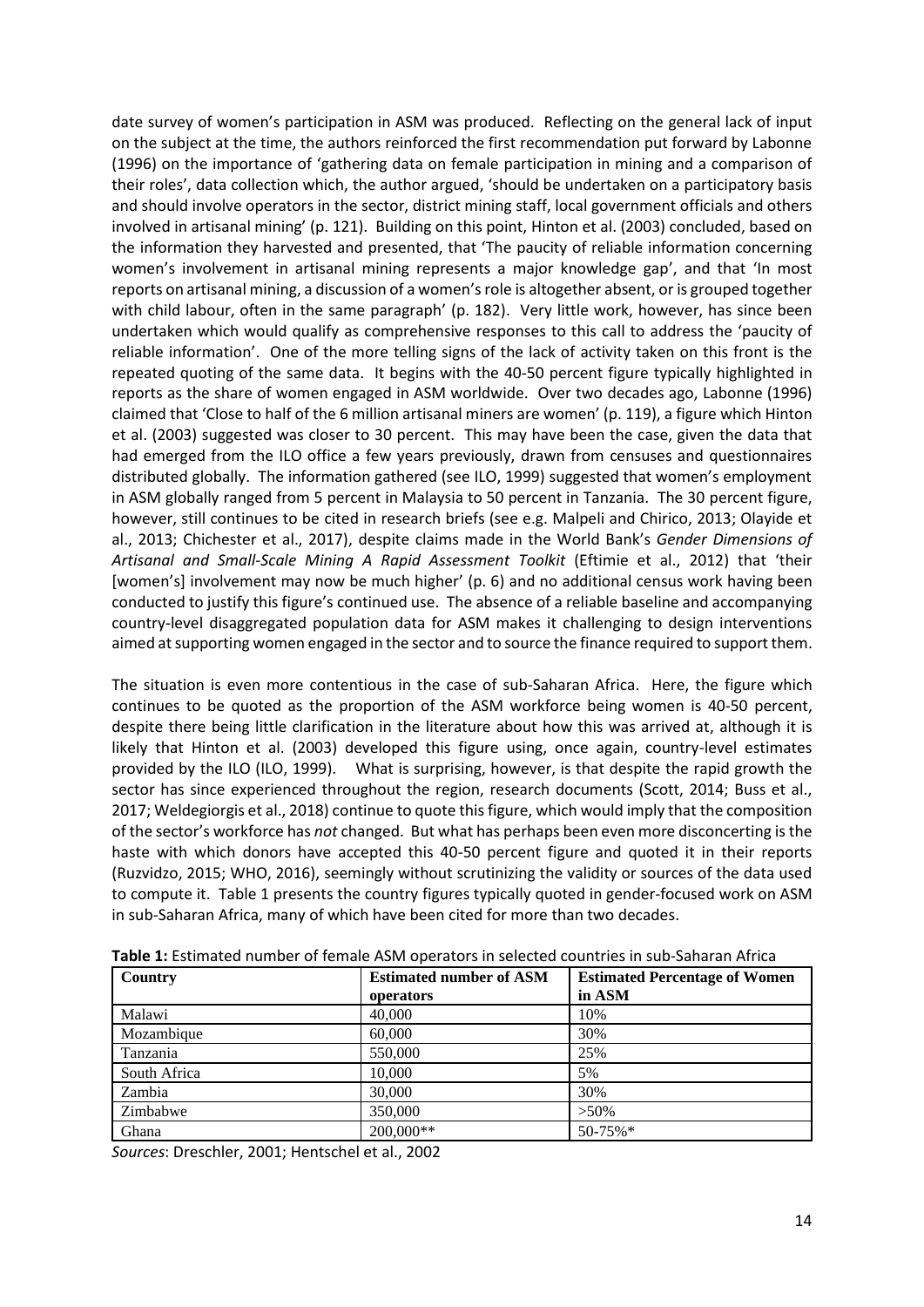date survey of women's participation in ASM was produced. Reflecting on the general lack of input on the subject at the time, the authors reinforced the first recommendation put forward by Labonne (1996) on the importance of 'gathering data on female participation in mining and a comparison of their roles', data collection which, the author argued, 'should be undertaken on a participatory basis and should involve operators in the sector, district mining staff, local government officials and others involved in artisanal mining' (p. 121). Building on this point, Hinton et al. (2003) concluded, based on the information they harvested and presented, that 'The paucity of reliable information concerning women's involvement in artisanal mining represents a major knowledge gap', and that 'In most reports on artisanal mining, a discussion of a women's role is altogether absent, or is grouped together with child labour, often in the same paragraph' (p. 182). Very little work, however, has since been undertaken which would qualify as comprehensive responses to this call to address the 'paucity of reliable information'. One of the more telling signs of the lack of activity taken on this front is the repeated quoting of the same data. It begins with the 40-50 percent figure typically highlighted in reports as the share of women engaged in ASM worldwide. Over two decades ago, Labonne (1996) claimed that 'Close to half of the 6 million artisanal miners are women' (p. 119), a figure which Hinton et al. (2003) suggested was closer to 30 percent. This may have been the case, given the data that had emerged from the ILO office a few years previously, drawn from censuses and questionnaires distributed globally. The information gathered (see ILO, 1999) suggested that women's employment in ASM globally ranged from 5 percent in Malaysia to 50 percent in Tanzania. The 30 percent figure, however, still continues to be cited in research briefs (see e.g. Malpeli and Chirico, 2013; Olayide et al., 2013; Chichester et al., 2017), despite claims made in the World Bank's *Gender Dimensions of Artisanal and Small-Scale Mining A Rapid Assessment Toolkit* (Eftimie et al., 2012) that 'their [women's] involvement may now be much higher' (p. 6) and no additional census work having been conducted to justify this figure's continued use. The absence of a reliable baseline and accompanying country-level disaggregated population data for ASM makes it challenging to design interventions aimed at supporting women engaged in the sector and to source the finance required to support them.

The situation is even more contentious in the case of sub-Saharan Africa. Here, the figure which continues to be quoted as the proportion of the ASM workforce being women is 40-50 percent, despite there being little clarification in the literature about how this was arrived at, although it is likely that Hinton et al. (2003) developed this figure using, once again, country-level estimates provided by the ILO (ILO, 1999). What is surprising, however, is that despite the rapid growth the sector has since experienced throughout the region, research documents (Scott, 2014; Buss et al., 2017; Weldegiorgis et al., 2018) continue to quote this figure, which would imply that the composition of the sector's workforce has *not* changed. But what has perhaps been even more disconcerting is the haste with which donors have accepted this 40-50 percent figure and quoted it in their reports (Ruzvidzo, 2015; WHO, 2016), seemingly without scrutinizing the validity or sources of the data used to compute it. Table 1 presents the country figures typically quoted in gender-focused work on ASM in sub-Saharan Africa, many of which have been cited for more than two decades.

**Table 1:** Estimated number of female ASM operators in selected countries in sub-Saharan Africa

| Country | Estimated number of ASM operators | Estimated Percentage of Women in ASM |
|---|---|---|
| Malawi | 40,000 | 10% |
| Mozambique | 60,000 | 30% |
| Tanzania | 550,000 | 25% |
| South Africa | 10,000 | 5% |
| Zambia | 30,000 | 30% |
| Zimbabwe | 350,000 | >50% |
| Ghana | 200,000** | 50-75%* |

*Sources*: Dreschler, 2001; Hentschel et al., 2002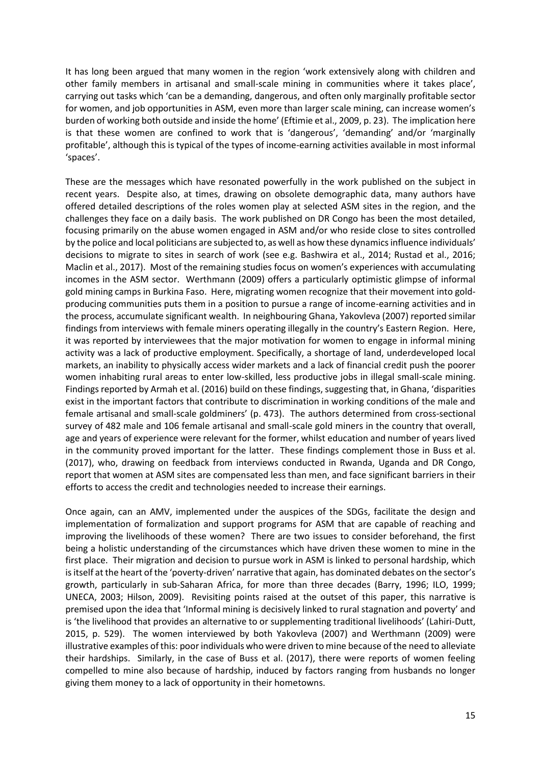It has long been argued that many women in the region 'work extensively along with children and other family members in artisanal and small-scale mining in communities where it takes place', carrying out tasks which 'can be a demanding, dangerous, and often only marginally profitable sector for women, and job opportunities in ASM, even more than larger scale mining, can increase women's burden of working both outside and inside the home' (Eftimie et al., 2009, p. 23). The implication here is that these women are confined to work that is 'dangerous', 'demanding' and/or 'marginally profitable', although this is typical of the types of income-earning activities available in most informal 'spaces'.

These are the messages which have resonated powerfully in the work published on the subject in recent years. Despite also, at times, drawing on obsolete demographic data, many authors have offered detailed descriptions of the roles women play at selected ASM sites in the region, and the challenges they face on a daily basis. The work published on DR Congo has been the most detailed, focusing primarily on the abuse women engaged in ASM and/or who reside close to sites controlled by the police and local politicians are subjected to, as well as how these dynamics influence individuals' decisions to migrate to sites in search of work (see e.g. Bashwira et al., 2014; Rustad et al., 2016; Maclin et al., 2017). Most of the remaining studies focus on women's experiences with accumulating incomes in the ASM sector. Werthmann (2009) offers a particularly optimistic glimpse of informal gold mining camps in Burkina Faso. Here, migrating women recognize that their movement into gold-producing communities puts them in a position to pursue a range of income-earning activities and in the process, accumulate significant wealth. In neighbouring Ghana, Yakovleva (2007) reported similar findings from interviews with female miners operating illegally in the country's Eastern Region. Here, it was reported by interviewees that the major motivation for women to engage in informal mining activity was a lack of productive employment. Specifically, a shortage of land, underdeveloped local markets, an inability to physically access wider markets and a lack of financial credit push the poorer women inhabiting rural areas to enter low-skilled, less productive jobs in illegal small-scale mining. Findings reported by Armah et al. (2016) build on these findings, suggesting that, in Ghana, 'disparities exist in the important factors that contribute to discrimination in working conditions of the male and female artisanal and small-scale goldminers' (p. 473). The authors determined from cross-sectional survey of 482 male and 106 female artisanal and small-scale gold miners in the country that overall, age and years of experience were relevant for the former, whilst education and number of years lived in the community proved important for the latter. These findings complement those in Buss et al. (2017), who, drawing on feedback from interviews conducted in Rwanda, Uganda and DR Congo, report that women at ASM sites are compensated less than men, and face significant barriers in their efforts to access the credit and technologies needed to increase their earnings.

Once again, can an AMV, implemented under the auspices of the SDGs, facilitate the design and implementation of formalization and support programs for ASM that are capable of reaching and improving the livelihoods of these women? There are two issues to consider beforehand, the first being a holistic understanding of the circumstances which have driven these women to mine in the first place. Their migration and decision to pursue work in ASM is linked to personal hardship, which is itself at the heart of the 'poverty-driven' narrative that again, has dominated debates on the sector's growth, particularly in sub-Saharan Africa, for more than three decades (Barry, 1996; ILO, 1999; UNECA, 2003; Hilson, 2009). Revisiting points raised at the outset of this paper, this narrative is premised upon the idea that 'Informal mining is decisively linked to rural stagnation and poverty' and is 'the livelihood that provides an alternative to or supplementing traditional livelihoods' (Lahiri-Dutt, 2015, p. 529). The women interviewed by both Yakovleva (2007) and Werthmann (2009) were illustrative examples of this: poor individuals who were driven to mine because of the need to alleviate their hardships. Similarly, in the case of Buss et al. (2017), there were reports of women feeling compelled to mine also because of hardship, induced by factors ranging from husbands no longer giving them money to a lack of opportunity in their hometowns.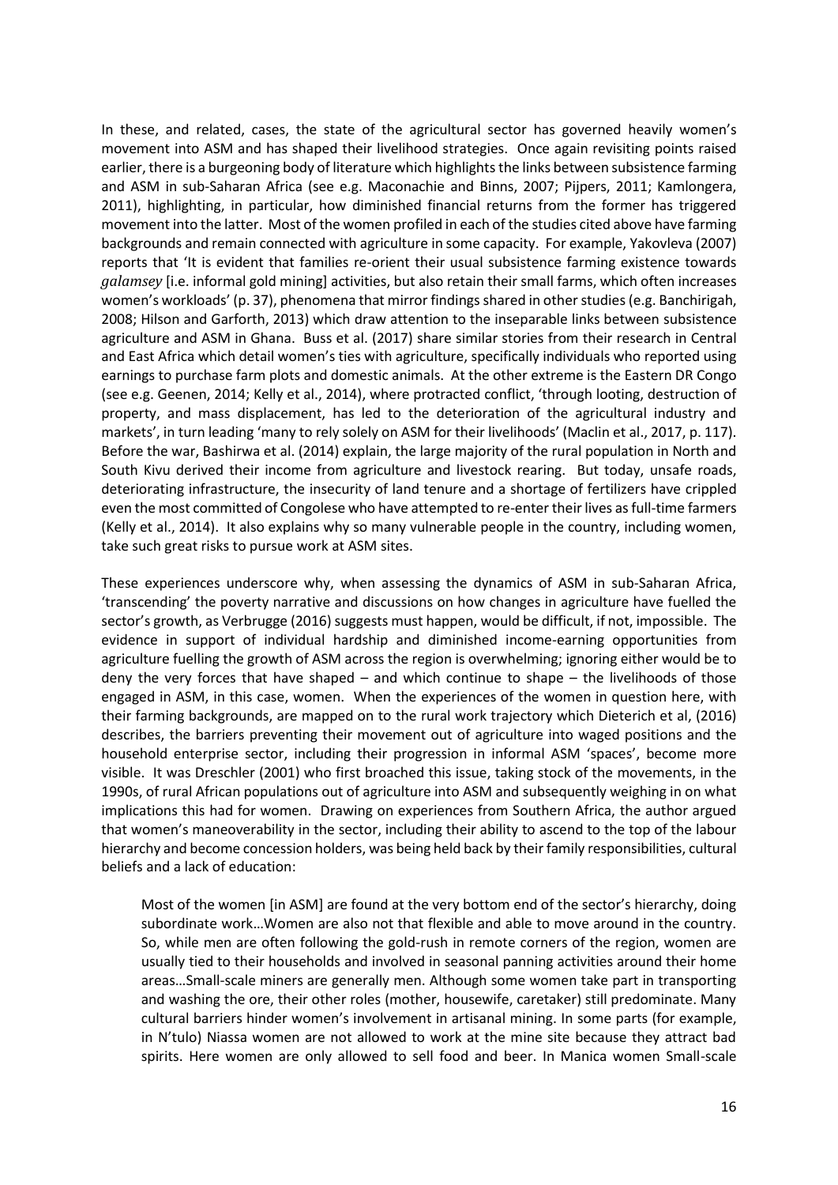In these, and related, cases, the state of the agricultural sector has governed heavily women's movement into ASM and has shaped their livelihood strategies. Once again revisiting points raised earlier, there is a burgeoning body of literature which highlights the links between subsistence farming and ASM in sub-Saharan Africa (see e.g. Maconachie and Binns, 2007; Pijpers, 2011; Kamlongera, 2011), highlighting, in particular, how diminished financial returns from the former has triggered movement into the latter. Most of the women profiled in each of the studies cited above have farming backgrounds and remain connected with agriculture in some capacity. For example, Yakovleva (2007) reports that 'It is evident that families re-orient their usual subsistence farming existence towards *galamsey* [i.e. informal gold mining] activities, but also retain their small farms, which often increases women's workloads' (p. 37), phenomena that mirror findings shared in other studies (e.g. Banchirigah, 2008; Hilson and Garforth, 2013) which draw attention to the inseparable links between subsistence agriculture and ASM in Ghana. Buss et al. (2017) share similar stories from their research in Central and East Africa which detail women's ties with agriculture, specifically individuals who reported using earnings to purchase farm plots and domestic animals. At the other extreme is the Eastern DR Congo (see e.g. Geenen, 2014; Kelly et al., 2014), where protracted conflict, 'through looting, destruction of property, and mass displacement, has led to the deterioration of the agricultural industry and markets', in turn leading 'many to rely solely on ASM for their livelihoods' (Maclin et al., 2017, p. 117). Before the war, Bashirwa et al. (2014) explain, the large majority of the rural population in North and South Kivu derived their income from agriculture and livestock rearing. But today, unsafe roads, deteriorating infrastructure, the insecurity of land tenure and a shortage of fertilizers have crippled even the most committed of Congolese who have attempted to re-enter their lives as full-time farmers (Kelly et al., 2014). It also explains why so many vulnerable people in the country, including women, take such great risks to pursue work at ASM sites.

These experiences underscore why, when assessing the dynamics of ASM in sub-Saharan Africa, 'transcending' the poverty narrative and discussions on how changes in agriculture have fuelled the sector's growth, as Verbrugge (2016) suggests must happen, would be difficult, if not, impossible. The evidence in support of individual hardship and diminished income-earning opportunities from agriculture fuelling the growth of ASM across the region is overwhelming; ignoring either would be to deny the very forces that have shaped – and which continue to shape – the livelihoods of those engaged in ASM, in this case, women. When the experiences of the women in question here, with their farming backgrounds, are mapped on to the rural work trajectory which Dieterich et al, (2016) describes, the barriers preventing their movement out of agriculture into waged positions and the household enterprise sector, including their progression in informal ASM 'spaces', become more visible. It was Dreschler (2001) who first broached this issue, taking stock of the movements, in the 1990s, of rural African populations out of agriculture into ASM and subsequently weighing in on what implications this had for women. Drawing on experiences from Southern Africa, the author argued that women's maneoverability in the sector, including their ability to ascend to the top of the labour hierarchy and become concession holders, was being held back by their family responsibilities, cultural beliefs and a lack of education:

> Most of the women [in ASM] are found at the very bottom end of the sector's hierarchy, doing subordinate work…Women are also not that flexible and able to move around in the country. So, while men are often following the gold-rush in remote corners of the region, women are usually tied to their households and involved in seasonal panning activities around their home areas…Small-scale miners are generally men. Although some women take part in transporting and washing the ore, their other roles (mother, housewife, caretaker) still predominate. Many cultural barriers hinder women's involvement in artisanal mining. In some parts (for example, in N'tulo) Niassa women are not allowed to work at the mine site because they attract bad spirits. Here women are only allowed to sell food and beer. In Manica women Small-scale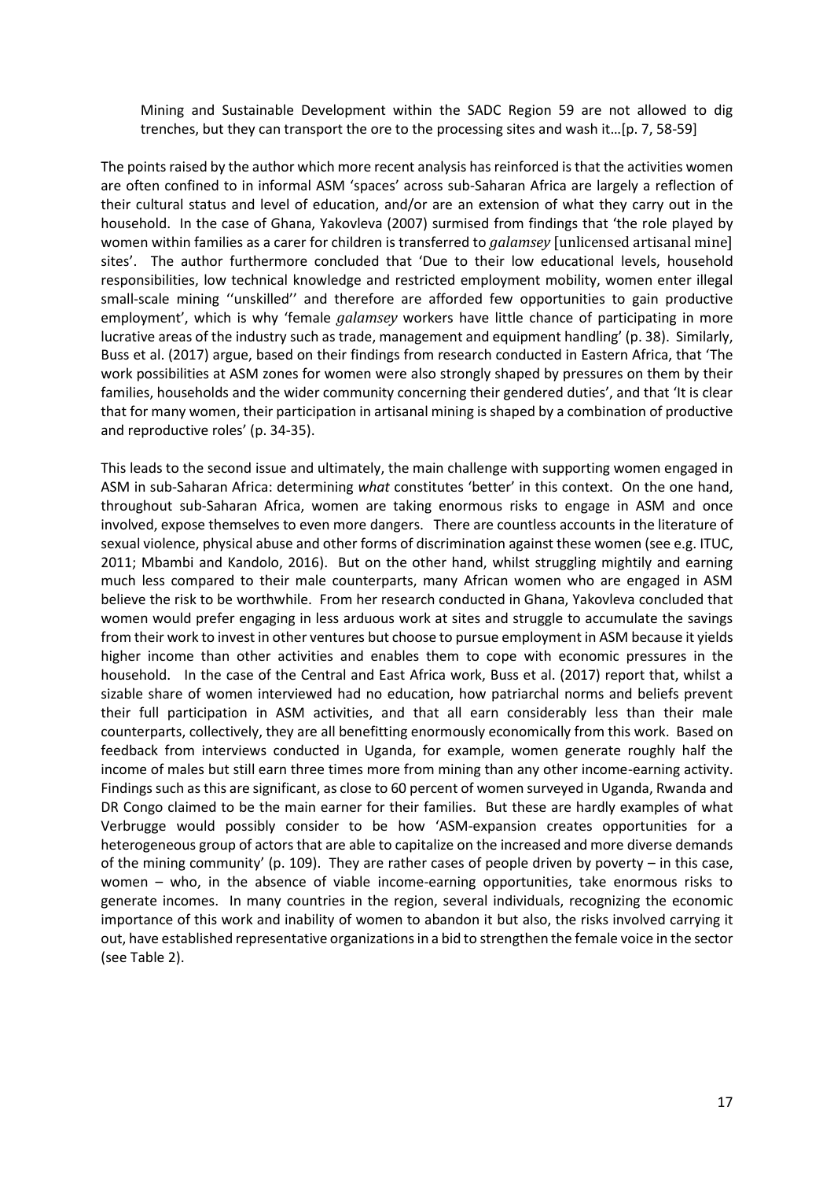Mining and Sustainable Development within the SADC Region 59 are not allowed to dig trenches, but they can transport the ore to the processing sites and wash it…[p. 7, 58-59]

The points raised by the author which more recent analysis has reinforced is that the activities women are often confined to in informal ASM 'spaces' across sub-Saharan Africa are largely a reflection of their cultural status and level of education, and/or are an extension of what they carry out in the household. In the case of Ghana, Yakovleva (2007) surmised from findings that 'the role played by women within families as a carer for children is transferred to *galamsey* [unlicensed artisanal mine] sites'. The author furthermore concluded that 'Due to their low educational levels, household responsibilities, low technical knowledge and restricted employment mobility, women enter illegal small-scale mining ''unskilled'' and therefore are afforded few opportunities to gain productive employment', which is why 'female *galamsey* workers have little chance of participating in more lucrative areas of the industry such as trade, management and equipment handling' (p. 38). Similarly, Buss et al. (2017) argue, based on their findings from research conducted in Eastern Africa, that 'The work possibilities at ASM zones for women were also strongly shaped by pressures on them by their families, households and the wider community concerning their gendered duties', and that 'It is clear that for many women, their participation in artisanal mining is shaped by a combination of productive and reproductive roles' (p. 34-35).

This leads to the second issue and ultimately, the main challenge with supporting women engaged in ASM in sub-Saharan Africa: determining *what* constitutes 'better' in this context. On the one hand, throughout sub-Saharan Africa, women are taking enormous risks to engage in ASM and once involved, expose themselves to even more dangers. There are countless accounts in the literature of sexual violence, physical abuse and other forms of discrimination against these women (see e.g. ITUC, 2011; Mbambi and Kandolo, 2016). But on the other hand, whilst struggling mightily and earning much less compared to their male counterparts, many African women who are engaged in ASM believe the risk to be worthwhile. From her research conducted in Ghana, Yakovleva concluded that women would prefer engaging in less arduous work at sites and struggle to accumulate the savings from their work to invest in other ventures but choose to pursue employment in ASM because it yields higher income than other activities and enables them to cope with economic pressures in the household. In the case of the Central and East Africa work, Buss et al. (2017) report that, whilst a sizable share of women interviewed had no education, how patriarchal norms and beliefs prevent their full participation in ASM activities, and that all earn considerably less than their male counterparts, collectively, they are all benefitting enormously economically from this work. Based on feedback from interviews conducted in Uganda, for example, women generate roughly half the income of males but still earn three times more from mining than any other income-earning activity. Findings such as this are significant, as close to 60 percent of women surveyed in Uganda, Rwanda and DR Congo claimed to be the main earner for their families. But these are hardly examples of what Verbrugge would possibly consider to be how 'ASM-expansion creates opportunities for a heterogeneous group of actors that are able to capitalize on the increased and more diverse demands of the mining community' (p. 109). They are rather cases of people driven by poverty – in this case, women – who, in the absence of viable income-earning opportunities, take enormous risks to generate incomes. In many countries in the region, several individuals, recognizing the economic importance of this work and inability of women to abandon it but also, the risks involved carrying it out, have established representative organizations in a bid to strengthen the female voice in the sector (see Table 2).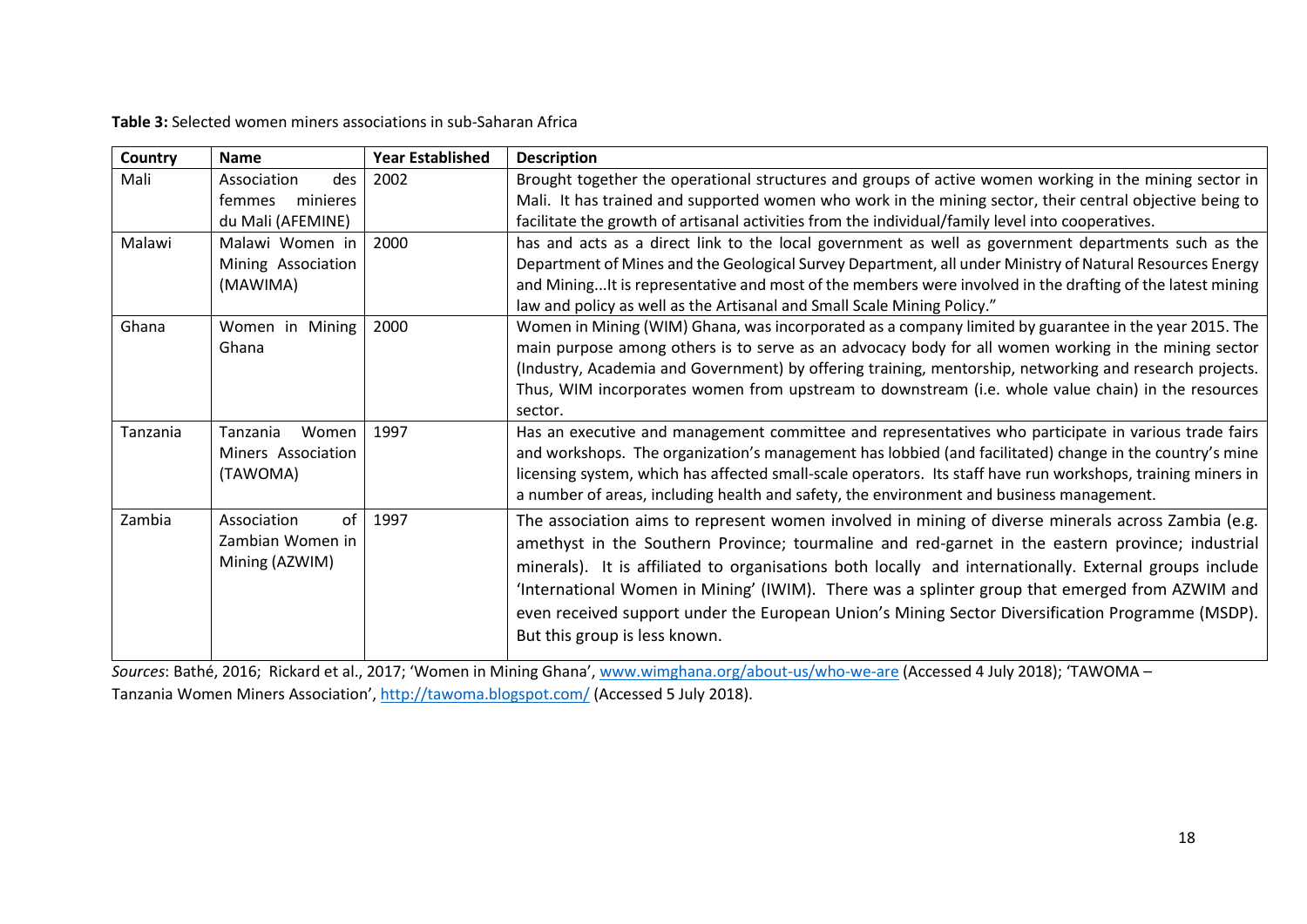**Table 3:** Selected women miners associations in sub-Saharan Africa

| Country | Name | Year Established | Description |
|---|---|---|---|
| Mali | Association des femmes minieres du Mali (AFEMINE) | 2002 | Brought together the operational structures and groups of active women working in the mining sector in Mali. It has trained and supported women who work in the mining sector, their central objective being to facilitate the growth of artisanal activities from the individual/family level into cooperatives. |
| Malawi | Malawi Women in Mining Association (MAWIMA) | 2000 | has and acts as a direct link to the local government as well as government departments such as the Department of Mines and the Geological Survey Department, all under Ministry of Natural Resources Energy and Mining...It is representative and most of the members were involved in the drafting of the latest mining law and policy as well as the Artisanal and Small Scale Mining Policy." |
| Ghana | Women in Mining Ghana | 2000 | Women in Mining (WIM) Ghana, was incorporated as a company limited by guarantee in the year 2015. The main purpose among others is to serve as an advocacy body for all women working in the mining sector (Industry, Academia and Government) by offering training, mentorship, networking and research projects. Thus, WIM incorporates women from upstream to downstream (i.e. whole value chain) in the resources sector. |
| Tanzania | Tanzania Women Miners Association (TAWOMA) | 1997 | Has an executive and management committee and representatives who participate in various trade fairs and workshops. The organization's management has lobbied (and facilitated) change in the country's mine licensing system, which has affected small-scale operators. Its staff have run workshops, training miners in a number of areas, including health and safety, the environment and business management. |
| Zambia | Association of Zambian Women in Mining (AZWIM) | 1997 | The association aims to represent women involved in mining of diverse minerals across Zambia (e.g. amethyst in the Southern Province; tourmaline and red-garnet in the eastern province; industrial minerals). It is affiliated to organisations both locally and internationally. External groups include 'International Women in Mining' (IWIM). There was a splinter group that emerged from AZWIM and even received support under the European Union's Mining Sector Diversification Programme (MSDP). But this group is less known. |

*Sources*: Bathé, 2016; Rickard et al., 2017; 'Women in Mining Ghana', www.wimghana.org/about-us/who-we-are (Accessed 4 July 2018); 'TAWOMA – Tanzania Women Miners Association', http://tawoma.blogspot.com/ (Accessed 5 July 2018).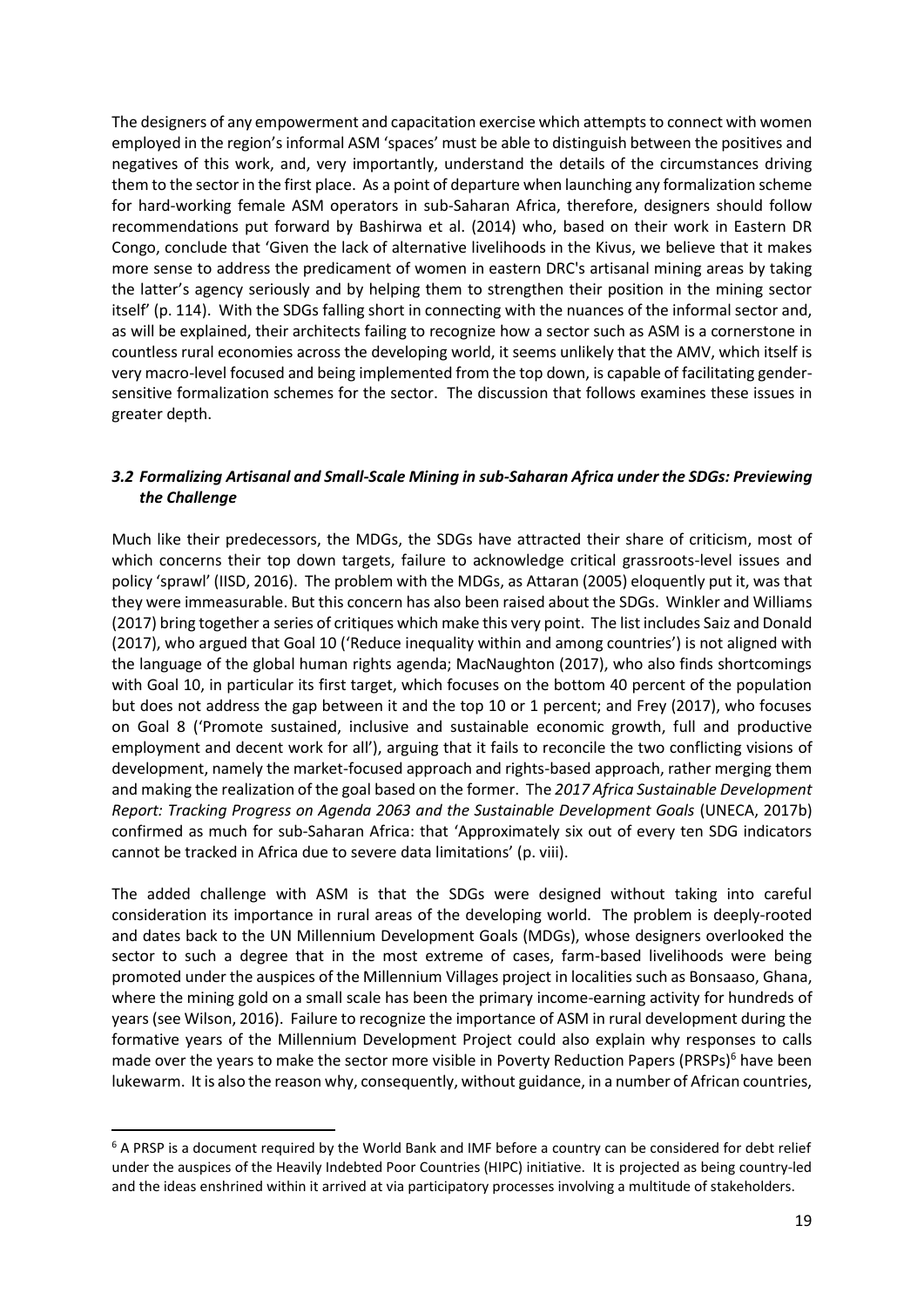The designers of any empowerment and capacitation exercise which attempts to connect with women employed in the region's informal ASM 'spaces' must be able to distinguish between the positives and negatives of this work, and, very importantly, understand the details of the circumstances driving them to the sector in the first place. As a point of departure when launching any formalization scheme for hard-working female ASM operators in sub-Saharan Africa, therefore, designers should follow recommendations put forward by Bashirwa et al. (2014) who, based on their work in Eastern DR Congo, conclude that 'Given the lack of alternative livelihoods in the Kivus, we believe that it makes more sense to address the predicament of women in eastern DRC's artisanal mining areas by taking the latter's agency seriously and by helping them to strengthen their position in the mining sector itself' (p. 114). With the SDGs falling short in connecting with the nuances of the informal sector and, as will be explained, their architects failing to recognize how a sector such as ASM is a cornerstone in countless rural economies across the developing world, it seems unlikely that the AMV, which itself is very macro-level focused and being implemented from the top down, is capable of facilitating gender-sensitive formalization schemes for the sector. The discussion that follows examines these issues in greater depth.

### *3.2 Formalizing Artisanal and Small-Scale Mining in sub-Saharan Africa under the SDGs: Previewing the Challenge*

Much like their predecessors, the MDGs, the SDGs have attracted their share of criticism, most of which concerns their top down targets, failure to acknowledge critical grassroots-level issues and policy 'sprawl' (IISD, 2016). The problem with the MDGs, as Attaran (2005) eloquently put it, was that they were immeasurable. But this concern has also been raised about the SDGs. Winkler and Williams (2017) bring together a series of critiques which make this very point. The list includes Saiz and Donald (2017), who argued that Goal 10 ('Reduce inequality within and among countries') is not aligned with the language of the global human rights agenda; MacNaughton (2017), who also finds shortcomings with Goal 10, in particular its first target, which focuses on the bottom 40 percent of the population but does not address the gap between it and the top 10 or 1 percent; and Frey (2017), who focuses on Goal 8 ('Promote sustained, inclusive and sustainable economic growth, full and productive employment and decent work for all'), arguing that it fails to reconcile the two conflicting visions of development, namely the market-focused approach and rights-based approach, rather merging them and making the realization of the goal based on the former. The *2017 Africa Sustainable Development Report: Tracking Progress on Agenda 2063 and the Sustainable Development Goals* (UNECA, 2017b) confirmed as much for sub-Saharan Africa: that 'Approximately six out of every ten SDG indicators cannot be tracked in Africa due to severe data limitations' (p. viii).

The added challenge with ASM is that the SDGs were designed without taking into careful consideration its importance in rural areas of the developing world. The problem is deeply-rooted and dates back to the UN Millennium Development Goals (MDGs), whose designers overlooked the sector to such a degree that in the most extreme of cases, farm-based livelihoods were being promoted under the auspices of the Millennium Villages project in localities such as Bonsaaso, Ghana, where the mining gold on a small scale has been the primary income-earning activity for hundreds of years (see Wilson, 2016). Failure to recognize the importance of ASM in rural development during the formative years of the Millennium Development Project could also explain why responses to calls made over the years to make the sector more visible in Poverty Reduction Papers (PRSPs)[6] have been lukewarm. It is also the reason why, consequently, without guidance, in a number of African countries,

---

[6] A PRSP is a document required by the World Bank and IMF before a country can be considered for debt relief under the auspices of the Heavily Indebted Poor Countries (HIPC) initiative. It is projected as being country-led and the ideas enshrined within it arrived at via participatory processes involving a multitude of stakeholders.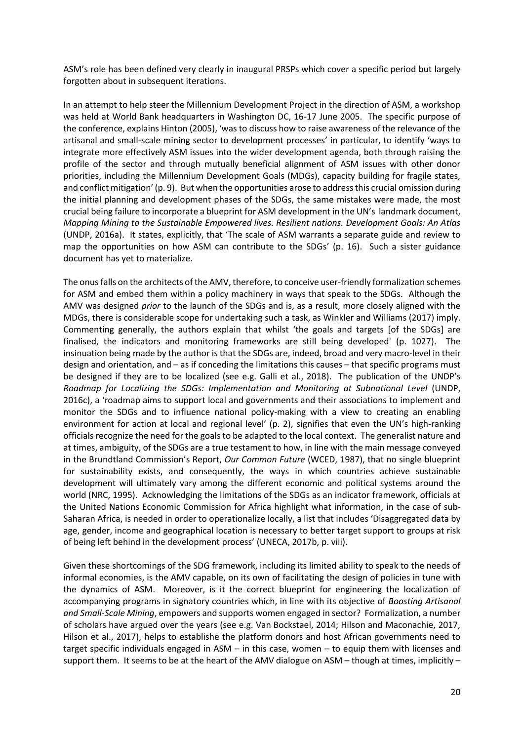ASM's role has been defined very clearly in inaugural PRSPs which cover a specific period but largely forgotten about in subsequent iterations.

In an attempt to help steer the Millennium Development Project in the direction of ASM, a workshop was held at World Bank headquarters in Washington DC, 16-17 June 2005. The specific purpose of the conference, explains Hinton (2005), 'was to discuss how to raise awareness of the relevance of the artisanal and small-scale mining sector to development processes' in particular, to identify 'ways to integrate more effectively ASM issues into the wider development agenda, both through raising the profile of the sector and through mutually beneficial alignment of ASM issues with other donor priorities, including the Millennium Development Goals (MDGs), capacity building for fragile states, and conflict mitigation' (p. 9). But when the opportunities arose to address this crucial omission during the initial planning and development phases of the SDGs, the same mistakes were made, the most crucial being failure to incorporate a blueprint for ASM development in the UN's landmark document, *Mapping Mining to the Sustainable Empowered lives. Resilient nations. Development Goals: An Atlas* (UNDP, 2016a). It states, explicitly, that 'The scale of ASM warrants a separate guide and review to map the opportunities on how ASM can contribute to the SDGs' (p. 16). Such a sister guidance document has yet to materialize.

The onus falls on the architects of the AMV, therefore, to conceive user-friendly formalization schemes for ASM and embed them within a policy machinery in ways that speak to the SDGs. Although the AMV was designed *prior* to the launch of the SDGs and is, as a result, more closely aligned with the MDGs, there is considerable scope for undertaking such a task, as Winkler and Williams (2017) imply. Commenting generally, the authors explain that whilst 'the goals and targets [of the SDGs] are finalised, the indicators and monitoring frameworks are still being developed' (p. 1027). The insinuation being made by the author is that the SDGs are, indeed, broad and very macro-level in their design and orientation, and – as if conceding the limitations this causes – that specific programs must be designed if they are to be localized (see e.g. Galli et al., 2018). The publication of the UNDP's *Roadmap for Localizing the SDGs: Implementation and Monitoring at Subnational Level* (UNDP, 2016c), a 'roadmap aims to support local and governments and their associations to implement and monitor the SDGs and to influence national policy-making with a view to creating an enabling environment for action at local and regional level' (p. 2), signifies that even the UN's high-ranking officials recognize the need for the goals to be adapted to the local context. The generalist nature and at times, ambiguity, of the SDGs are a true testament to how, in line with the main message conveyed in the Brundtland Commission's Report, *Our Common Future* (WCED, 1987), that no single blueprint for sustainability exists, and consequently, the ways in which countries achieve sustainable development will ultimately vary among the different economic and political systems around the world (NRC, 1995). Acknowledging the limitations of the SDGs as an indicator framework, officials at the United Nations Economic Commission for Africa highlight what information, in the case of sub-Saharan Africa, is needed in order to operationalize locally, a list that includes 'Disaggregated data by age, gender, income and geographical location is necessary to better target support to groups at risk of being left behind in the development process' (UNECA, 2017b, p. viii).

Given these shortcomings of the SDG framework, including its limited ability to speak to the needs of informal economies, is the AMV capable, on its own of facilitating the design of policies in tune with the dynamics of ASM. Moreover, is it the correct blueprint for engineering the localization of accompanying programs in signatory countries which, in line with its objective of *Boosting Artisanal and Small-Scale Mining*, empowers and supports women engaged in sector? Formalization, a number of scholars have argued over the years (see e.g. Van Bockstael, 2014; Hilson and Maconachie, 2017, Hilson et al., 2017), helps to establishe the platform donors and host African governments need to target specific individuals engaged in ASM – in this case, women – to equip them with licenses and support them. It seems to be at the heart of the AMV dialogue on ASM – though at times, implicitly –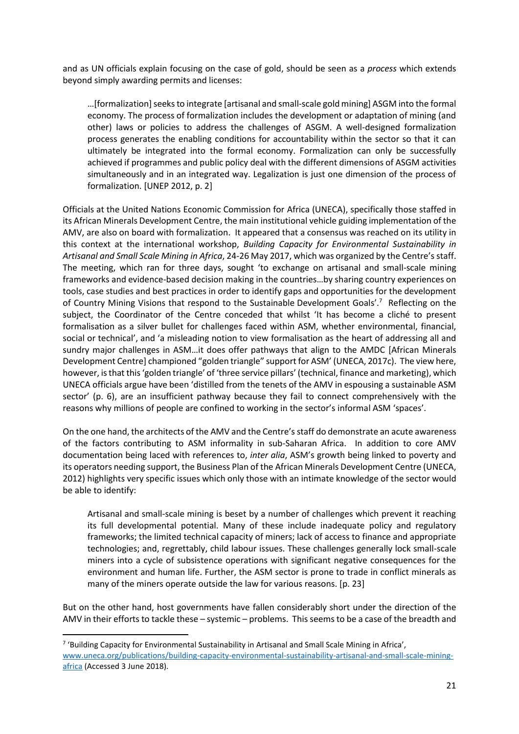and as UN officials explain focusing on the case of gold, should be seen as a *process* which extends beyond simply awarding permits and licenses:

> …[formalization] seeks to integrate [artisanal and small-scale gold mining] ASGM into the formal economy. The process of formalization includes the development or adaptation of mining (and other) laws or policies to address the challenges of ASGM. A well-designed formalization process generates the enabling conditions for accountability within the sector so that it can ultimately be integrated into the formal economy. Formalization can only be successfully achieved if programmes and public policy deal with the different dimensions of ASGM activities simultaneously and in an integrated way. Legalization is just one dimension of the process of formalization. [UNEP 2012, p. 2]

Officials at the United Nations Economic Commission for Africa (UNECA), specifically those staffed in its African Minerals Development Centre, the main institutional vehicle guiding implementation of the AMV, are also on board with formalization. It appeared that a consensus was reached on its utility in this context at the international workshop, *Building Capacity for Environmental Sustainability in Artisanal and Small Scale Mining in Africa*, 24-26 May 2017, which was organized by the Centre's staff. The meeting, which ran for three days, sought 'to exchange on artisanal and small-scale mining frameworks and evidence-based decision making in the countries…by sharing country experiences on tools, case studies and best practices in order to identify gaps and opportunities for the development of Country Mining Visions that respond to the Sustainable Development Goals'.[7] Reflecting on the subject, the Coordinator of the Centre conceded that whilst 'It has become a cliché to present formalisation as a silver bullet for challenges faced within ASM, whether environmental, financial, social or technical', and 'a misleading notion to view formalisation as the heart of addressing all and sundry major challenges in ASM…it does offer pathways that align to the AMDC [African Minerals Development Centre] championed "golden triangle" support for ASM' (UNECA, 2017c). The view here, however, is that this 'golden triangle' of 'three service pillars' (technical, finance and marketing), which UNECA officials argue have been 'distilled from the tenets of the AMV in espousing a sustainable ASM sector' (p. 6), are an insufficient pathway because they fail to connect comprehensively with the reasons why millions of people are confined to working in the sector's informal ASM 'spaces'.

On the one hand, the architects of the AMV and the Centre's staff do demonstrate an acute awareness of the factors contributing to ASM informality in sub-Saharan Africa. In addition to core AMV documentation being laced with references to, *inter alia*, ASM's growth being linked to poverty and its operators needing support, the Business Plan of the African Minerals Development Centre (UNECA, 2012) highlights very specific issues which only those with an intimate knowledge of the sector would be able to identify:

> Artisanal and small-scale mining is beset by a number of challenges which prevent it reaching its full developmental potential. Many of these include inadequate policy and regulatory frameworks; the limited technical capacity of miners; lack of access to finance and appropriate technologies; and, regrettably, child labour issues. These challenges generally lock small-scale miners into a cycle of subsistence operations with significant negative consequences for the environment and human life. Further, the ASM sector is prone to trade in conflict minerals as many of the miners operate outside the law for various reasons. [p. 23]

But on the other hand, host governments have fallen considerably short under the direction of the AMV in their efforts to tackle these – systemic – problems. This seems to be a case of the breadth and

---

[7] 'Building Capacity for Environmental Sustainability in Artisanal and Small Scale Mining in Africa', www.uneca.org/publications/building-capacity-environmental-sustainability-artisanal-and-small-scale-mining-africa (Accessed 3 June 2018).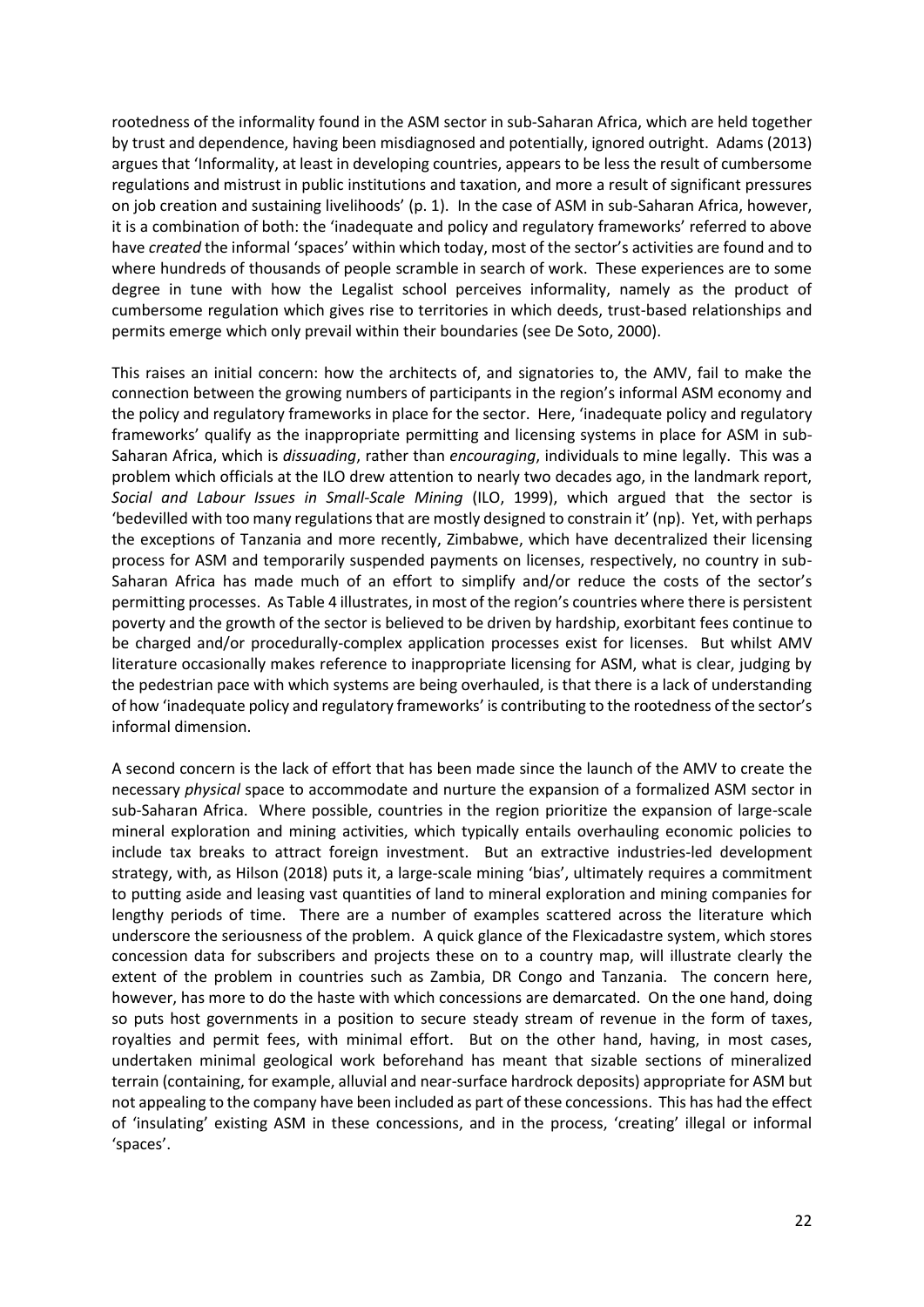rootedness of the informality found in the ASM sector in sub-Saharan Africa, which are held together by trust and dependence, having been misdiagnosed and potentially, ignored outright. Adams (2013) argues that 'Informality, at least in developing countries, appears to be less the result of cumbersome regulations and mistrust in public institutions and taxation, and more a result of significant pressures on job creation and sustaining livelihoods' (p. 1). In the case of ASM in sub-Saharan Africa, however, it is a combination of both: the 'inadequate and policy and regulatory frameworks' referred to above have *created* the informal 'spaces' within which today, most of the sector's activities are found and to where hundreds of thousands of people scramble in search of work. These experiences are to some degree in tune with how the Legalist school perceives informality, namely as the product of cumbersome regulation which gives rise to territories in which deeds, trust-based relationships and permits emerge which only prevail within their boundaries (see De Soto, 2000).

This raises an initial concern: how the architects of, and signatories to, the AMV, fail to make the connection between the growing numbers of participants in the region's informal ASM economy and the policy and regulatory frameworks in place for the sector. Here, 'inadequate policy and regulatory frameworks' qualify as the inappropriate permitting and licensing systems in place for ASM in sub-Saharan Africa, which is *dissuading*, rather than *encouraging*, individuals to mine legally. This was a problem which officials at the ILO drew attention to nearly two decades ago, in the landmark report, *Social and Labour Issues in Small-Scale Mining* (ILO, 1999), which argued that the sector is 'bedevilled with too many regulations that are mostly designed to constrain it' (np). Yet, with perhaps the exceptions of Tanzania and more recently, Zimbabwe, which have decentralized their licensing process for ASM and temporarily suspended payments on licenses, respectively, no country in sub-Saharan Africa has made much of an effort to simplify and/or reduce the costs of the sector's permitting processes. As Table 4 illustrates, in most of the region's countries where there is persistent poverty and the growth of the sector is believed to be driven by hardship, exorbitant fees continue to be charged and/or procedurally-complex application processes exist for licenses. But whilst AMV literature occasionally makes reference to inappropriate licensing for ASM, what is clear, judging by the pedestrian pace with which systems are being overhauled, is that there is a lack of understanding of how 'inadequate policy and regulatory frameworks' is contributing to the rootedness of the sector's informal dimension.

A second concern is the lack of effort that has been made since the launch of the AMV to create the necessary *physical* space to accommodate and nurture the expansion of a formalized ASM sector in sub-Saharan Africa. Where possible, countries in the region prioritize the expansion of large-scale mineral exploration and mining activities, which typically entails overhauling economic policies to include tax breaks to attract foreign investment. But an extractive industries-led development strategy, with, as Hilson (2018) puts it, a large-scale mining 'bias', ultimately requires a commitment to putting aside and leasing vast quantities of land to mineral exploration and mining companies for lengthy periods of time. There are a number of examples scattered across the literature which underscore the seriousness of the problem. A quick glance of the Flexicadastre system, which stores concession data for subscribers and projects these on to a country map, will illustrate clearly the extent of the problem in countries such as Zambia, DR Congo and Tanzania. The concern here, however, has more to do the haste with which concessions are demarcated. On the one hand, doing so puts host governments in a position to secure steady stream of revenue in the form of taxes, royalties and permit fees, with minimal effort. But on the other hand, having, in most cases, undertaken minimal geological work beforehand has meant that sizable sections of mineralized terrain (containing, for example, alluvial and near-surface hardrock deposits) appropriate for ASM but not appealing to the company have been included as part of these concessions. This has had the effect of 'insulating' existing ASM in these concessions, and in the process, 'creating' illegal or informal 'spaces'.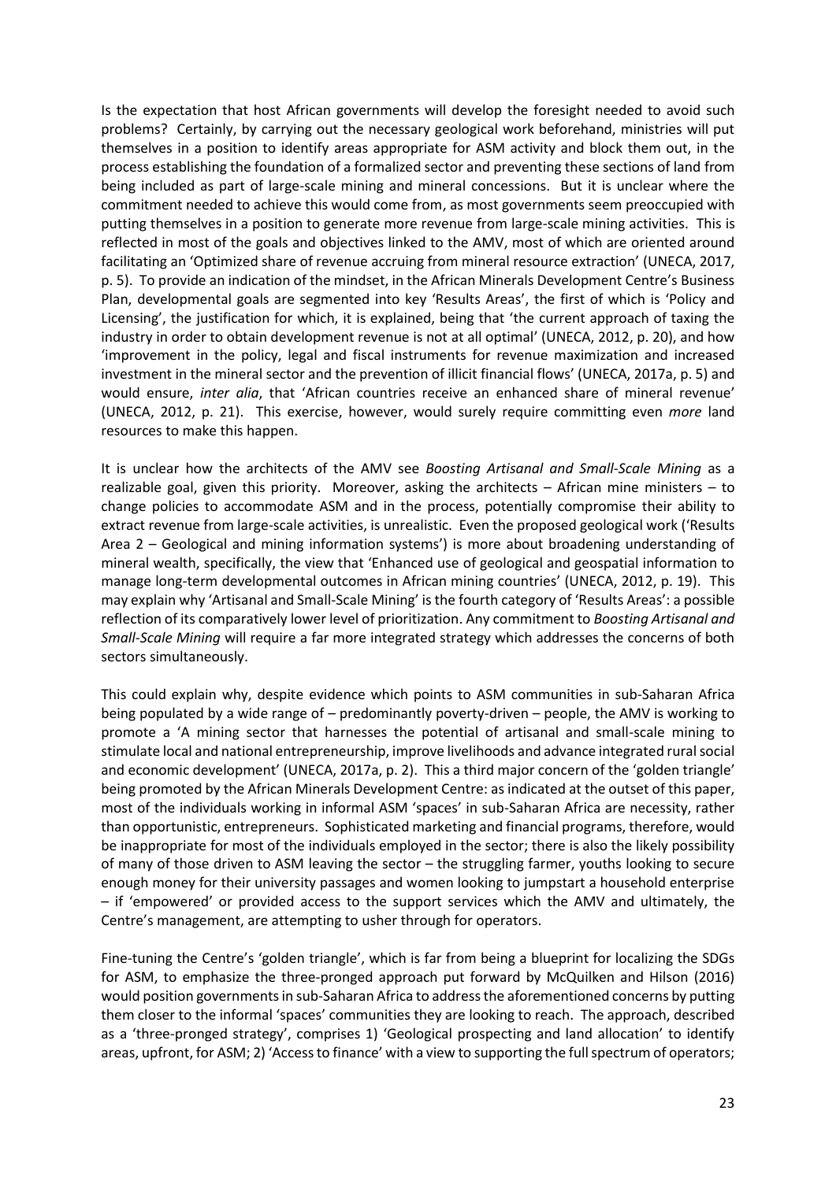Is the expectation that host African governments will develop the foresight needed to avoid such problems? Certainly, by carrying out the necessary geological work beforehand, ministries will put themselves in a position to identify areas appropriate for ASM activity and block them out, in the process establishing the foundation of a formalized sector and preventing these sections of land from being included as part of large-scale mining and mineral concessions. But it is unclear where the commitment needed to achieve this would come from, as most governments seem preoccupied with putting themselves in a position to generate more revenue from large-scale mining activities. This is reflected in most of the goals and objectives linked to the AMV, most of which are oriented around facilitating an 'Optimized share of revenue accruing from mineral resource extraction' (UNECA, 2017, p. 5). To provide an indication of the mindset, in the African Minerals Development Centre's Business Plan, developmental goals are segmented into key 'Results Areas', the first of which is 'Policy and Licensing', the justification for which, it is explained, being that 'the current approach of taxing the industry in order to obtain development revenue is not at all optimal' (UNECA, 2012, p. 20), and how 'improvement in the policy, legal and fiscal instruments for revenue maximization and increased investment in the mineral sector and the prevention of illicit financial flows' (UNECA, 2017a, p. 5) and would ensure, *inter alia*, that 'African countries receive an enhanced share of mineral revenue' (UNECA, 2012, p. 21). This exercise, however, would surely require committing even *more* land resources to make this happen.

It is unclear how the architects of the AMV see *Boosting Artisanal and Small-Scale Mining* as a realizable goal, given this priority. Moreover, asking the architects – African mine ministers – to change policies to accommodate ASM and in the process, potentially compromise their ability to extract revenue from large-scale activities, is unrealistic. Even the proposed geological work ('Results Area 2 – Geological and mining information systems') is more about broadening understanding of mineral wealth, specifically, the view that 'Enhanced use of geological and geospatial information to manage long-term developmental outcomes in African mining countries' (UNECA, 2012, p. 19). This may explain why 'Artisanal and Small-Scale Mining' is the fourth category of 'Results Areas': a possible reflection of its comparatively lower level of prioritization. Any commitment to *Boosting Artisanal and Small-Scale Mining* will require a far more integrated strategy which addresses the concerns of both sectors simultaneously.

This could explain why, despite evidence which points to ASM communities in sub-Saharan Africa being populated by a wide range of – predominantly poverty-driven – people, the AMV is working to promote a 'A mining sector that harnesses the potential of artisanal and small-scale mining to stimulate local and national entrepreneurship, improve livelihoods and advance integrated rural social and economic development' (UNECA, 2017a, p. 2). This a third major concern of the 'golden triangle' being promoted by the African Minerals Development Centre: as indicated at the outset of this paper, most of the individuals working in informal ASM 'spaces' in sub-Saharan Africa are necessity, rather than opportunistic, entrepreneurs. Sophisticated marketing and financial programs, therefore, would be inappropriate for most of the individuals employed in the sector; there is also the likely possibility of many of those driven to ASM leaving the sector – the struggling farmer, youths looking to secure enough money for their university passages and women looking to jumpstart a household enterprise – if 'empowered' or provided access to the support services which the AMV and ultimately, the Centre's management, are attempting to usher through for operators.

Fine-tuning the Centre's 'golden triangle', which is far from being a blueprint for localizing the SDGs for ASM, to emphasize the three-pronged approach put forward by McQuilken and Hilson (2016) would position governments in sub-Saharan Africa to address the aforementioned concerns by putting them closer to the informal 'spaces' communities they are looking to reach. The approach, described as a 'three-pronged strategy', comprises 1) 'Geological prospecting and land allocation' to identify areas, upfront, for ASM; 2) 'Access to finance' with a view to supporting the full spectrum of operators;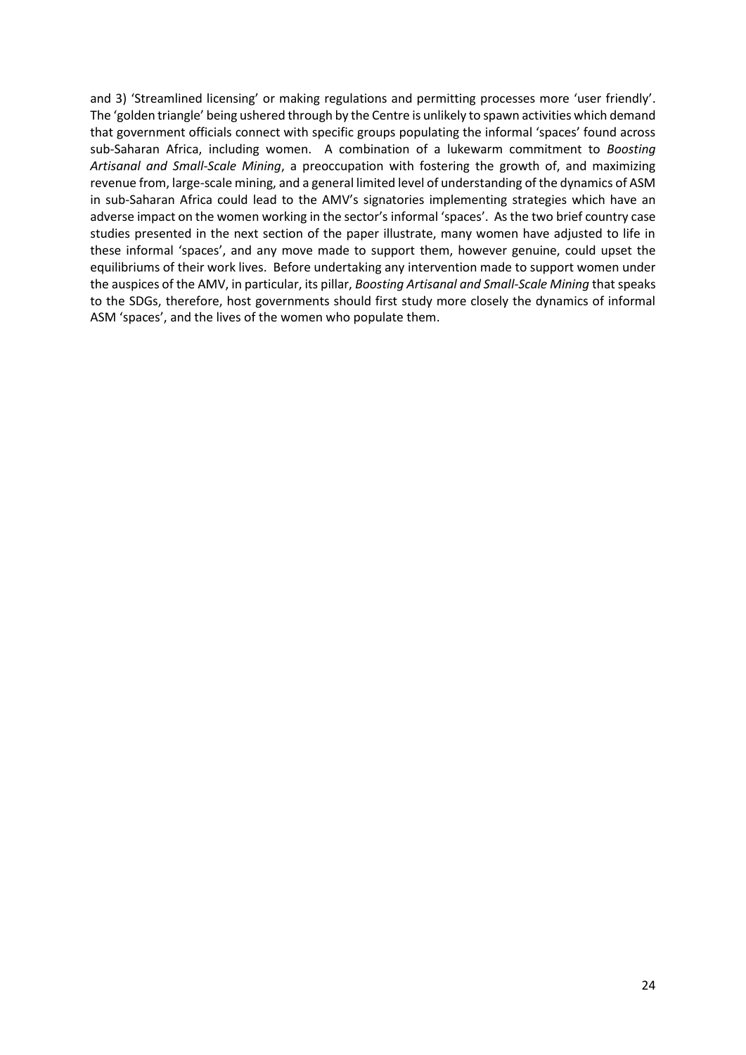and 3) 'Streamlined licensing' or making regulations and permitting processes more 'user friendly'. The 'golden triangle' being ushered through by the Centre is unlikely to spawn activities which demand that government officials connect with specific groups populating the informal 'spaces' found across sub-Saharan Africa, including women. A combination of a lukewarm commitment to *Boosting Artisanal and Small-Scale Mining*, a preoccupation with fostering the growth of, and maximizing revenue from, large-scale mining, and a general limited level of understanding of the dynamics of ASM in sub-Saharan Africa could lead to the AMV's signatories implementing strategies which have an adverse impact on the women working in the sector's informal 'spaces'. As the two brief country case studies presented in the next section of the paper illustrate, many women have adjusted to life in these informal 'spaces', and any move made to support them, however genuine, could upset the equilibriums of their work lives. Before undertaking any intervention made to support women under the auspices of the AMV, in particular, its pillar, *Boosting Artisanal and Small-Scale Mining* that speaks to the SDGs, therefore, host governments should first study more closely the dynamics of informal ASM 'spaces', and the lives of the women who populate them.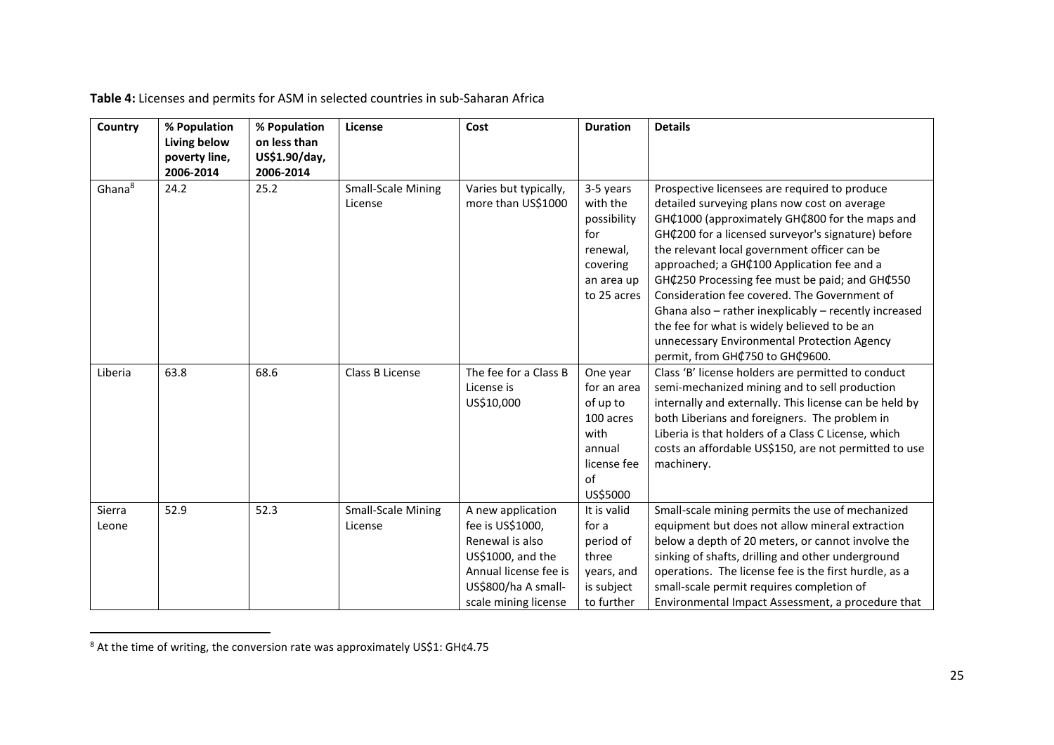**Table 4:** Licenses and permits for ASM in selected countries in sub-Saharan Africa

| Country | % Population Living below poverty line, 2006-2014 | % Population on less than US$1.90/day, 2006-2014 | License | Cost | Duration | Details |
|---|---|---|---|---|---|---|
| Ghana[8] | 24.2 | 25.2 | Small-Scale Mining License | Varies but typically, more than US$1000 | 3-5 years with the possibility for renewal, covering an area up to 25 acres | Prospective licensees are required to produce detailed surveying plans now cost on average GH₵1000 (approximately GH₵800 for the maps and GH₵200 for a licensed surveyor's signature) before the relevant local government officer can be approached; a GH₵100 Application fee and a GH₵250 Processing fee must be paid; and GH₵550 Consideration fee covered. The Government of Ghana also – rather inexplicably – recently increased the fee for what is widely believed to be an unnecessary Environmental Protection Agency permit, from GH₵750 to GH₵9600. |
| Liberia | 63.8 | 68.6 | Class B License | The fee for a Class B License is US$10,000 | One year for an area of up to 100 acres with annual license fee of US$5000 | Class 'B' license holders are permitted to conduct semi-mechanized mining and to sell production internally and externally. This license can be held by both Liberians and foreigners. The problem in Liberia is that holders of a Class C License, which costs an affordable US$150, are not permitted to use machinery. |
| Sierra Leone | 52.9 | 52.3 | Small-Scale Mining License | A new application fee is US$1000, Renewal is also US$1000, and the Annual license fee is US$800/ha A small-scale mining license | It is valid for a period of three years, and is subject to further | Small-scale mining permits the use of mechanized equipment but does not allow mineral extraction below a depth of 20 meters, or cannot involve the sinking of shafts, drilling and other underground operations. The license fee is the first hurdle, as a small-scale permit requires completion of Environmental Impact Assessment, a procedure that |

[8] At the time of writing, the conversion rate was approximately US$1: GH¢4.75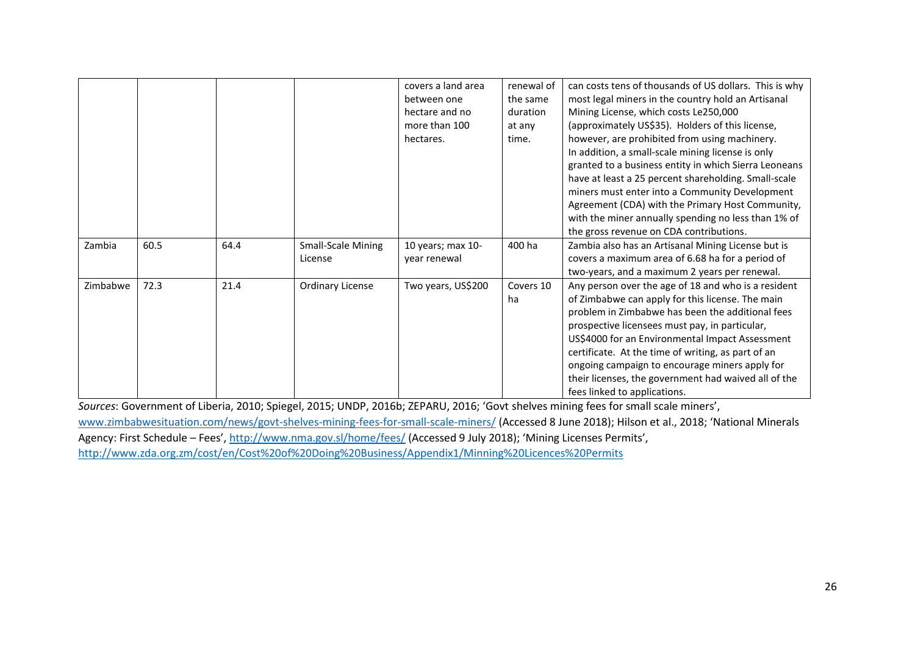| | | | | covers a land area between one hectare and no more than 100 hectares. | renewal of the same duration at any time. | can costs tens of thousands of US dollars. This is why most legal miners in the country hold an Artisanal Mining License, which costs Le250,000 (approximately US$35). Holders of this license, however, are prohibited from using machinery. In addition, a small-scale mining license is only granted to a business entity in which Sierra Leoneans have at least a 25 percent shareholding. Small-scale miners must enter into a Community Development Agreement (CDA) with the Primary Host Community, with the miner annually spending no less than 1% of the gross revenue on CDA contributions. |
|---|---|---|---|---|---|---|
| Zambia | 60.5 | 64.4 | Small-Scale Mining License | 10 years; max 10-year renewal | 400 ha | Zambia also has an Artisanal Mining License but is covers a maximum area of 6.68 ha for a period of two-years, and a maximum 2 years per renewal. |
| Zimbabwe | 72.3 | 21.4 | Ordinary License | Two years, US$200 | Covers 10 ha | Any person over the age of 18 and who is a resident of Zimbabwe can apply for this license. The main problem in Zimbabwe has been the additional fees prospective licensees must pay, in particular, US$4000 for an Environmental Impact Assessment certificate. At the time of writing, as part of an ongoing campaign to encourage miners apply for their licenses, the government had waived all of the fees linked to applications. |

*Sources*: Government of Liberia, 2010; Spiegel, 2015; UNDP, 2016b; ZEPARU, 2016; 'Govt shelves mining fees for small scale miners', www.zimbabwesituation.com/news/govt-shelves-mining-fees-for-small-scale-miners/ (Accessed 8 June 2018); Hilson et al., 2018; 'National Minerals Agency: First Schedule – Fees', http://www.nma.gov.sl/home/fees/ (Accessed 9 July 2018); 'Mining Licenses Permits', http://www.zda.org.zm/cost/en/Cost%20of%20Doing%20Business/Appendix1/Minning%20Licences%20Permits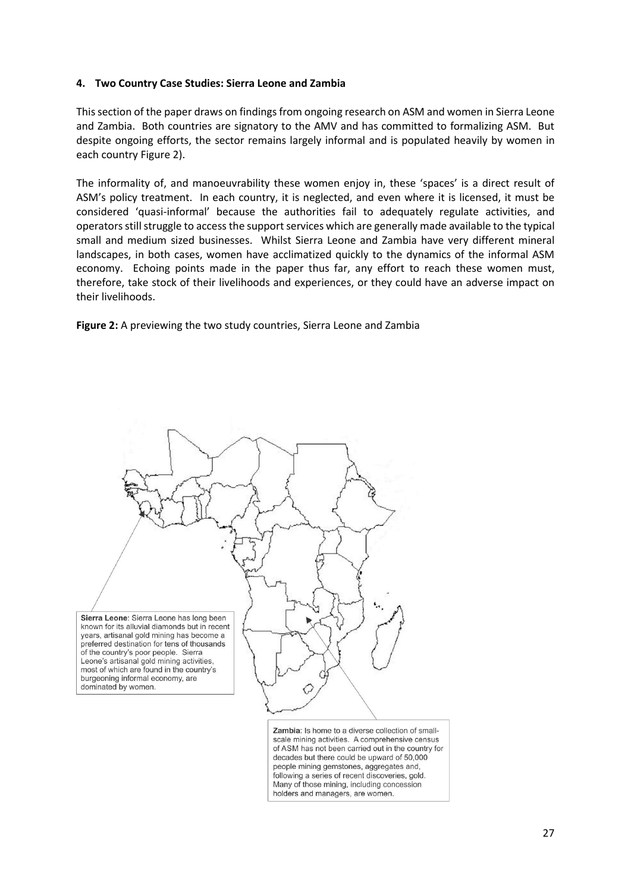**4. Two Country Case Studies: Sierra Leone and Zambia**

This section of the paper draws on findings from ongoing research on ASM and women in Sierra Leone and Zambia. Both countries are signatory to the AMV and has committed to formalizing ASM. But despite ongoing efforts, the sector remains largely informal and is populated heavily by women in each country Figure 2).

The informality of, and manoeuvrability these women enjoy in, these 'spaces' is a direct result of ASM's policy treatment. In each country, it is neglected, and even where it is licensed, it must be considered 'quasi-informal' because the authorities fail to adequately regulate activities, and operators still struggle to access the support services which are generally made available to the typical small and medium sized businesses. Whilst Sierra Leone and Zambia have very different mineral landscapes, in both cases, women have acclimatized quickly to the dynamics of the informal ASM economy. Echoing points made in the paper thus far, any effort to reach these women must, therefore, take stock of their livelihoods and experiences, or they could have an adverse impact on their livelihoods.

**Figure 2:** A previewing the two study countries, Sierra Leone and Zambia

Sierra Leone: Sierra Leone has long been known for its alluvial diamonds but in recent years, artisanal gold mining has become a preferred destination for tens of thousands of the country's poor people. Sierra Leone's artisanal gold mining activities, most of which are found in the country's burgeoning informal economy, are dominated by women.

Zambia: Is home to a diverse collection of small-scale mining activities. A comprehensive census of ASM has not been carried out in the country for decades but there could be upward of 50,000 people mining gemstones, aggregates and, following a series of recent discoveries, gold. Many of those mining, including concession holders and managers, are women.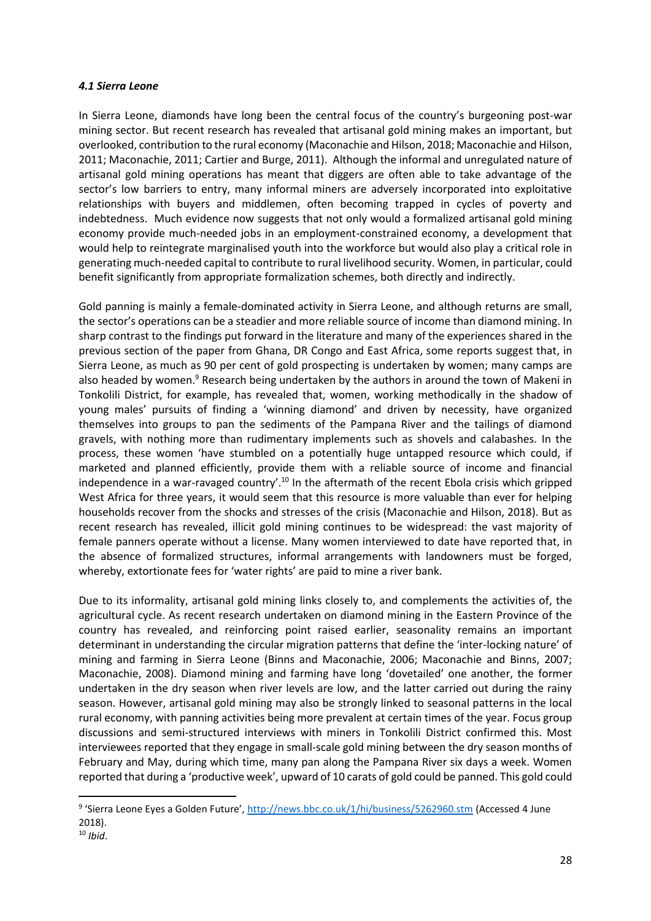#### *4.1 Sierra Leone*

In Sierra Leone, diamonds have long been the central focus of the country's burgeoning post-war mining sector. But recent research has revealed that artisanal gold mining makes an important, but overlooked, contribution to the rural economy (Maconachie and Hilson, 2018; Maconachie and Hilson, 2011; Maconachie, 2011; Cartier and Burge, 2011). Although the informal and unregulated nature of artisanal gold mining operations has meant that diggers are often able to take advantage of the sector's low barriers to entry, many informal miners are adversely incorporated into exploitative relationships with buyers and middlemen, often becoming trapped in cycles of poverty and indebtedness. Much evidence now suggests that not only would a formalized artisanal gold mining economy provide much-needed jobs in an employment-constrained economy, a development that would help to reintegrate marginalised youth into the workforce but would also play a critical role in generating much-needed capital to contribute to rural livelihood security. Women, in particular, could benefit significantly from appropriate formalization schemes, both directly and indirectly.

Gold panning is mainly a female-dominated activity in Sierra Leone, and although returns are small, the sector's operations can be a steadier and more reliable source of income than diamond mining. In sharp contrast to the findings put forward in the literature and many of the experiences shared in the previous section of the paper from Ghana, DR Congo and East Africa, some reports suggest that, in Sierra Leone, as much as 90 per cent of gold prospecting is undertaken by women; many camps are also headed by women.[9] Research being undertaken by the authors in around the town of Makeni in Tonkolili District, for example, has revealed that, women, working methodically in the shadow of young males' pursuits of finding a 'winning diamond' and driven by necessity, have organized themselves into groups to pan the sediments of the Pampana River and the tailings of diamond gravels, with nothing more than rudimentary implements such as shovels and calabashes. In the process, these women 'have stumbled on a potentially huge untapped resource which could, if marketed and planned efficiently, provide them with a reliable source of income and financial independence in a war-ravaged country'.[10] In the aftermath of the recent Ebola crisis which gripped West Africa for three years, it would seem that this resource is more valuable than ever for helping households recover from the shocks and stresses of the crisis (Maconachie and Hilson, 2018). But as recent research has revealed, illicit gold mining continues to be widespread: the vast majority of female panners operate without a license. Many women interviewed to date have reported that, in the absence of formalized structures, informal arrangements with landowners must be forged, whereby, extortionate fees for 'water rights' are paid to mine a river bank.

Due to its informality, artisanal gold mining links closely to, and complements the activities of, the agricultural cycle. As recent research undertaken on diamond mining in the Eastern Province of the country has revealed, and reinforcing point raised earlier, seasonality remains an important determinant in understanding the circular migration patterns that define the 'inter-locking nature' of mining and farming in Sierra Leone (Binns and Maconachie, 2006; Maconachie and Binns, 2007; Maconachie, 2008). Diamond mining and farming have long 'dovetailed' one another, the former undertaken in the dry season when river levels are low, and the latter carried out during the rainy season. However, artisanal gold mining may also be strongly linked to seasonal patterns in the local rural economy, with panning activities being more prevalent at certain times of the year. Focus group discussions and semi-structured interviews with miners in Tonkolili District confirmed this. Most interviewees reported that they engage in small-scale gold mining between the dry season months of February and May, during which time, many pan along the Pampana River six days a week. Women reported that during a 'productive week', upward of 10 carats of gold could be panned. This gold could

[9] 'Sierra Leone Eyes a Golden Future', http://news.bbc.co.uk/1/hi/business/5262960.stm (Accessed 4 June 2018).

[10] *Ibid*.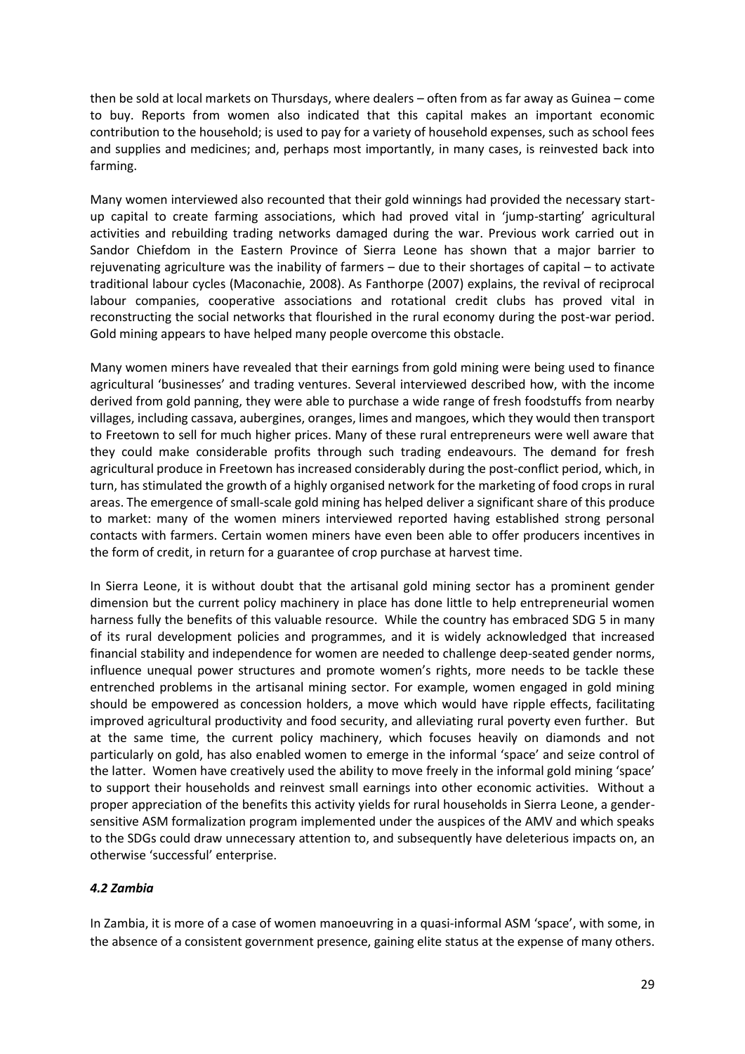then be sold at local markets on Thursdays, where dealers – often from as far away as Guinea – come to buy. Reports from women also indicated that this capital makes an important economic contribution to the household; is used to pay for a variety of household expenses, such as school fees and supplies and medicines; and, perhaps most importantly, in many cases, is reinvested back into farming.

Many women interviewed also recounted that their gold winnings had provided the necessary start-up capital to create farming associations, which had proved vital in 'jump-starting' agricultural activities and rebuilding trading networks damaged during the war. Previous work carried out in Sandor Chiefdom in the Eastern Province of Sierra Leone has shown that a major barrier to rejuvenating agriculture was the inability of farmers – due to their shortages of capital – to activate traditional labour cycles (Maconachie, 2008). As Fanthorpe (2007) explains, the revival of reciprocal labour companies, cooperative associations and rotational credit clubs has proved vital in reconstructing the social networks that flourished in the rural economy during the post-war period. Gold mining appears to have helped many people overcome this obstacle.

Many women miners have revealed that their earnings from gold mining were being used to finance agricultural 'businesses' and trading ventures. Several interviewed described how, with the income derived from gold panning, they were able to purchase a wide range of fresh foodstuffs from nearby villages, including cassava, aubergines, oranges, limes and mangoes, which they would then transport to Freetown to sell for much higher prices. Many of these rural entrepreneurs were well aware that they could make considerable profits through such trading endeavours. The demand for fresh agricultural produce in Freetown has increased considerably during the post-conflict period, which, in turn, has stimulated the growth of a highly organised network for the marketing of food crops in rural areas. The emergence of small-scale gold mining has helped deliver a significant share of this produce to market: many of the women miners interviewed reported having established strong personal contacts with farmers. Certain women miners have even been able to offer producers incentives in the form of credit, in return for a guarantee of crop purchase at harvest time.

In Sierra Leone, it is without doubt that the artisanal gold mining sector has a prominent gender dimension but the current policy machinery in place has done little to help entrepreneurial women harness fully the benefits of this valuable resource. While the country has embraced SDG 5 in many of its rural development policies and programmes, and it is widely acknowledged that increased financial stability and independence for women are needed to challenge deep-seated gender norms, influence unequal power structures and promote women's rights, more needs to be tackle these entrenched problems in the artisanal mining sector. For example, women engaged in gold mining should be empowered as concession holders, a move which would have ripple effects, facilitating improved agricultural productivity and food security, and alleviating rural poverty even further. But at the same time, the current policy machinery, which focuses heavily on diamonds and not particularly on gold, has also enabled women to emerge in the informal 'space' and seize control of the latter. Women have creatively used the ability to move freely in the informal gold mining 'space' to support their households and reinvest small earnings into other economic activities. Without a proper appreciation of the benefits this activity yields for rural households in Sierra Leone, a gender-sensitive ASM formalization program implemented under the auspices of the AMV and which speaks to the SDGs could draw unnecessary attention to, and subsequently have deleterious impacts on, an otherwise 'successful' enterprise.

### *4.2 Zambia*

In Zambia, it is more of a case of women manoeuvring in a quasi-informal ASM 'space', with some, in the absence of a consistent government presence, gaining elite status at the expense of many others.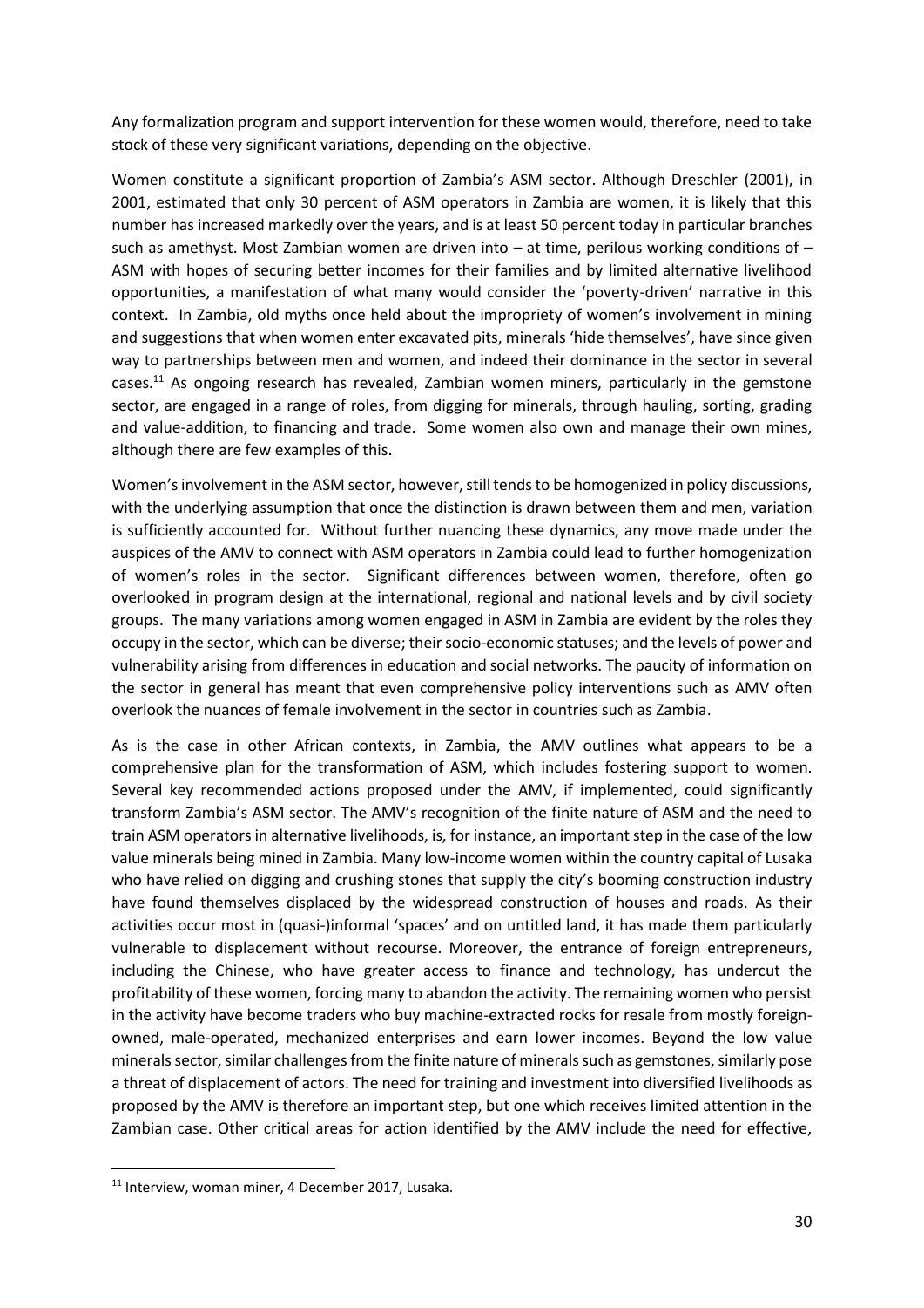Any formalization program and support intervention for these women would, therefore, need to take stock of these very significant variations, depending on the objective.

Women constitute a significant proportion of Zambia's ASM sector. Although Dreschler (2001), in 2001, estimated that only 30 percent of ASM operators in Zambia are women, it is likely that this number has increased markedly over the years, and is at least 50 percent today in particular branches such as amethyst. Most Zambian women are driven into – at time, perilous working conditions of – ASM with hopes of securing better incomes for their families and by limited alternative livelihood opportunities, a manifestation of what many would consider the 'poverty-driven' narrative in this context. In Zambia, old myths once held about the impropriety of women's involvement in mining and suggestions that when women enter excavated pits, minerals 'hide themselves', have since given way to partnerships between men and women, and indeed their dominance in the sector in several cases.[11] As ongoing research has revealed, Zambian women miners, particularly in the gemstone sector, are engaged in a range of roles, from digging for minerals, through hauling, sorting, grading and value-addition, to financing and trade. Some women also own and manage their own mines, although there are few examples of this.

Women's involvement in the ASM sector, however, still tends to be homogenized in policy discussions, with the underlying assumption that once the distinction is drawn between them and men, variation is sufficiently accounted for. Without further nuancing these dynamics, any move made under the auspices of the AMV to connect with ASM operators in Zambia could lead to further homogenization of women's roles in the sector. Significant differences between women, therefore, often go overlooked in program design at the international, regional and national levels and by civil society groups. The many variations among women engaged in ASM in Zambia are evident by the roles they occupy in the sector, which can be diverse; their socio-economic statuses; and the levels of power and vulnerability arising from differences in education and social networks. The paucity of information on the sector in general has meant that even comprehensive policy interventions such as AMV often overlook the nuances of female involvement in the sector in countries such as Zambia.

As is the case in other African contexts, in Zambia, the AMV outlines what appears to be a comprehensive plan for the transformation of ASM, which includes fostering support to women. Several key recommended actions proposed under the AMV, if implemented, could significantly transform Zambia's ASM sector. The AMV's recognition of the finite nature of ASM and the need to train ASM operators in alternative livelihoods, is, for instance, an important step in the case of the low value minerals being mined in Zambia. Many low-income women within the country capital of Lusaka who have relied on digging and crushing stones that supply the city's booming construction industry have found themselves displaced by the widespread construction of houses and roads. As their activities occur most in (quasi-)informal 'spaces' and on untitled land, it has made them particularly vulnerable to displacement without recourse. Moreover, the entrance of foreign entrepreneurs, including the Chinese, who have greater access to finance and technology, has undercut the profitability of these women, forcing many to abandon the activity. The remaining women who persist in the activity have become traders who buy machine-extracted rocks for resale from mostly foreign-owned, male-operated, mechanized enterprises and earn lower incomes. Beyond the low value minerals sector, similar challenges from the finite nature of minerals such as gemstones, similarly pose a threat of displacement of actors. The need for training and investment into diversified livelihoods as proposed by the AMV is therefore an important step, but one which receives limited attention in the Zambian case. Other critical areas for action identified by the AMV include the need for effective,

[11] Interview, woman miner, 4 December 2017, Lusaka.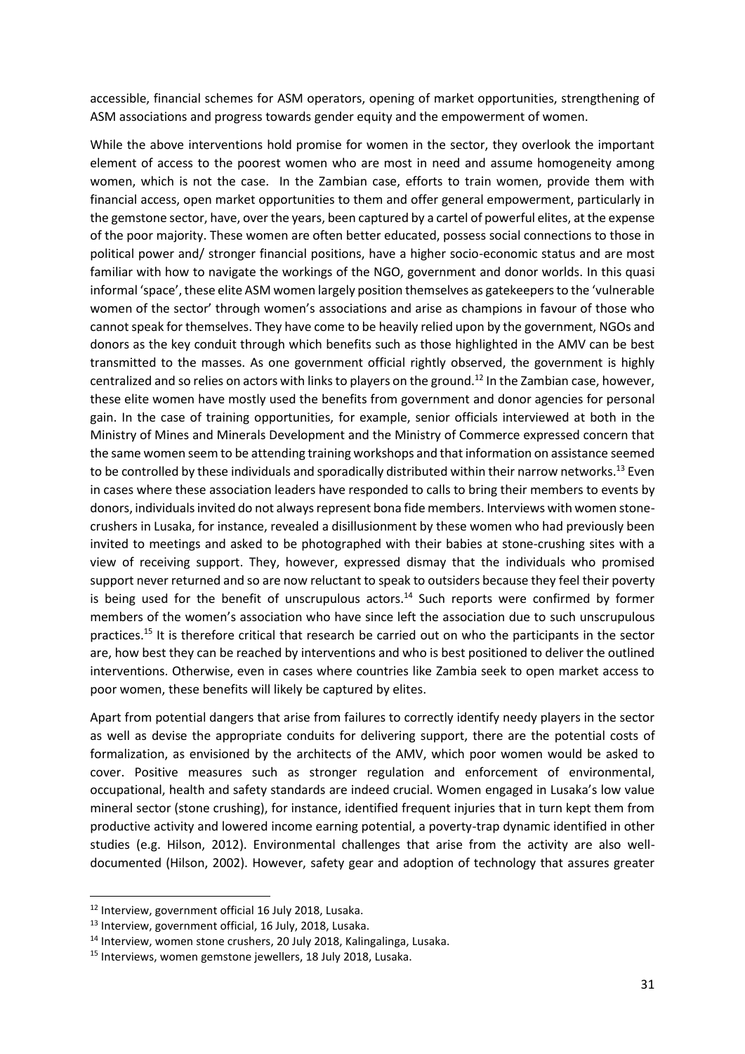accessible, financial schemes for ASM operators, opening of market opportunities, strengthening of ASM associations and progress towards gender equity and the empowerment of women.

While the above interventions hold promise for women in the sector, they overlook the important element of access to the poorest women who are most in need and assume homogeneity among women, which is not the case. In the Zambian case, efforts to train women, provide them with financial access, open market opportunities to them and offer general empowerment, particularly in the gemstone sector, have, over the years, been captured by a cartel of powerful elites, at the expense of the poor majority. These women are often better educated, possess social connections to those in political power and/ stronger financial positions, have a higher socio-economic status and are most familiar with how to navigate the workings of the NGO, government and donor worlds. In this quasi informal 'space', these elite ASM women largely position themselves as gatekeepers to the 'vulnerable women of the sector' through women's associations and arise as champions in favour of those who cannot speak for themselves. They have come to be heavily relied upon by the government, NGOs and donors as the key conduit through which benefits such as those highlighted in the AMV can be best transmitted to the masses. As one government official rightly observed, the government is highly centralized and so relies on actors with links to players on the ground.[12] In the Zambian case, however, these elite women have mostly used the benefits from government and donor agencies for personal gain. In the case of training opportunities, for example, senior officials interviewed at both in the Ministry of Mines and Minerals Development and the Ministry of Commerce expressed concern that the same women seem to be attending training workshops and that information on assistance seemed to be controlled by these individuals and sporadically distributed within their narrow networks.[13] Even in cases where these association leaders have responded to calls to bring their members to events by donors, individuals invited do not always represent bona fide members. Interviews with women stone-crushers in Lusaka, for instance, revealed a disillusionment by these women who had previously been invited to meetings and asked to be photographed with their babies at stone-crushing sites with a view of receiving support. They, however, expressed dismay that the individuals who promised support never returned and so are now reluctant to speak to outsiders because they feel their poverty is being used for the benefit of unscrupulous actors.[14] Such reports were confirmed by former members of the women's association who have since left the association due to such unscrupulous practices.[15] It is therefore critical that research be carried out on who the participants in the sector are, how best they can be reached by interventions and who is best positioned to deliver the outlined interventions. Otherwise, even in cases where countries like Zambia seek to open market access to poor women, these benefits will likely be captured by elites.

Apart from potential dangers that arise from failures to correctly identify needy players in the sector as well as devise the appropriate conduits for delivering support, there are the potential costs of formalization, as envisioned by the architects of the AMV, which poor women would be asked to cover. Positive measures such as stronger regulation and enforcement of environmental, occupational, health and safety standards are indeed crucial. Women engaged in Lusaka's low value mineral sector (stone crushing), for instance, identified frequent injuries that in turn kept them from productive activity and lowered income earning potential, a poverty-trap dynamic identified in other studies (e.g. Hilson, 2012). Environmental challenges that arise from the activity are also well-documented (Hilson, 2002). However, safety gear and adoption of technology that assures greater

---

[12] Interview, government official 16 July 2018, Lusaka.

[13] Interview, government official, 16 July, 2018, Lusaka.

[14] Interview, women stone crushers, 20 July 2018, Kalingalinga, Lusaka.

[15] Interviews, women gemstone jewellers, 18 July 2018, Lusaka.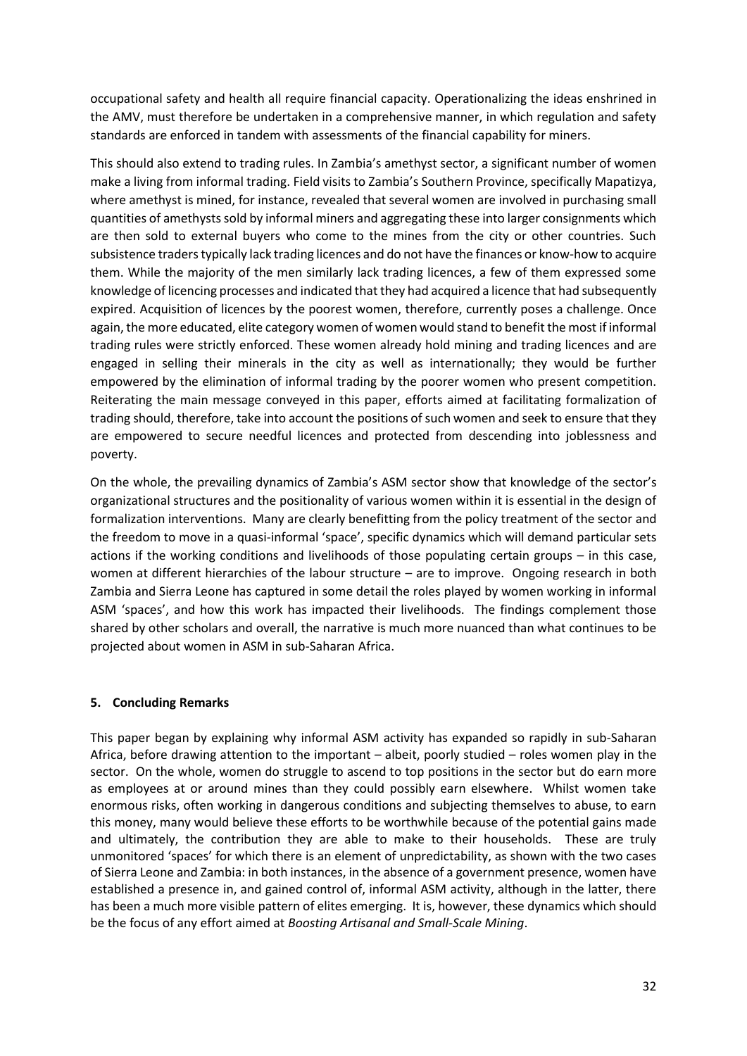occupational safety and health all require financial capacity. Operationalizing the ideas enshrined in the AMV, must therefore be undertaken in a comprehensive manner, in which regulation and safety standards are enforced in tandem with assessments of the financial capability for miners.

This should also extend to trading rules. In Zambia's amethyst sector, a significant number of women make a living from informal trading. Field visits to Zambia's Southern Province, specifically Mapatizya, where amethyst is mined, for instance, revealed that several women are involved in purchasing small quantities of amethysts sold by informal miners and aggregating these into larger consignments which are then sold to external buyers who come to the mines from the city or other countries. Such subsistence traders typically lack trading licences and do not have the finances or know-how to acquire them. While the majority of the men similarly lack trading licences, a few of them expressed some knowledge of licencing processes and indicated that they had acquired a licence that had subsequently expired. Acquisition of licences by the poorest women, therefore, currently poses a challenge. Once again, the more educated, elite category women of women would stand to benefit the most if informal trading rules were strictly enforced. These women already hold mining and trading licences and are engaged in selling their minerals in the city as well as internationally; they would be further empowered by the elimination of informal trading by the poorer women who present competition. Reiterating the main message conveyed in this paper, efforts aimed at facilitating formalization of trading should, therefore, take into account the positions of such women and seek to ensure that they are empowered to secure needful licences and protected from descending into joblessness and poverty.

On the whole, the prevailing dynamics of Zambia's ASM sector show that knowledge of the sector's organizational structures and the positionality of various women within it is essential in the design of formalization interventions. Many are clearly benefitting from the policy treatment of the sector and the freedom to move in a quasi-informal 'space', specific dynamics which will demand particular sets actions if the working conditions and livelihoods of those populating certain groups – in this case, women at different hierarchies of the labour structure – are to improve. Ongoing research in both Zambia and Sierra Leone has captured in some detail the roles played by women working in informal ASM 'spaces', and how this work has impacted their livelihoods. The findings complement those shared by other scholars and overall, the narrative is much more nuanced than what continues to be projected about women in ASM in sub-Saharan Africa.

## 5. Concluding Remarks

This paper began by explaining why informal ASM activity has expanded so rapidly in sub-Saharan Africa, before drawing attention to the important – albeit, poorly studied – roles women play in the sector. On the whole, women do struggle to ascend to top positions in the sector but do earn more as employees at or around mines than they could possibly earn elsewhere. Whilst women take enormous risks, often working in dangerous conditions and subjecting themselves to abuse, to earn this money, many would believe these efforts to be worthwhile because of the potential gains made and ultimately, the contribution they are able to make to their households. These are truly unmonitored 'spaces' for which there is an element of unpredictability, as shown with the two cases of Sierra Leone and Zambia: in both instances, in the absence of a government presence, women have established a presence in, and gained control of, informal ASM activity, although in the latter, there has been a much more visible pattern of elites emerging. It is, however, these dynamics which should be the focus of any effort aimed at *Boosting Artisanal and Small-Scale Mining*.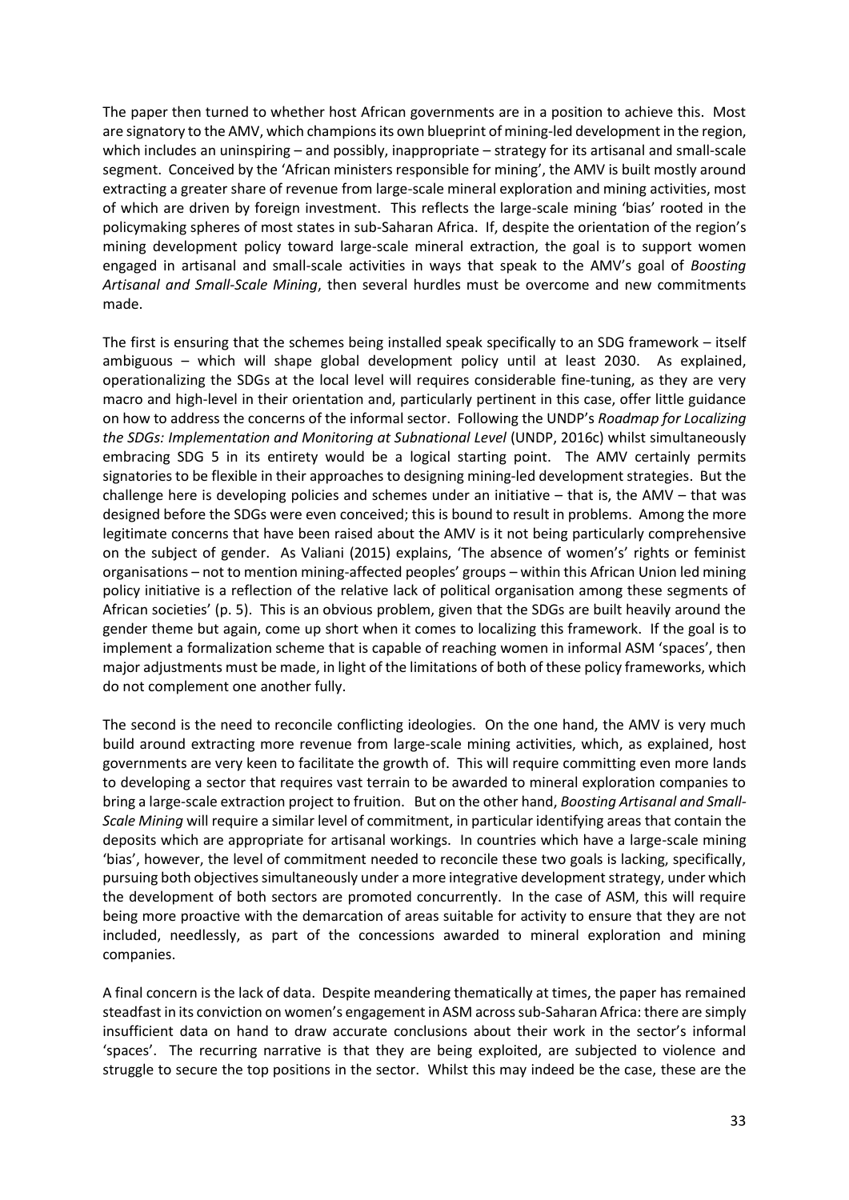The paper then turned to whether host African governments are in a position to achieve this. Most are signatory to the AMV, which champions its own blueprint of mining-led development in the region, which includes an uninspiring – and possibly, inappropriate – strategy for its artisanal and small-scale segment. Conceived by the 'African ministers responsible for mining', the AMV is built mostly around extracting a greater share of revenue from large-scale mineral exploration and mining activities, most of which are driven by foreign investment. This reflects the large-scale mining 'bias' rooted in the policymaking spheres of most states in sub-Saharan Africa. If, despite the orientation of the region's mining development policy toward large-scale mineral extraction, the goal is to support women engaged in artisanal and small-scale activities in ways that speak to the AMV's goal of *Boosting Artisanal and Small-Scale Mining*, then several hurdles must be overcome and new commitments made.

The first is ensuring that the schemes being installed speak specifically to an SDG framework – itself ambiguous – which will shape global development policy until at least 2030. As explained, operationalizing the SDGs at the local level will requires considerable fine-tuning, as they are very macro and high-level in their orientation and, particularly pertinent in this case, offer little guidance on how to address the concerns of the informal sector. Following the UNDP's *Roadmap for Localizing the SDGs: Implementation and Monitoring at Subnational Level* (UNDP, 2016c) whilst simultaneously embracing SDG 5 in its entirety would be a logical starting point. The AMV certainly permits signatories to be flexible in their approaches to designing mining-led development strategies. But the challenge here is developing policies and schemes under an initiative – that is, the AMV – that was designed before the SDGs were even conceived; this is bound to result in problems. Among the more legitimate concerns that have been raised about the AMV is it not being particularly comprehensive on the subject of gender. As Valiani (2015) explains, 'The absence of women's' rights or feminist organisations – not to mention mining-affected peoples' groups – within this African Union led mining policy initiative is a reflection of the relative lack of political organisation among these segments of African societies' (p. 5). This is an obvious problem, given that the SDGs are built heavily around the gender theme but again, come up short when it comes to localizing this framework. If the goal is to implement a formalization scheme that is capable of reaching women in informal ASM 'spaces', then major adjustments must be made, in light of the limitations of both of these policy frameworks, which do not complement one another fully.

The second is the need to reconcile conflicting ideologies. On the one hand, the AMV is very much build around extracting more revenue from large-scale mining activities, which, as explained, host governments are very keen to facilitate the growth of. This will require committing even more lands to developing a sector that requires vast terrain to be awarded to mineral exploration companies to bring a large-scale extraction project to fruition. But on the other hand, *Boosting Artisanal and Small-Scale Mining* will require a similar level of commitment, in particular identifying areas that contain the deposits which are appropriate for artisanal workings. In countries which have a large-scale mining 'bias', however, the level of commitment needed to reconcile these two goals is lacking, specifically, pursuing both objectives simultaneously under a more integrative development strategy, under which the development of both sectors are promoted concurrently. In the case of ASM, this will require being more proactive with the demarcation of areas suitable for activity to ensure that they are not included, needlessly, as part of the concessions awarded to mineral exploration and mining companies.

A final concern is the lack of data. Despite meandering thematically at times, the paper has remained steadfast in its conviction on women's engagement in ASM across sub-Saharan Africa: there are simply insufficient data on hand to draw accurate conclusions about their work in the sector's informal 'spaces'. The recurring narrative is that they are being exploited, are subjected to violence and struggle to secure the top positions in the sector. Whilst this may indeed be the case, these are the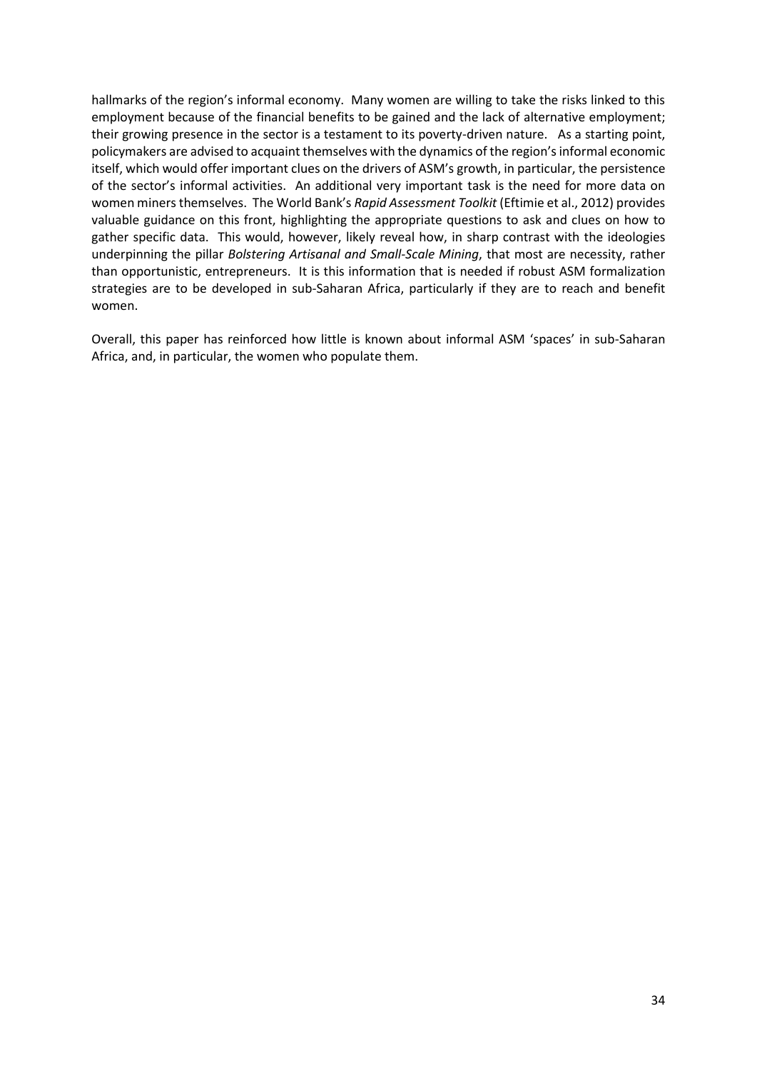hallmarks of the region's informal economy. Many women are willing to take the risks linked to this employment because of the financial benefits to be gained and the lack of alternative employment; their growing presence in the sector is a testament to its poverty-driven nature. As a starting point, policymakers are advised to acquaint themselves with the dynamics of the region's informal economic itself, which would offer important clues on the drivers of ASM's growth, in particular, the persistence of the sector's informal activities. An additional very important task is the need for more data on women miners themselves. The World Bank's *Rapid Assessment Toolkit* (Eftimie et al., 2012) provides valuable guidance on this front, highlighting the appropriate questions to ask and clues on how to gather specific data. This would, however, likely reveal how, in sharp contrast with the ideologies underpinning the pillar *Bolstering Artisanal and Small-Scale Mining*, that most are necessity, rather than opportunistic, entrepreneurs. It is this information that is needed if robust ASM formalization strategies are to be developed in sub-Saharan Africa, particularly if they are to reach and benefit women.

Overall, this paper has reinforced how little is known about informal ASM 'spaces' in sub-Saharan Africa, and, in particular, the women who populate them.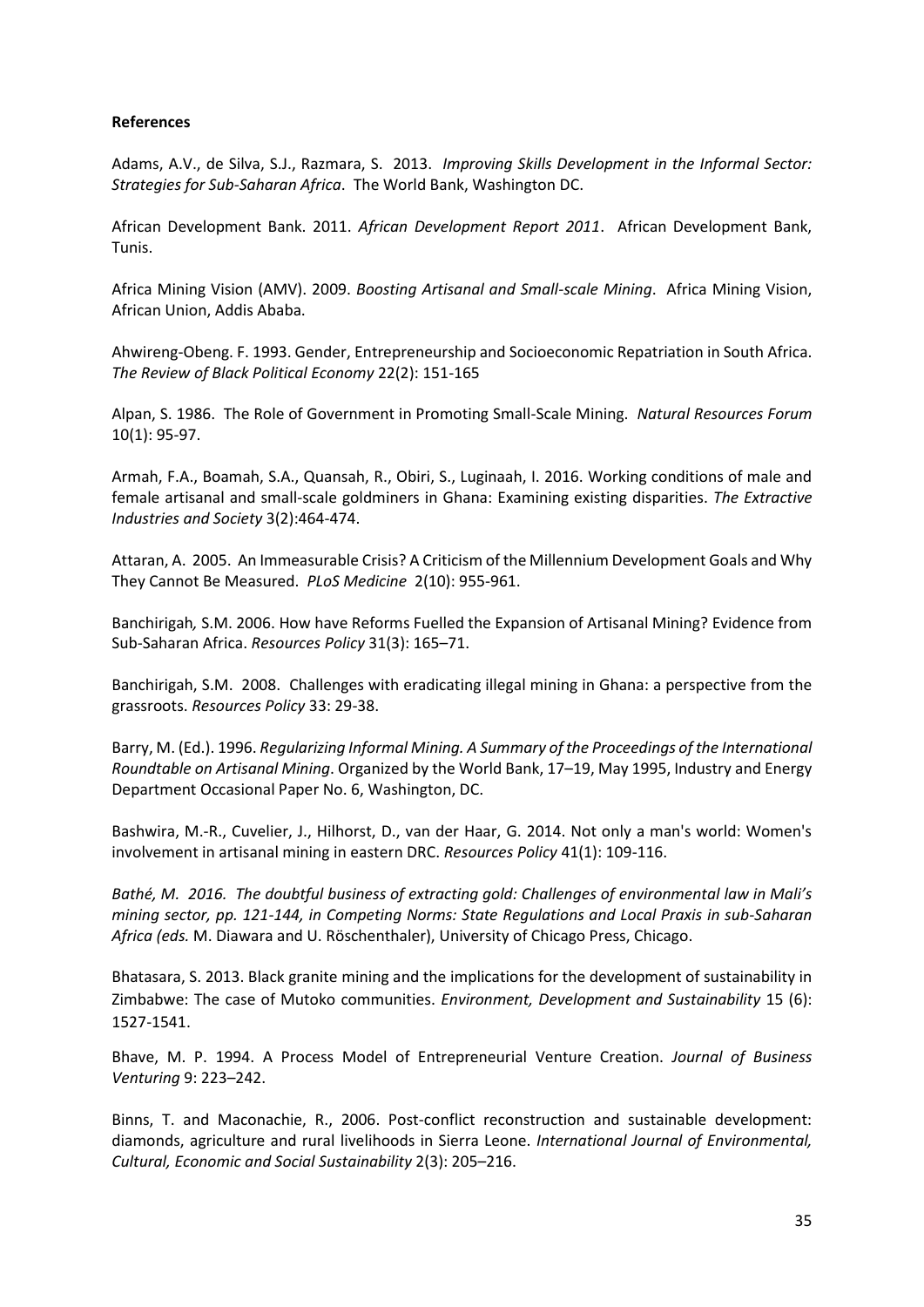**References**

Adams, A.V., de Silva, S.J., Razmara, S. 2013. *Improving Skills Development in the Informal Sector: Strategies for Sub-Saharan Africa*. The World Bank, Washington DC.

African Development Bank. 2011. *African Development Report 2011*. African Development Bank, Tunis.

Africa Mining Vision (AMV). 2009. *Boosting Artisanal and Small-scale Mining*. Africa Mining Vision, African Union, Addis Ababa.

Ahwireng-Obeng. F. 1993. Gender, Entrepreneurship and Socioeconomic Repatriation in South Africa. *The Review of Black Political Economy* 22(2): 151-165

Alpan, S. 1986. The Role of Government in Promoting Small-Scale Mining. *Natural Resources Forum* 10(1): 95-97.

Armah, F.A., Boamah, S.A., Quansah, R., Obiri, S., Luginaah, I. 2016. Working conditions of male and female artisanal and small-scale goldminers in Ghana: Examining existing disparities. *The Extractive Industries and Society* 3(2):464-474.

Attaran, A. 2005. An Immeasurable Crisis? A Criticism of the Millennium Development Goals and Why They Cannot Be Measured. *PLoS Medicine* 2(10): 955-961.

Banchirigah, S.M. 2006. How have Reforms Fuelled the Expansion of Artisanal Mining? Evidence from Sub-Saharan Africa. *Resources Policy* 31(3): 165–71.

Banchirigah, S.M. 2008. Challenges with eradicating illegal mining in Ghana: a perspective from the grassroots. *Resources Policy* 33: 29-38.

Barry, M. (Ed.). 1996. *Regularizing Informal Mining. A Summary of the Proceedings of the International Roundtable on Artisanal Mining*. Organized by the World Bank, 17–19, May 1995, Industry and Energy Department Occasional Paper No. 6, Washington, DC.

Bashwira, M.-R., Cuvelier, J., Hilhorst, D., van der Haar, G. 2014. Not only a man's world: Women's involvement in artisanal mining in eastern DRC. *Resources Policy* 41(1): 109-116.

*Bathé, M. 2016. The doubtful business of extracting gold: Challenges of environmental law in Mali's mining sector, pp. 121-144, in Competing Norms: State Regulations and Local Praxis in sub-Saharan Africa (eds.* M. Diawara and U. Röschenthaler), University of Chicago Press, Chicago.

Bhatasara, S. 2013. Black granite mining and the implications for the development of sustainability in Zimbabwe: The case of Mutoko communities. *Environment, Development and Sustainability* 15 (6): 1527-1541.

Bhave, M. P. 1994. A Process Model of Entrepreneurial Venture Creation. *Journal of Business Venturing* 9: 223–242.

Binns, T. and Maconachie, R., 2006. Post-conflict reconstruction and sustainable development: diamonds, agriculture and rural livelihoods in Sierra Leone. *International Journal of Environmental, Cultural, Economic and Social Sustainability* 2(3): 205–216.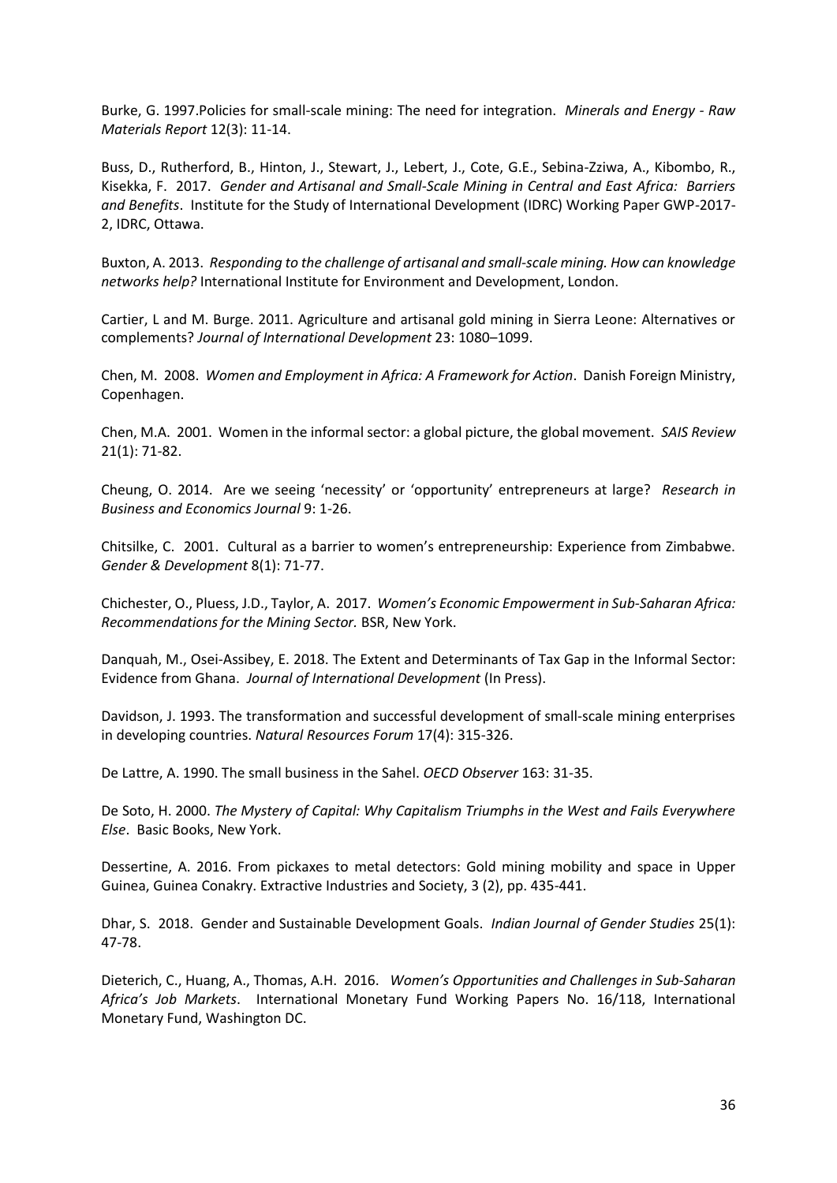Burke, G. 1997.Policies for small-scale mining: The need for integration. *Minerals and Energy - Raw Materials Report* 12(3): 11-14.

Buss, D., Rutherford, B., Hinton, J., Stewart, J., Lebert, J., Cote, G.E., Sebina-Zziwa, A., Kibombo, R., Kisekka, F. 2017. *Gender and Artisanal and Small-Scale Mining in Central and East Africa: Barriers and Benefits*. Institute for the Study of International Development (IDRC) Working Paper GWP-2017-2, IDRC, Ottawa.

Buxton, A. 2013. *Responding to the challenge of artisanal and small-scale mining. How can knowledge networks help?* International Institute for Environment and Development, London.

Cartier, L and M. Burge. 2011. Agriculture and artisanal gold mining in Sierra Leone: Alternatives or complements? *Journal of International Development* 23: 1080–1099.

Chen, M. 2008. *Women and Employment in Africa: A Framework for Action*. Danish Foreign Ministry, Copenhagen.

Chen, M.A. 2001. Women in the informal sector: a global picture, the global movement. *SAIS Review* 21(1): 71-82.

Cheung, O. 2014. Are we seeing 'necessity' or 'opportunity' entrepreneurs at large? *Research in Business and Economics Journal* 9: 1-26.

Chitsilke, C. 2001. Cultural as a barrier to women's entrepreneurship: Experience from Zimbabwe. *Gender & Development* 8(1): 71-77.

Chichester, O., Pluess, J.D., Taylor, A. 2017. *Women's Economic Empowerment in Sub-Saharan Africa: Recommendations for the Mining Sector.* BSR, New York.

Danquah, M., Osei-Assibey, E. 2018. The Extent and Determinants of Tax Gap in the Informal Sector: Evidence from Ghana. *Journal of International Development* (In Press).

Davidson, J. 1993. The transformation and successful development of small-scale mining enterprises in developing countries. *Natural Resources Forum* 17(4): 315-326.

De Lattre, A. 1990. The small business in the Sahel. *OECD Observer* 163: 31-35.

De Soto, H. 2000. *The Mystery of Capital: Why Capitalism Triumphs in the West and Fails Everywhere Else*. Basic Books, New York.

Dessertine, A. 2016. From pickaxes to metal detectors: Gold mining mobility and space in Upper Guinea, Guinea Conakry. Extractive Industries and Society, 3 (2), pp. 435-441.

Dhar, S. 2018. Gender and Sustainable Development Goals. *Indian Journal of Gender Studies* 25(1): 47-78.

Dieterich, C., Huang, A., Thomas, A.H. 2016. *Women's Opportunities and Challenges in Sub-Saharan Africa's Job Markets*. International Monetary Fund Working Papers No. 16/118, International Monetary Fund, Washington DC.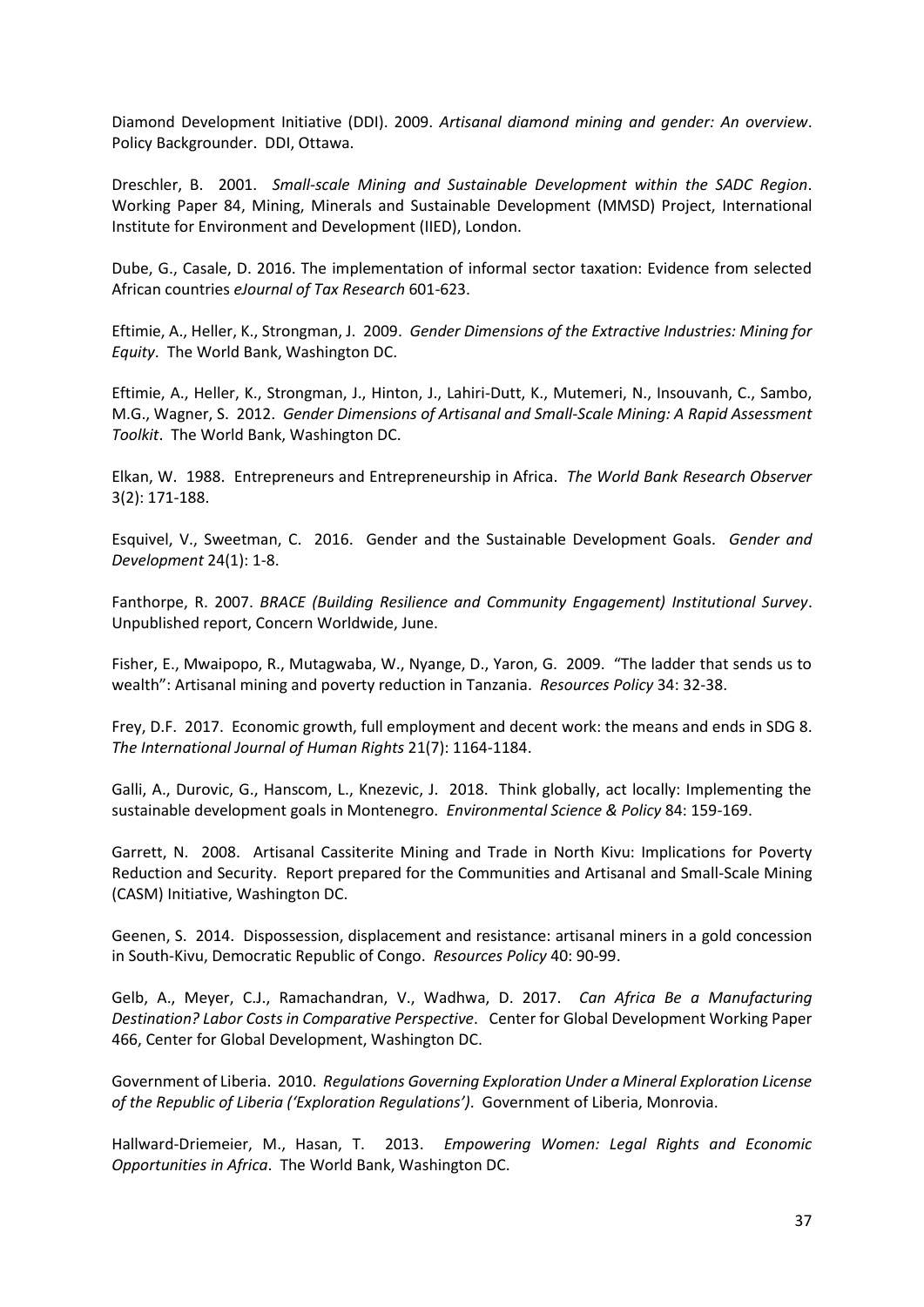Diamond Development Initiative (DDI). 2009. *Artisanal diamond mining and gender: An overview*. Policy Backgrounder. DDI, Ottawa.

Dreschler, B. 2001. *Small-scale Mining and Sustainable Development within the SADC Region*. Working Paper 84, Mining, Minerals and Sustainable Development (MMSD) Project, International Institute for Environment and Development (IIED), London.

Dube, G., Casale, D. 2016. The implementation of informal sector taxation: Evidence from selected African countries *eJournal of Tax Research* 601-623.

Eftimie, A., Heller, K., Strongman, J. 2009. *Gender Dimensions of the Extractive Industries: Mining for Equity*. The World Bank, Washington DC.

Eftimie, A., Heller, K., Strongman, J., Hinton, J., Lahiri-Dutt, K., Mutemeri, N., Insouvanh, C., Sambo, M.G., Wagner, S. 2012. *Gender Dimensions of Artisanal and Small-Scale Mining: A Rapid Assessment Toolkit*. The World Bank, Washington DC.

Elkan, W. 1988. Entrepreneurs and Entrepreneurship in Africa. *The World Bank Research Observer* 3(2): 171-188.

Esquivel, V., Sweetman, C. 2016. Gender and the Sustainable Development Goals. *Gender and Development* 24(1): 1-8.

Fanthorpe, R. 2007. *BRACE (Building Resilience and Community Engagement) Institutional Survey*. Unpublished report, Concern Worldwide, June.

Fisher, E., Mwaipopo, R., Mutagwaba, W., Nyange, D., Yaron, G. 2009. "The ladder that sends us to wealth": Artisanal mining and poverty reduction in Tanzania. *Resources Policy* 34: 32-38.

Frey, D.F. 2017. Economic growth, full employment and decent work: the means and ends in SDG 8. *The International Journal of Human Rights* 21(7): 1164-1184.

Galli, A., Durovic, G., Hanscom, L., Knezevic, J. 2018. Think globally, act locally: Implementing the sustainable development goals in Montenegro. *Environmental Science & Policy* 84: 159-169.

Garrett, N. 2008. Artisanal Cassiterite Mining and Trade in North Kivu: Implications for Poverty Reduction and Security. Report prepared for the Communities and Artisanal and Small-Scale Mining (CASM) Initiative, Washington DC.

Geenen, S. 2014. Dispossession, displacement and resistance: artisanal miners in a gold concession in South-Kivu, Democratic Republic of Congo. *Resources Policy* 40: 90-99.

Gelb, A., Meyer, C.J., Ramachandran, V., Wadhwa, D. 2017. *Can Africa Be a Manufacturing Destination? Labor Costs in Comparative Perspective*. Center for Global Development Working Paper 466, Center for Global Development, Washington DC.

Government of Liberia. 2010. *Regulations Governing Exploration Under a Mineral Exploration License of the Republic of Liberia ('Exploration Regulations')*. Government of Liberia, Monrovia.

Hallward-Driemeier, M., Hasan, T. 2013. *Empowering Women: Legal Rights and Economic Opportunities in Africa*. The World Bank, Washington DC.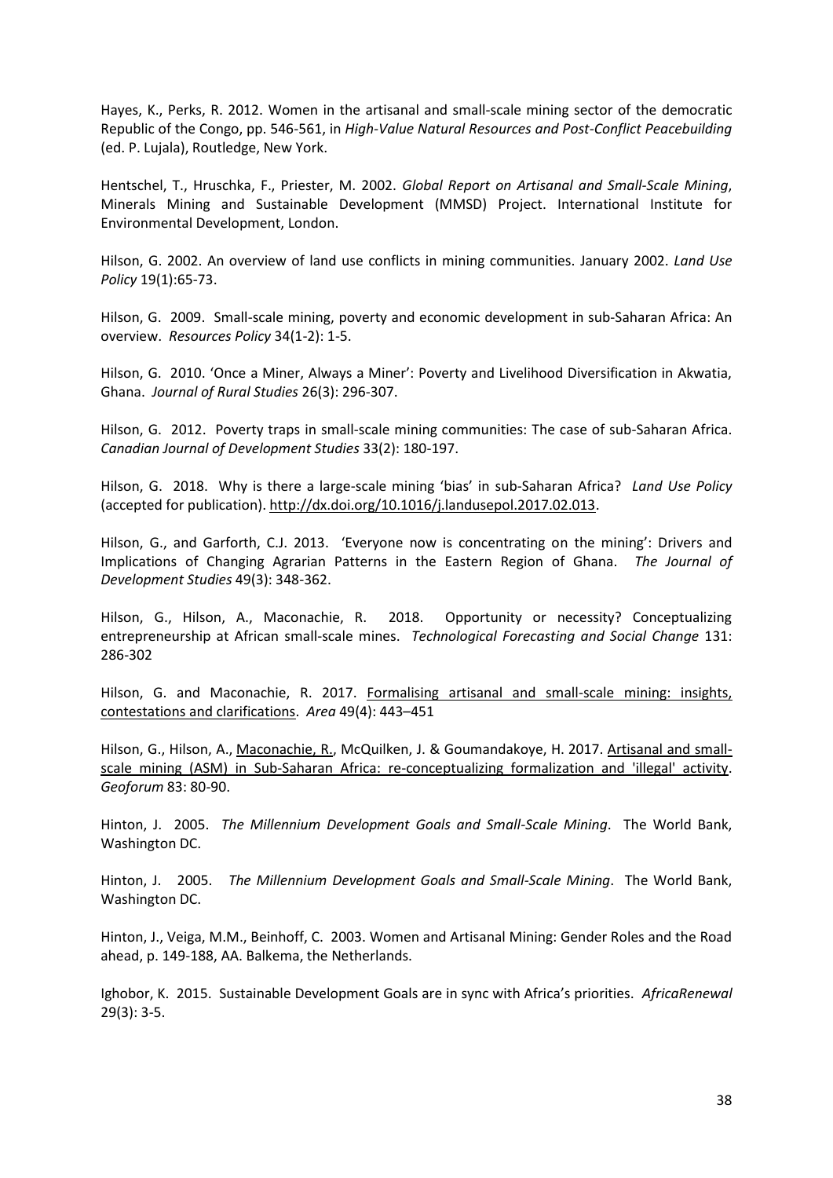Hayes, K., Perks, R. 2012. Women in the artisanal and small-scale mining sector of the democratic Republic of the Congo, pp. 546-561, in *High-Value Natural Resources and Post-Conflict Peacebuilding* (ed. P. Lujala), Routledge, New York.

Hentschel, T., Hruschka, F., Priester, M. 2002. *Global Report on Artisanal and Small-Scale Mining*, Minerals Mining and Sustainable Development (MMSD) Project. International Institute for Environmental Development, London.

Hilson, G. 2002. An overview of land use conflicts in mining communities. January 2002. *Land Use Policy* 19(1):65-73.

Hilson, G. 2009. Small-scale mining, poverty and economic development in sub-Saharan Africa: An overview. *Resources Policy* 34(1-2): 1-5.

Hilson, G. 2010. 'Once a Miner, Always a Miner': Poverty and Livelihood Diversification in Akwatia, Ghana. *Journal of Rural Studies* 26(3): 296-307.

Hilson, G. 2012. Poverty traps in small-scale mining communities: The case of sub-Saharan Africa. *Canadian Journal of Development Studies* 33(2): 180-197.

Hilson, G. 2018. Why is there a large-scale mining 'bias' in sub-Saharan Africa? *Land Use Policy* (accepted for publication). http://dx.doi.org/10.1016/j.landusepol.2017.02.013.

Hilson, G., and Garforth, C.J. 2013. 'Everyone now is concentrating on the mining': Drivers and Implications of Changing Agrarian Patterns in the Eastern Region of Ghana. *The Journal of Development Studies* 49(3): 348-362.

Hilson, G., Hilson, A., Maconachie, R. 2018. Opportunity or necessity? Conceptualizing entrepreneurship at African small-scale mines. *Technological Forecasting and Social Change* 131: 286-302

Hilson, G. and Maconachie, R. 2017. Formalising artisanal and small-scale mining: insights, contestations and clarifications. *Area* 49(4): 443–451

Hilson, G., Hilson, A., Maconachie, R., McQuilken, J. & Goumandakoye, H. 2017. Artisanal and small-scale mining (ASM) in Sub-Saharan Africa: re-conceptualizing formalization and 'illegal' activity. *Geoforum* 83: 80-90.

Hinton, J. 2005. *The Millennium Development Goals and Small-Scale Mining*. The World Bank, Washington DC.

Hinton, J. 2005. *The Millennium Development Goals and Small-Scale Mining*. The World Bank, Washington DC.

Hinton, J., Veiga, M.M., Beinhoff, C. 2003. Women and Artisanal Mining: Gender Roles and the Road ahead, p. 149-188, AA. Balkema, the Netherlands.

Ighobor, K. 2015. Sustainable Development Goals are in sync with Africa's priorities. *AfricaRenewal* 29(3): 3-5.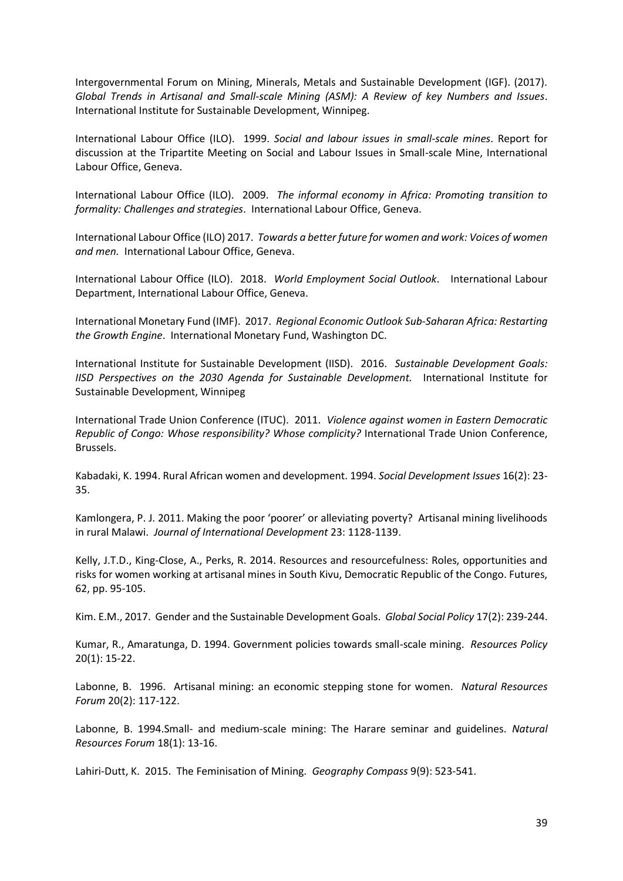Intergovernmental Forum on Mining, Minerals, Metals and Sustainable Development (IGF). (2017). *Global Trends in Artisanal and Small-scale Mining (ASM): A Review of key Numbers and Issues*. International Institute for Sustainable Development, Winnipeg.

International Labour Office (ILO). 1999. *Social and labour issues in small-scale mines*. Report for discussion at the Tripartite Meeting on Social and Labour Issues in Small-scale Mine, International Labour Office, Geneva.

International Labour Office (ILO). 2009. *The informal economy in Africa: Promoting transition to formality: Challenges and strategies*. International Labour Office, Geneva.

International Labour Office (ILO) 2017. *Towards a better future for women and work: Voices of women and men.* International Labour Office, Geneva.

International Labour Office (ILO). 2018. *World Employment Social Outlook*. International Labour Department, International Labour Office, Geneva.

International Monetary Fund (IMF). 2017. *Regional Economic Outlook Sub-Saharan Africa: Restarting the Growth Engine*. International Monetary Fund, Washington DC.

International Institute for Sustainable Development (IISD). 2016. *Sustainable Development Goals: IISD Perspectives on the 2030 Agenda for Sustainable Development.* International Institute for Sustainable Development, Winnipeg

International Trade Union Conference (ITUC). 2011. *Violence against women in Eastern Democratic Republic of Congo: Whose responsibility? Whose complicity?* International Trade Union Conference, Brussels.

Kabadaki, K. 1994. Rural African women and development. 1994. *Social Development Issues* 16(2): 23-35.

Kamlongera, P. J. 2011. Making the poor 'poorer' or alleviating poverty? Artisanal mining livelihoods in rural Malawi. *Journal of International Development* 23: 1128-1139.

Kelly, J.T.D., King-Close, A., Perks, R. 2014. Resources and resourcefulness: Roles, opportunities and risks for women working at artisanal mines in South Kivu, Democratic Republic of the Congo. Futures, 62, pp. 95-105.

Kim. E.M., 2017. Gender and the Sustainable Development Goals. *Global Social Policy* 17(2): 239-244.

Kumar, R., Amaratunga, D. 1994. Government policies towards small-scale mining. *Resources Policy* 20(1): 15-22.

Labonne, B. 1996. Artisanal mining: an economic stepping stone for women. *Natural Resources Forum* 20(2): 117-122.

Labonne, B. 1994.Small- and medium-scale mining: The Harare seminar and guidelines. *Natural Resources Forum* 18(1): 13-16.

Lahiri-Dutt, K. 2015. The Feminisation of Mining. *Geography Compass* 9(9): 523-541.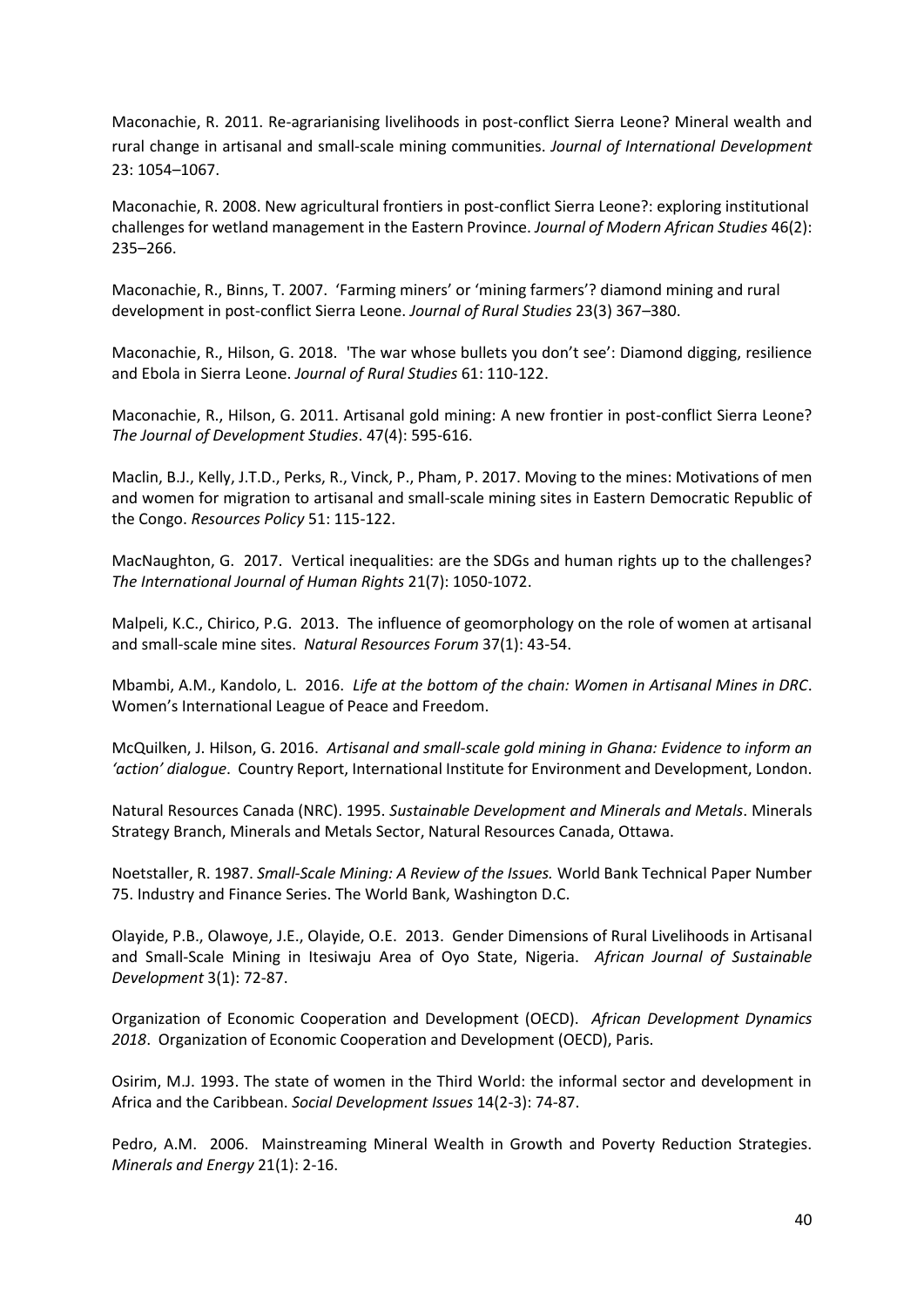Maconachie, R. 2011. Re-agrarianising livelihoods in post-conflict Sierra Leone? Mineral wealth and rural change in artisanal and small-scale mining communities. *Journal of International Development* 23: 1054–1067.

Maconachie, R. 2008. New agricultural frontiers in post-conflict Sierra Leone?: exploring institutional challenges for wetland management in the Eastern Province. *Journal of Modern African Studies* 46(2): 235–266.

Maconachie, R., Binns, T. 2007. 'Farming miners' or 'mining farmers'? diamond mining and rural development in post-conflict Sierra Leone. *Journal of Rural Studies* 23(3) 367–380.

Maconachie, R., Hilson, G. 2018. 'The war whose bullets you don't see': Diamond digging, resilience and Ebola in Sierra Leone. *Journal of Rural Studies* 61: 110-122.

Maconachie, R., Hilson, G. 2011. Artisanal gold mining: A new frontier in post-conflict Sierra Leone? *The Journal of Development Studies*. 47(4): 595-616.

Maclin, B.J., Kelly, J.T.D., Perks, R., Vinck, P., Pham, P. 2017. Moving to the mines: Motivations of men and women for migration to artisanal and small-scale mining sites in Eastern Democratic Republic of the Congo. *Resources Policy* 51: 115-122.

MacNaughton, G. 2017. Vertical inequalities: are the SDGs and human rights up to the challenges? *The International Journal of Human Rights* 21(7): 1050-1072.

Malpeli, K.C., Chirico, P.G. 2013. The influence of geomorphology on the role of women at artisanal and small-scale mine sites. *Natural Resources Forum* 37(1): 43-54.

Mbambi, A.M., Kandolo, L. 2016. *Life at the bottom of the chain: Women in Artisanal Mines in DRC*. Women's International League of Peace and Freedom.

McQuilken, J. Hilson, G. 2016. *Artisanal and small-scale gold mining in Ghana: Evidence to inform an 'action' dialogue*. Country Report, International Institute for Environment and Development, London.

Natural Resources Canada (NRC). 1995. *Sustainable Development and Minerals and Metals*. Minerals Strategy Branch, Minerals and Metals Sector, Natural Resources Canada, Ottawa.

Noetstaller, R. 1987. *Small-Scale Mining: A Review of the Issues.* World Bank Technical Paper Number 75. Industry and Finance Series. The World Bank, Washington D.C.

Olayide, P.B., Olawoye, J.E., Olayide, O.E. 2013. Gender Dimensions of Rural Livelihoods in Artisanal and Small-Scale Mining in Itesiwaju Area of Oyo State, Nigeria. *African Journal of Sustainable Development* 3(1): 72-87.

Organization of Economic Cooperation and Development (OECD). *African Development Dynamics 2018*. Organization of Economic Cooperation and Development (OECD), Paris.

Osirim, M.J. 1993. The state of women in the Third World: the informal sector and development in Africa and the Caribbean. *Social Development Issues* 14(2-3): 74-87.

Pedro, A.M. 2006. Mainstreaming Mineral Wealth in Growth and Poverty Reduction Strategies. *Minerals and Energy* 21(1): 2-16.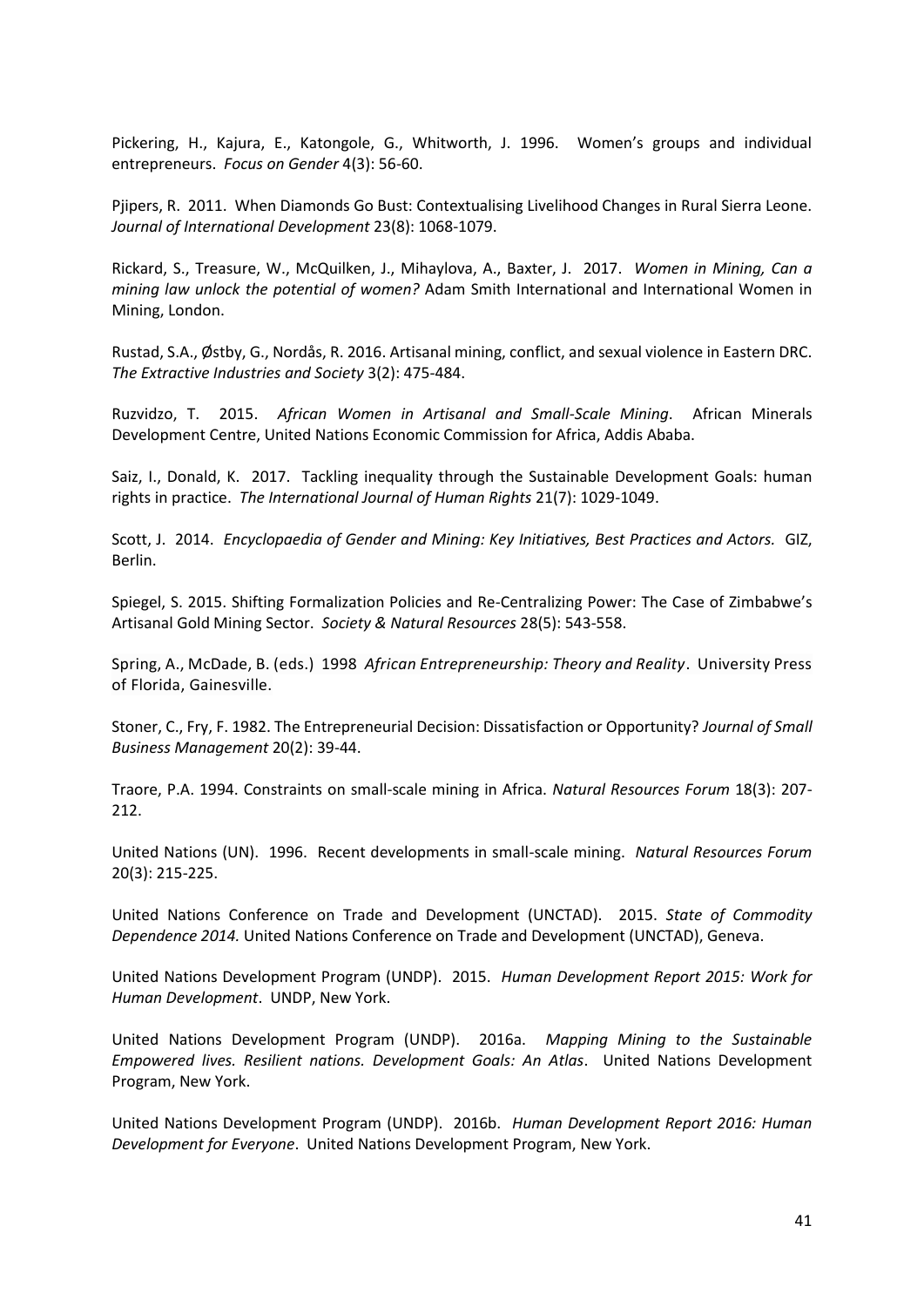Pickering, H., Kajura, E., Katongole, G., Whitworth, J. 1996. Women's groups and individual entrepreneurs. *Focus on Gender* 4(3): 56-60.

Pjipers, R. 2011. When Diamonds Go Bust: Contextualising Livelihood Changes in Rural Sierra Leone. *Journal of International Development* 23(8): 1068-1079.

Rickard, S., Treasure, W., McQuilken, J., Mihaylova, A., Baxter, J. 2017. *Women in Mining, Can a mining law unlock the potential of women?* Adam Smith International and International Women in Mining, London.

Rustad, S.A., Østby, G., Nordås, R. 2016. Artisanal mining, conflict, and sexual violence in Eastern DRC. *The Extractive Industries and Society* 3(2): 475-484.

Ruzvidzo, T. 2015. *African Women in Artisanal and Small-Scale Mining*. African Minerals Development Centre, United Nations Economic Commission for Africa, Addis Ababa.

Saiz, I., Donald, K. 2017. Tackling inequality through the Sustainable Development Goals: human rights in practice. *The International Journal of Human Rights* 21(7): 1029-1049.

Scott, J. 2014. *Encyclopaedia of Gender and Mining: Key Initiatives, Best Practices and Actors.* GIZ, Berlin.

Spiegel, S. 2015. Shifting Formalization Policies and Re-Centralizing Power: The Case of Zimbabwe's Artisanal Gold Mining Sector. *Society & Natural Resources* 28(5): 543-558.

Spring, A., McDade, B. (eds.) 1998 *African Entrepreneurship: Theory and Reality*. University Press of Florida, Gainesville.

Stoner, C., Fry, F. 1982. The Entrepreneurial Decision: Dissatisfaction or Opportunity? *Journal of Small Business Management* 20(2): 39-44.

Traore, P.A. 1994. Constraints on small-scale mining in Africa. *Natural Resources Forum* 18(3): 207-212.

United Nations (UN). 1996. Recent developments in small-scale mining. *Natural Resources Forum* 20(3): 215-225.

United Nations Conference on Trade and Development (UNCTAD). 2015. *State of Commodity Dependence 2014.* United Nations Conference on Trade and Development (UNCTAD), Geneva.

United Nations Development Program (UNDP). 2015. *Human Development Report 2015: Work for Human Development*. UNDP, New York.

United Nations Development Program (UNDP). 2016a. *Mapping Mining to the Sustainable Empowered lives. Resilient nations. Development Goals: An Atlas*. United Nations Development Program, New York.

United Nations Development Program (UNDP). 2016b. *Human Development Report 2016: Human Development for Everyone*. United Nations Development Program, New York.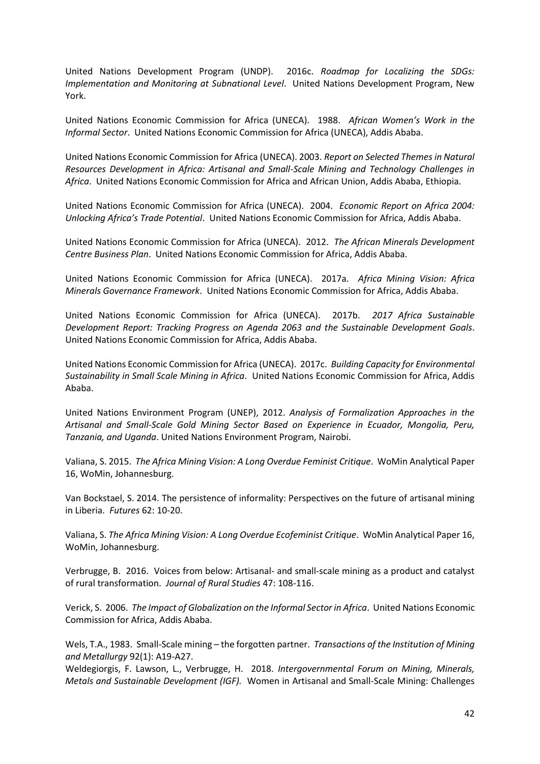United Nations Development Program (UNDP). 2016c. *Roadmap for Localizing the SDGs: Implementation and Monitoring at Subnational Level*. United Nations Development Program, New York.

United Nations Economic Commission for Africa (UNECA). 1988. *African Women's Work in the Informal Sector*. United Nations Economic Commission for Africa (UNECA), Addis Ababa.

United Nations Economic Commission for Africa (UNECA). 2003. *Report on Selected Themes in Natural Resources Development in Africa: Artisanal and Small-Scale Mining and Technology Challenges in Africa*. United Nations Economic Commission for Africa and African Union, Addis Ababa, Ethiopia.

United Nations Economic Commission for Africa (UNECA). 2004. *Economic Report on Africa 2004: Unlocking Africa's Trade Potential*. United Nations Economic Commission for Africa, Addis Ababa.

United Nations Economic Commission for Africa (UNECA). 2012. *The African Minerals Development Centre Business Plan*. United Nations Economic Commission for Africa, Addis Ababa.

United Nations Economic Commission for Africa (UNECA). 2017a. *Africa Mining Vision: Africa Minerals Governance Framework*. United Nations Economic Commission for Africa, Addis Ababa.

United Nations Economic Commission for Africa (UNECA). 2017b. *2017 Africa Sustainable Development Report: Tracking Progress on Agenda 2063 and the Sustainable Development Goals*. United Nations Economic Commission for Africa, Addis Ababa.

United Nations Economic Commission for Africa (UNECA). 2017c. *Building Capacity for Environmental Sustainability in Small Scale Mining in Africa*. United Nations Economic Commission for Africa, Addis Ababa.

United Nations Environment Program (UNEP), 2012. *Analysis of Formalization Approaches in the Artisanal and Small-Scale Gold Mining Sector Based on Experience in Ecuador, Mongolia, Peru, Tanzania, and Uganda*. United Nations Environment Program, Nairobi.

Valiana, S. 2015. *The Africa Mining Vision: A Long Overdue Feminist Critique*. WoMin Analytical Paper 16, WoMin, Johannesburg.

Van Bockstael, S. 2014. The persistence of informality: Perspectives on the future of artisanal mining in Liberia. *Futures* 62: 10-20.

Valiana, S. *The Africa Mining Vision: A Long Overdue Ecofeminist Critique*. WoMin Analytical Paper 16, WoMin, Johannesburg.

Verbrugge, B. 2016. Voices from below: Artisanal- and small-scale mining as a product and catalyst of rural transformation. *Journal of Rural Studies* 47: 108-116.

Verick, S. 2006. *The Impact of Globalization on the Informal Sector in Africa*. United Nations Economic Commission for Africa, Addis Ababa.

Wels, T.A., 1983. Small-Scale mining – the forgotten partner. *Transactions of the Institution of Mining and Metallurgy* 92(1): A19-A27.

Weldegiorgis, F. Lawson, L., Verbrugge, H. 2018. *Intergovernmental Forum on Mining, Minerals, Metals and Sustainable Development (IGF).* Women in Artisanal and Small-Scale Mining: Challenges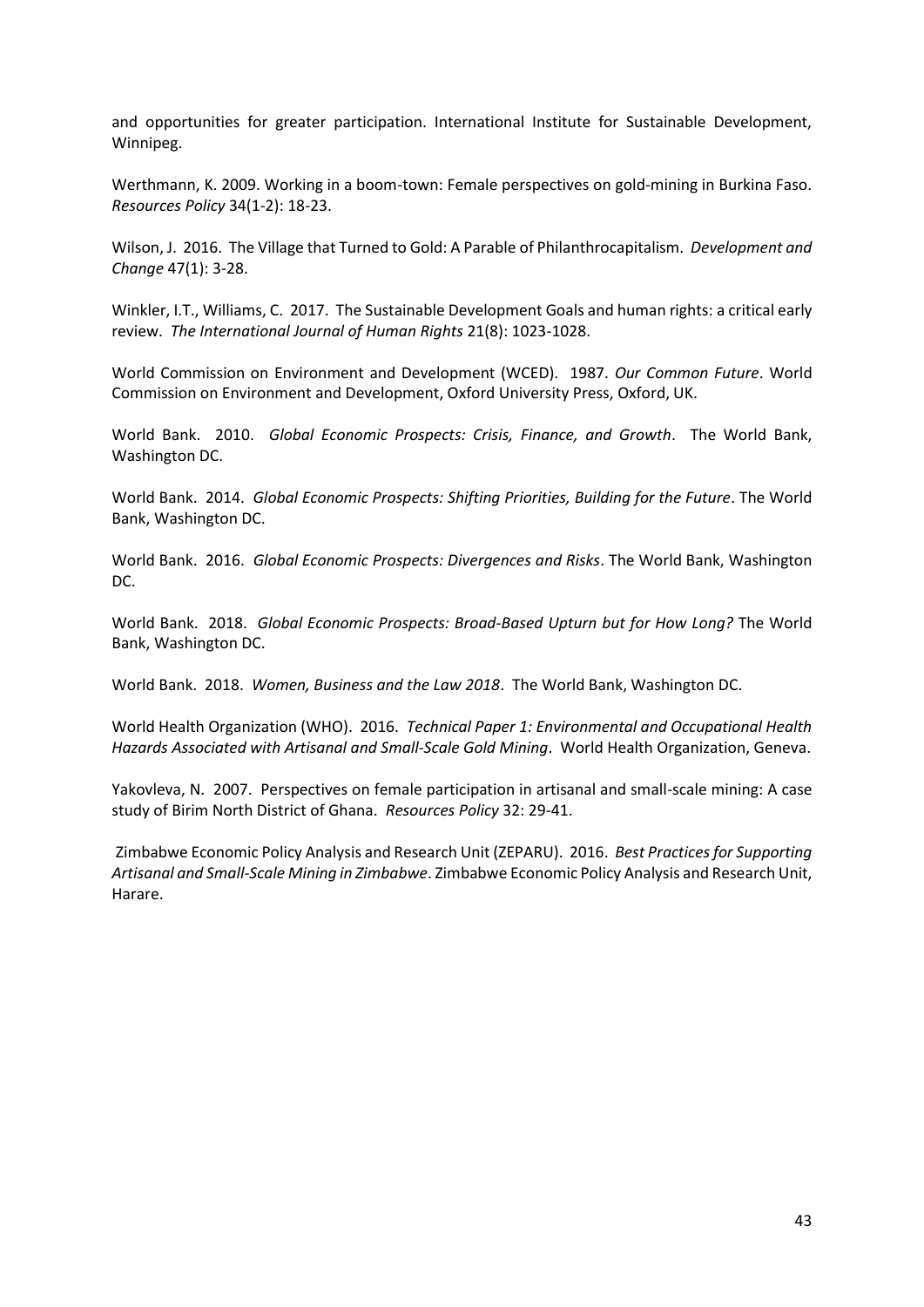and opportunities for greater participation. International Institute for Sustainable Development, Winnipeg.

Werthmann, K. 2009. Working in a boom-town: Female perspectives on gold-mining in Burkina Faso. *Resources Policy* 34(1-2): 18-23.

Wilson, J. 2016. The Village that Turned to Gold: A Parable of Philanthrocapitalism. *Development and Change* 47(1): 3-28.

Winkler, I.T., Williams, C. 2017. The Sustainable Development Goals and human rights: a critical early review. *The International Journal of Human Rights* 21(8): 1023-1028.

World Commission on Environment and Development (WCED). 1987. *Our Common Future*. World Commission on Environment and Development, Oxford University Press, Oxford, UK.

World Bank. 2010. *Global Economic Prospects: Crisis, Finance, and Growth*. The World Bank, Washington DC.

World Bank. 2014. *Global Economic Prospects: Shifting Priorities, Building for the Future*. The World Bank, Washington DC.

World Bank. 2016. *Global Economic Prospects: Divergences and Risks*. The World Bank, Washington DC.

World Bank. 2018. *Global Economic Prospects: Broad-Based Upturn but for How Long?* The World Bank, Washington DC.

World Bank. 2018. *Women, Business and the Law 2018*. The World Bank, Washington DC.

World Health Organization (WHO). 2016. *Technical Paper 1: Environmental and Occupational Health Hazards Associated with Artisanal and Small-Scale Gold Mining*. World Health Organization, Geneva.

Yakovleva, N. 2007. Perspectives on female participation in artisanal and small-scale mining: A case study of Birim North District of Ghana. *Resources Policy* 32: 29-41.

Zimbabwe Economic Policy Analysis and Research Unit (ZEPARU). 2016. *Best Practices for Supporting Artisanal and Small-Scale Mining in Zimbabwe*. Zimbabwe Economic Policy Analysis and Research Unit, Harare.